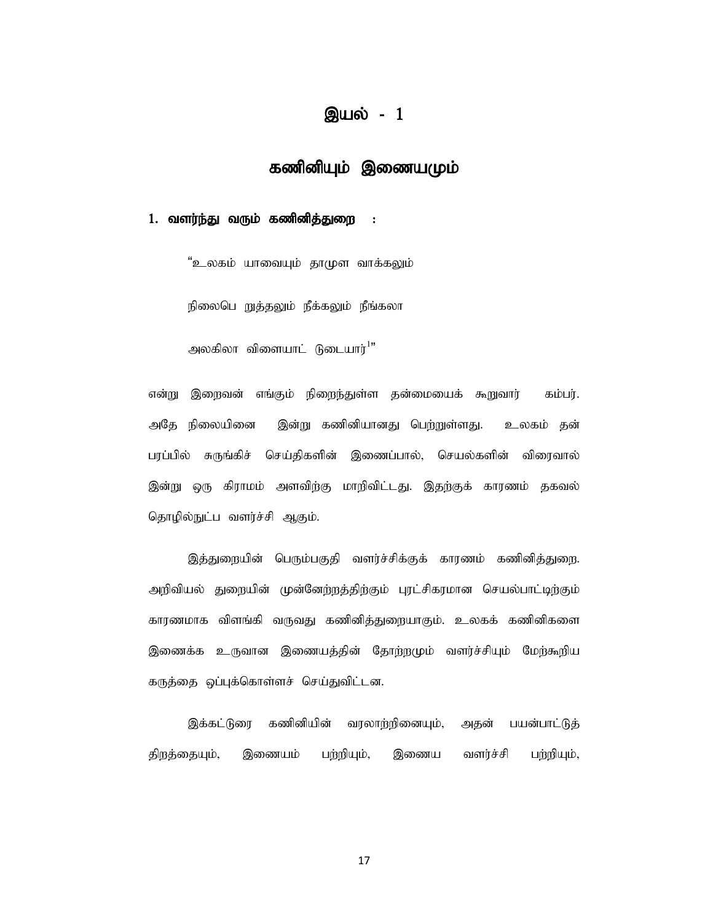# இயல் - 1

## கணினியும் இணையமும்

### 1. வளர்ந்து வரும் கணினித்துறை :

"உலகம் யாவையும் தாமுள வாக்கலும்

நிலைபெ றுத்தலும் நீக்கலும் நீங்கலா

அலகிலா விளையாட் டுடையார்[1]"

என்று இறைவன் எங்கும் நிறைந்துள்ள தன்மையைக் கூறுவார் கம்பர். அதே நிலையினை இன்று கணினியானது பெற்றுள்ளது. உலகம் தன் பரப்பில் சுருங்கிச் செய்திகளின் இணைப்பால், செயல்களின் விரைவால் இன்று ஒரு கிராமம் அளவிற்கு மாறிவிட்டது. இதற்குக் காரணம் தகவல் தொழில்நுட்ப வளர்ச்சி ஆகும்.

இத்துறையின் பெரும்பகுதி வளர்ச்சிக்குக் காரணம் கணினித்துறை. அறிவியல் துறையின் முன்னேற்றத்திற்கும் புரட்சிகரமான செயல்பாட்டிற்கும் காரணமாக விளங்கி வருவது கணினித்துறையாகும். உலகக் கணினிகளை இணைக்க உருவான இணையத்தின் தோற்றமும் வளர்ச்சியும் மேற்கூறிய கருத்தை ஒப்புக்கொள்ளச் செய்துவிட்டன.

இக்கட்டுரை கணினியின் வரலாற்றினையும், அதன் பயன்பாட்டுத் திறத்தையும், இணையம் பற்றியும், இணைய வளர்ச்சி பற்றியும்,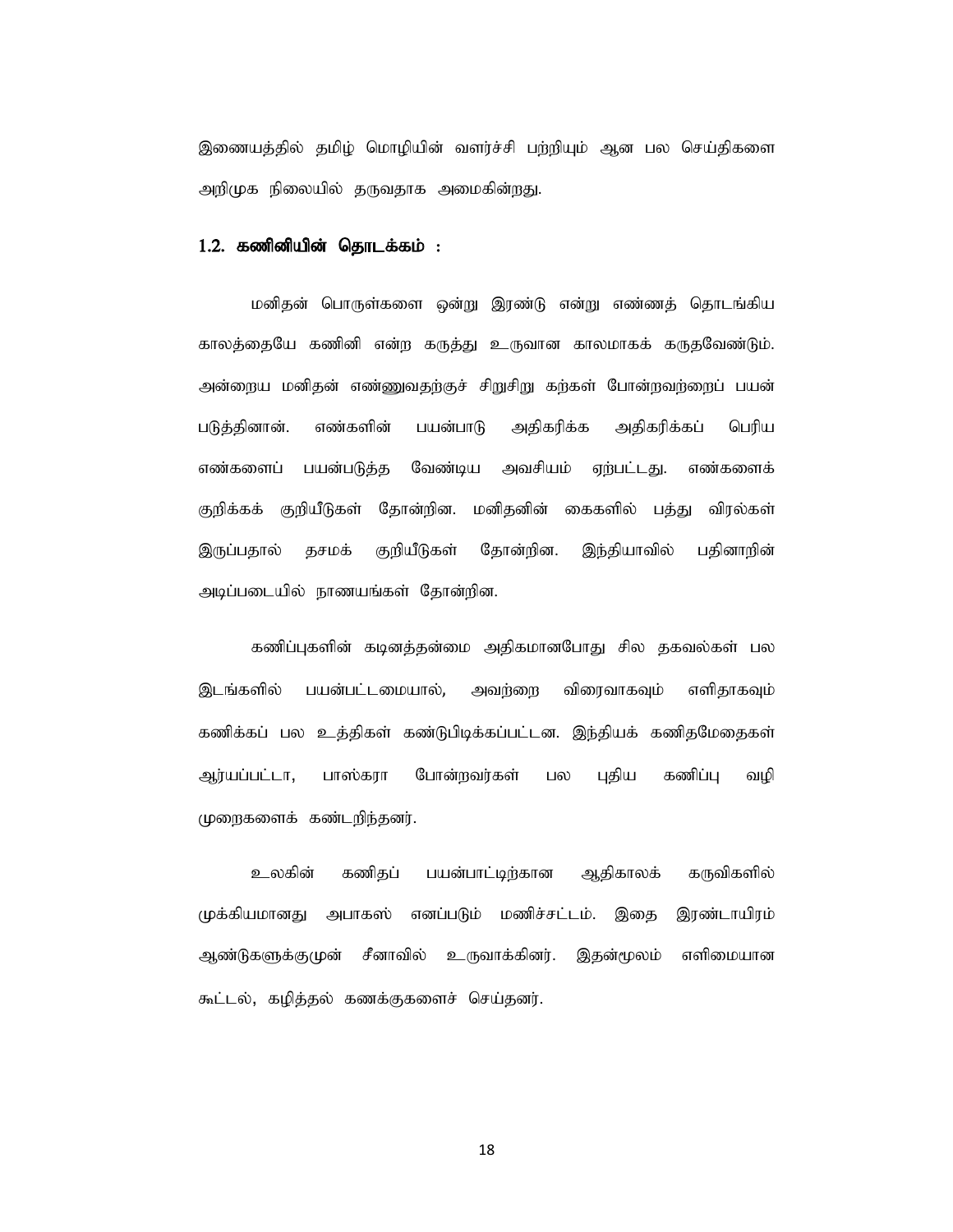இணையத்தில் தமிழ் மொழியின் வளர்ச்சி பற்றியும் ஆன பல செய்திகளை அறிமுக நிலையில் தருவதாக அமைகின்றது.

### 1.2. கணினியின் தொடக்கம் :

மனிதன் பொருள்களை ஒன்று இரண்டு என்று எண்ணத் தொடங்கிய காலத்தையே கணினி என்ற கருத்து உருவான காலமாகக் கருதவேண்டும். அன்றைய மனிதன் எண்ணுவதற்குச் சிறுசிறு கற்கள் போன்றவற்றைப் பயன் படுத்தினான். எண்களின் பயன்பாடு அதிகரிக்க அதிகரிக்கப் பெரிய எண்களைப் பயன்படுத்த வேண்டிய அவசியம் ஏற்பட்டது. எண்களைக் குறிக்கக் குறியீடுகள் தோன்றின. மனிதனின் கைகளில் பத்து விரல்கள் இருப்பதால் தசமக் குறியீடுகள் தோன்றின. இந்தியாவில் பதினாறின் அடிப்படையில் நாணயங்கள் தோன்றின.

கணிப்புகளின் கடினத்தன்மை அதிகமானபோது சில தகவல்கள் பல இடங்களில் பயன்பட்டமையால், அவற்றை விரைவாகவும் எளிதாகவும் கணிக்கப் பல உத்திகள் கண்டுபிடிக்கப்பட்டன. இந்தியக் கணிதமேதைகள் ஆர்யப்பட்டா, பாஸ்கரா போன்றவர்கள் பல புதிய கணிப்பு வழி முறைகளைக் கண்டறிந்தனர்.

உலகின் கணிதப் பயன்பாட்டிற்கான ஆதிகாலக் கருவிகளில் முக்கியமானது அபாகஸ் எனப்படும் மணிச்சட்டம். இதை இரண்டாயிரம் ஆண்டுகளுக்குமுன் சீனாவில் உருவாக்கினர். இதன்மூலம் எளிமையான கூட்டல், கழித்தல் கணக்குகளைச் செய்தனர்.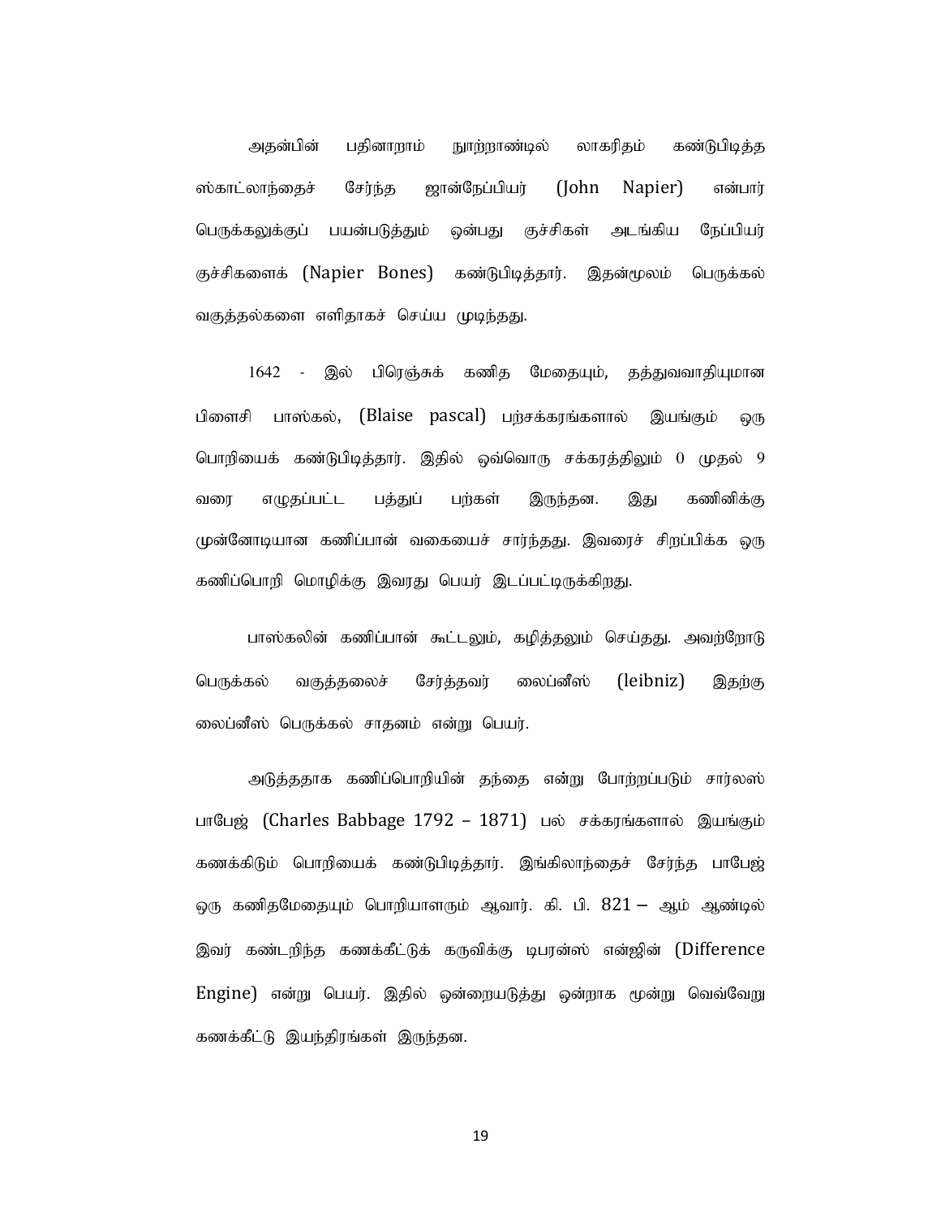அதன்பின் பதினாறாம் நூற்றாண்டில் லாகரிதம் கண்டுபிடித்த ஸ்காட்லாந்தைச் சேர்ந்த ஜான்நேப்பியர் (John Napier) என்பார் பெருக்கலுக்குப் பயன்படுத்தும் ஒன்பது குச்சிகள் அடங்கிய நேப்பியர் குச்சிகளைக் (Napier Bones) கண்டுபிடித்தார். இதன்மூலம் பெருக்கல் வகுத்தல்களை எளிதாகச் செய்ய முடிந்தது.

1642 - இல் பிரெஞ்சுக் கணித மேதையும், தத்துவவாதியுமான பிளைசி பாஸ்கல், (Blaise pascal) பற்சக்கரங்களால் இயங்கும் ஒரு பொறியைக் கண்டுபிடித்தார். இதில் ஒவ்வொரு சக்கரத்திலும் 0 முதல் 9 வரை எழுதப்பட்ட பத்துப் பற்கள் இருந்தன. இது கணினிக்கு முன்னோடியான கணிப்பான் வகையைச் சார்ந்தது. இவரைச் சிறப்பிக்க ஒரு கணிப்பொறி மொழிக்கு இவரது பெயர் இடப்பட்டிருக்கிறது.

பாஸ்கலின் கணிப்பான் கூட்டலும், கழித்தலும் செய்தது. அவற்றோடு பெருக்கல் வகுத்தலைச் சேர்த்தவர் லைப்னீஸ் (leibniz) இதற்கு லைப்னீஸ் பெருக்கல் சாதனம் என்று பெயர்.

அடுத்ததாக கணிப்பொறியின் தந்தை என்று போற்றப்படும் சார்லஸ் பாபேஜ் (Charles Babbage 1792 – 1871) பல் சக்கரங்களால் இயங்கும் கணக்கிடும் பொறியைக் கண்டுபிடித்தார். இங்கிலாந்தைச் சேர்ந்த பாபேஜ் ஒரு கணிதமேதையும் பொறியாளரும் ஆவார். கி. பி. 821 – ஆம் ஆண்டில் இவர் கண்டறிந்த கணக்கீட்டுக் கருவிக்கு டிபரன்ஸ் என்ஜின் (Difference Engine) என்று பெயர். இதில் ஒன்றையடுத்து ஒன்றாக மூன்று வெவ்வேறு கணக்கீட்டு இயந்திரங்கள் இருந்தன.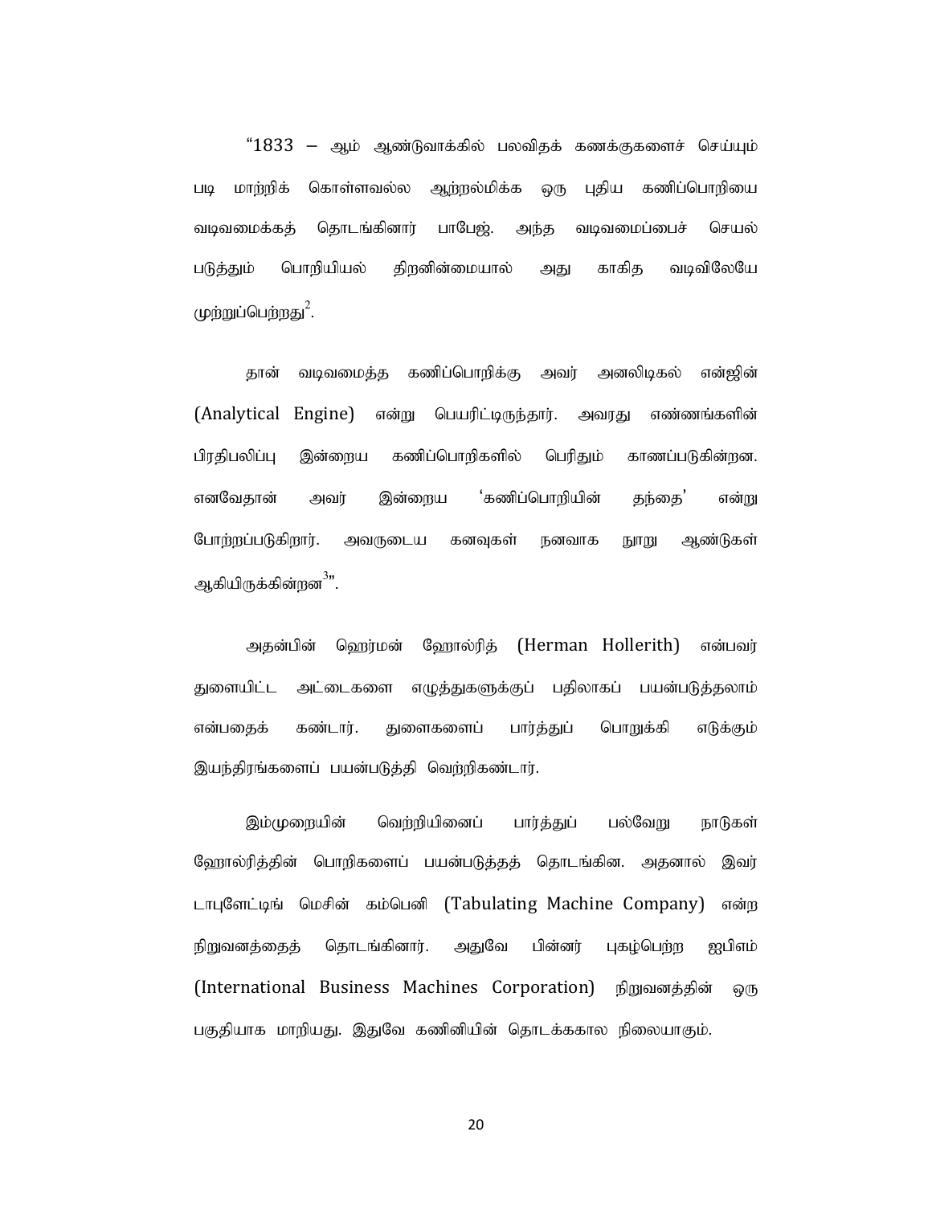"1833 – ஆம் ஆண்டுவாக்கில் பலவிதக் கணக்குகளைச் செய்யும் படி மாற்றிக் கொள்ளவல்ல ஆற்றல்மிக்க ஒரு புதிய கணிப்பொறியை வடிவமைக்கத் தொடங்கினார் பாபேஜ். அந்த வடிவமைப்பைச் செயல் படுத்தும் பொறியியல் திறனின்மையால் அது காகித வடிவிலேயே முற்றுப்பெற்றது[2].

தான் வடிவமைத்த கணிப்பொறிக்கு அவர் அனலிடிகல் என்ஜின் (Analytical Engine) என்று பெயரிட்டிருந்தார். அவரது எண்ணங்களின் பிரதிபலிப்பு இன்றைய கணிப்பொறிகளில் பெரிதும் காணப்படுகின்றன. எனவேதான் அவர் இன்றைய 'கணிப்பொறியின் தந்தை' என்று போற்றப்படுகிறார். அவருடைய கனவுகள் நனவாக நூறு ஆண்டுகள் ஆகியிருக்கின்றன[3]".

அதன்பின் ஹெர்மன் ஹோல்ரித் (Herman Hollerith) என்பவர் துளையிட்ட அட்டைகளை எழுத்துகளுக்குப் பதிலாகப் பயன்படுத்தலாம் என்பதைக் கண்டார். துளைகளைப் பார்த்துப் பொறுக்கி எடுக்கும் இயந்திரங்களைப் பயன்படுத்தி வெற்றிகண்டார்.

இம்முறையின் வெற்றியினைப் பார்த்துப் பல்வேறு நாடுகள் ஹோல்ரித்தின் பொறிகளைப் பயன்படுத்தத் தொடங்கின. அதனால் இவர் டாபுளேட்டிங் மெசின் கம்பெனி (Tabulating Machine Company) என்ற நிறுவனத்தைத் தொடங்கினார். அதுவே பின்னர் புகழ்பெற்ற ஐபிஎம் (International Business Machines Corporation) நிறுவனத்தின் ஒரு பகுதியாக மாறியது. இதுவே கணினியின் தொடக்ககால நிலையாகும்.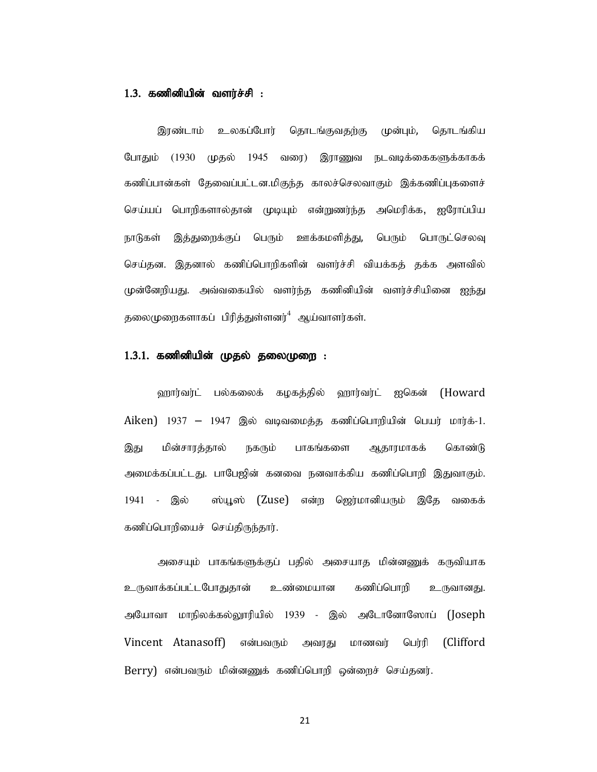### 1.3. கணினியின் வளர்ச்சி :

இரண்டாம் உலகப்போர் தொடங்குவதற்கு முன்பும், தொடங்கிய போதும் (1930 முதல் 1945 வரை) இராணுவ நடவடிக்கைகளுக்காகக் கணிப்பான்கள் தேவைப்பட்டன.மிகுந்த காலச்செலவாகும் இக்கணிப்புகளைச் செய்யப் பொறிகளால்தான் முடியும் என்றுணர்ந்த அமெரிக்க, ஐரோப்பிய நாடுகள் இத்துறைக்குப் பெரும் ஊக்கமளித்து, பெரும் பொருட்செலவு செய்தன. இதனால் கணிப்பொறிகளின் வளர்ச்சி வியக்கத் தக்க அளவில் முன்னேறியது. அவ்வகையில் வளர்ந்த கணினியின் வளர்ச்சியினை ஐந்து தலைமுறைகளாகப் பிரித்துள்ளனர்[4] ஆய்வாளர்கள்.

#### 1.3.1. கணினியின் முதல் தலைமுறை :

ஹார்வர்ட் பல்கலைக் கழகத்தில் ஹார்வர்ட் ஐகென் (Howard Aiken) 1937 – 1947 இல் வடிவமைத்த கணிப்பொறியின் பெயர் மார்க்-1. இது மின்சாரத்தால் நகரும் பாகங்களை ஆதாரமாகக் கொண்டு அமைக்கப்பட்டது. பாபேஜின் கனவை நனவாக்கிய கணிப்பொறி இதுவாகும். 1941 - இல் ஸ்யூஸ் (Zuse) என்ற ஜெர்மானியரும் இதே வகைக் கணிப்பொறியைச் செய்திருந்தார்.

அசையும் பாகங்களுக்குப் பதில் அசையாத மின்னணுக் கருவியாக உருவாக்கப்பட்டபோதுதான் உண்மையான கணிப்பொறி உருவானது. அயோவா மாநிலக்கல்லூரியில் 1939 - இல் அடோனோஸோப் (Joseph Vincent Atanasoff) என்பவரும் அவரது மாணவர் பெர்ரி (Clifford Berry) என்பவரும் மின்னணுக் கணிப்பொறி ஒன்றைச் செய்தனர்.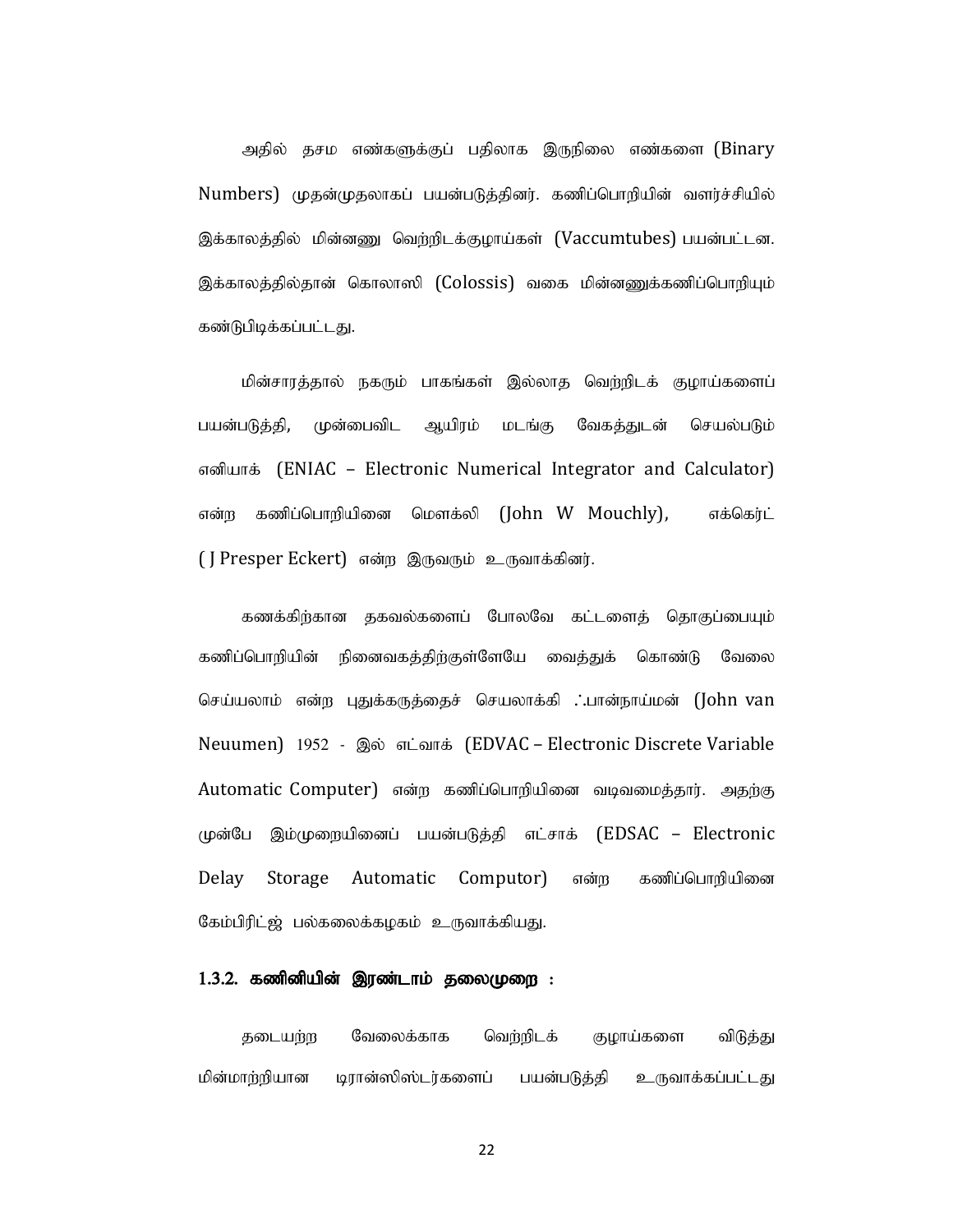அதில் தசம எண்களுக்குப் பதிலாக இருநிலை எண்களை (Binary Numbers) முதன்முதலாகப் பயன்படுத்தினர். கணிப்பொறியின் வளர்ச்சியில் இக்காலத்தில் மின்னணு வெற்றிடக்குழாய்கள் (Vaccumtubes) பயன்பட்டன. இக்காலத்தில்தான் கொலாஸி (Colossis) வகை மின்னணுக்கணிப்பொறியும் கண்டுபிடிக்கப்பட்டது.

மின்சாரத்தால் நகரும் பாகங்கள் இல்லாத வெற்றிடக் குழாய்களைப் பயன்படுத்தி, முன்பைவிட ஆயிரம் மடங்கு வேகத்துடன் செயல்படும் எனியாக் (ENIAC – Electronic Numerical Integrator and Calculator) என்ற கணிப்பொறியினை மௌக்லி (John W Mouchly), எக்கெர்ட் ( J Presper Eckert) என்ற இருவரும் உருவாக்கினர்.

கணக்கிற்கான தகவல்களைப் போலவே கட்டளைத் தொகுப்பையும் கணிப்பொறியின் நினைவகத்திற்குள்ளேயே வைத்துக் கொண்டு வேலை செய்யலாம் என்ற புதுக்கருத்தைச் செயலாக்கி ஃபான்நாய்மன் (John van Neuumen) 1952 - இல் எட்வாக் (EDVAC – Electronic Discrete Variable Automatic Computer) என்ற கணிப்பொறியினை வடிவமைத்தார். அதற்கு முன்பே இம்முறையினைப் பயன்படுத்தி எட்சாக் (EDSAC – Electronic Delay Storage Automatic Computor) என்ற கணிப்பொறியினை கேம்பிரிட்ஜ் பல்கலைக்கழகம் உருவாக்கியது.

### 1.3.2. கணினியின் இரண்டாம் தலைமுறை :

தடையற்ற வேலைக்காக வெற்றிடக் குழாய்களை விடுத்து மின்மாற்றியான டிரான்ஸிஸ்டர்களைப் பயன்படுத்தி உருவாக்கப்பட்டது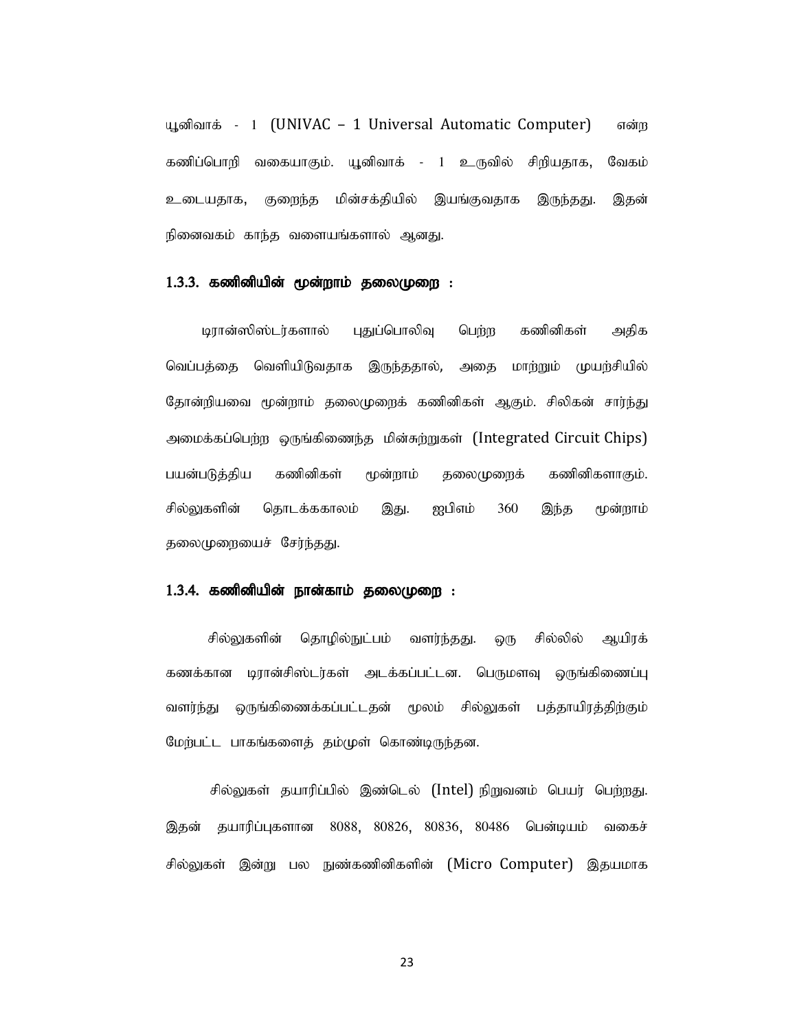யூனிவாக் - 1 (UNIVAC – 1 Universal Automatic Computer) என்ற கணிப்பொறி வகையாகும். யூனிவாக் - 1 உருவில் சிறியதாக, வேகம் உடையதாக, குறைந்த மின்சக்தியில் இயங்குவதாக இருந்தது. இதன் நினைவகம் காந்த வளையங்களால் ஆனது.

### 1.3.3. கணினியின் மூன்றாம் தலைமுறை :

டிரான்ஸிஸ்டர்களால் புதுப்பொலிவு பெற்ற கணினிகள் அதிக வெப்பத்தை வெளியிடுவதாக இருந்ததால், அதை மாற்றும் முயற்சியில் தோன்றியவை மூன்றாம் தலைமுறைக் கணினிகள் ஆகும். சிலிகன் சார்ந்து அமைக்கப்பெற்ற ஒருங்கிணைந்த மின்சுற்றுகள் (Integrated Circuit Chips) பயன்படுத்திய கணினிகள் மூன்றாம் தலைமுறைக் கணினிகளாகும். சில்லுகளின் தொடக்ககாலம் இது. ஐபிஎம் 360 இந்த மூன்றாம் தலைமுறையைச் சேர்ந்தது.

### 1.3.4. கணினியின் நான்காம் தலைமுறை :

சில்லுகளின் தொழில்நுட்பம் வளர்ந்தது. ஒரு சில்லில் ஆயிரக் கணக்கான டிரான்சிஸ்டர்கள் அடக்கப்பட்டன. பெருமளவு ஒருங்கிணைப்பு வளர்ந்து ஒருங்கிணைக்கப்பட்டதன் மூலம் சில்லுகள் பத்தாயிரத்திற்கும் மேற்பட்ட பாகங்களைத் தம்முள் கொண்டிருந்தன.

சில்லுகள் தயாரிப்பில் இண்டெல் (Intel) நிறுவனம் பெயர் பெற்றது. இதன் தயாரிப்புகளான 8088, 80826, 80836, 80486 பென்டியம் வகைச் சில்லுகள் இன்று பல நுண்கணினிகளின் (Micro Computer) இதயமாக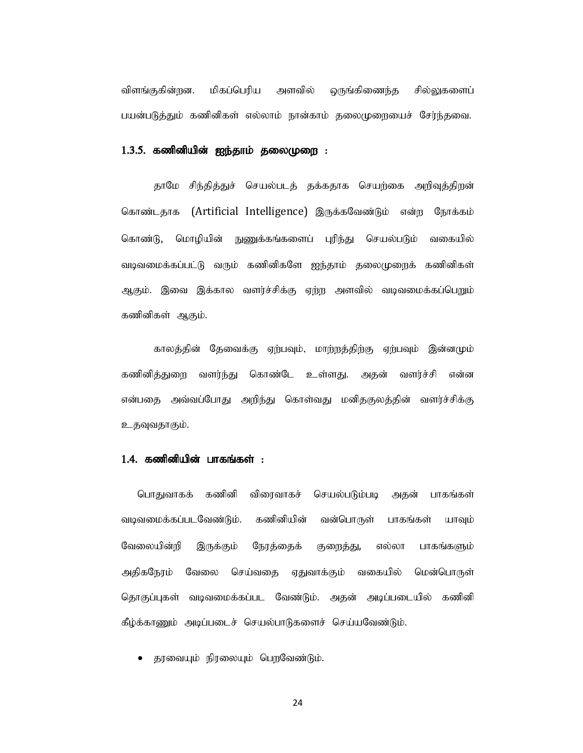விளங்குகின்றன. மிகப்பெரிய அளவில் ஒருங்கிணைந்த சில்லுகளைப் பயன்படுத்தும் கணினிகள் எல்லாம் நான்காம் தலைமுறையைச் சேர்ந்தவை.

### 1.3.5. கணினியின் ஐந்தாம் தலைமுறை :

தாமே சிந்தித்துச் செயல்படத் தக்கதாக செயற்கை அறிவுத்திறன் கொண்டதாக (Artificial Intelligence) இருக்கவேண்டும் என்ற நோக்கம் கொண்டு, மொழியின் நுணுக்கங்களைப் புரிந்து செயல்படும் வகையில் வடிவமைக்கப்பட்டு வரும் கணினிகளே ஐந்தாம் தலைமுறைக் கணினிகள் ஆகும். இவை இக்கால வளர்ச்சிக்கு ஏற்ற அளவில் வடிவமைக்கப்பெறும் கணினிகள் ஆகும்.

காலத்தின் தேவைக்கு ஏற்பவும், மாற்றத்திற்கு ஏற்பவும் இன்னமும் கணினித்துறை வளர்ந்து கொண்டே உள்ளது. அதன் வளர்ச்சி என்ன என்பதை அவ்வப்போது அறிந்து கொள்வது மனிதகுலத்தின் வளர்ச்சிக்கு உதவுவதாகும்.

## 1.4. கணினியின் பாகங்கள் :

பொதுவாகக் கணினி விரைவாகச் செயல்படும்படி அதன் பாகங்கள் வடிவமைக்கப்படவேண்டும். கணினியின் வன்பொருள் பாகங்கள் யாவும் வேலையின்றி இருக்கும் நேரத்தைக் குறைத்து, எல்லா பாகங்களும் அதிகநேரம் வேலை செய்வதை ஏதுவாக்கும் வகையில் மென்பொருள் தொகுப்புகள் வடிவமைக்கப்பட வேண்டும். அதன் அடிப்படையில் கணினி கீழ்க்காணும் அடிப்படைச் செயல்பாடுகளைச் செய்யவேண்டும்.

- தரவையும் நிரலையும் பெறவேண்டும்.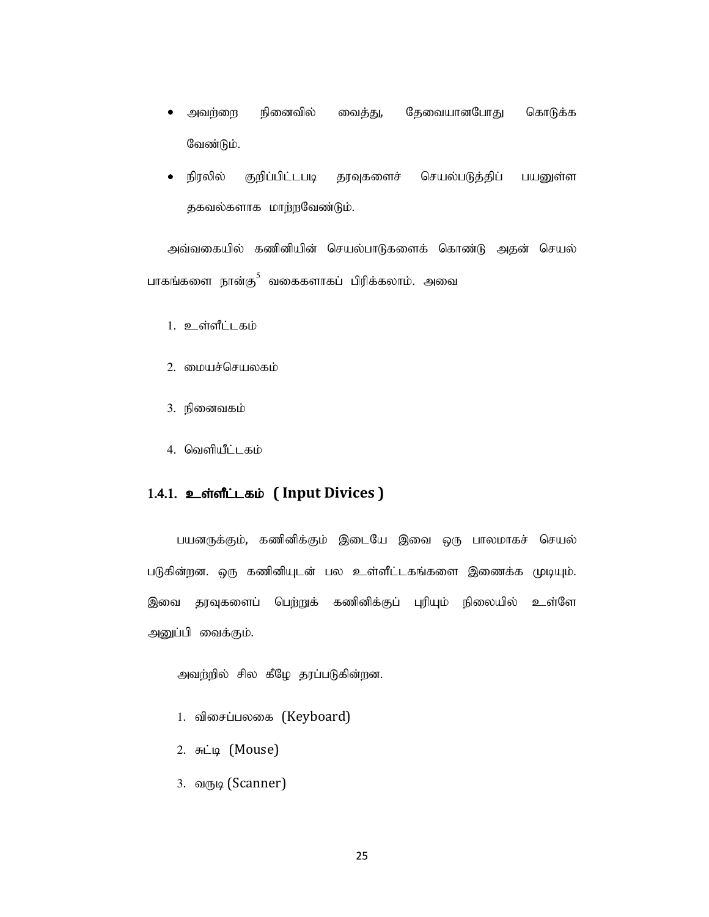- அவற்றை நினைவில் வைத்து, தேவையானபோது கொடுக்க வேண்டும்.
- நிரலில் குறிப்பிட்டபடி தரவுகளைச் செயல்படுத்திப் பயனுள்ள தகவல்களாக மாற்றவேண்டும்.

அவ்வகையில் கணினியின் செயல்பாடுகளைக் கொண்டு அதன் செயல் பாகங்களை நான்கு[5] வகைகளாகப் பிரிக்கலாம். அவை

1. உள்ளீட்டகம்
2. மையச்செயலகம்
3. நினைவகம்
4. வெளியீட்டகம்

### 1.4.1. உள்ளீட்டகம் ( Input Divices )

பயனருக்கும், கணினிக்கும் இடையே இவை ஒரு பாலமாகச் செயல் படுகின்றன. ஒரு கணினியுடன் பல உள்ளீட்டகங்களை இணைக்க முடியும். இவை தரவுகளைப் பெற்றுக் கணினிக்குப் புரியும் நிலையில் உள்ளே அனுப்பி வைக்கும்.

அவற்றில் சில கீழே தரப்படுகின்றன.

1. விசைப்பலகை (Keyboard)
2. சுட்டி (Mouse)
3. வருடி (Scanner)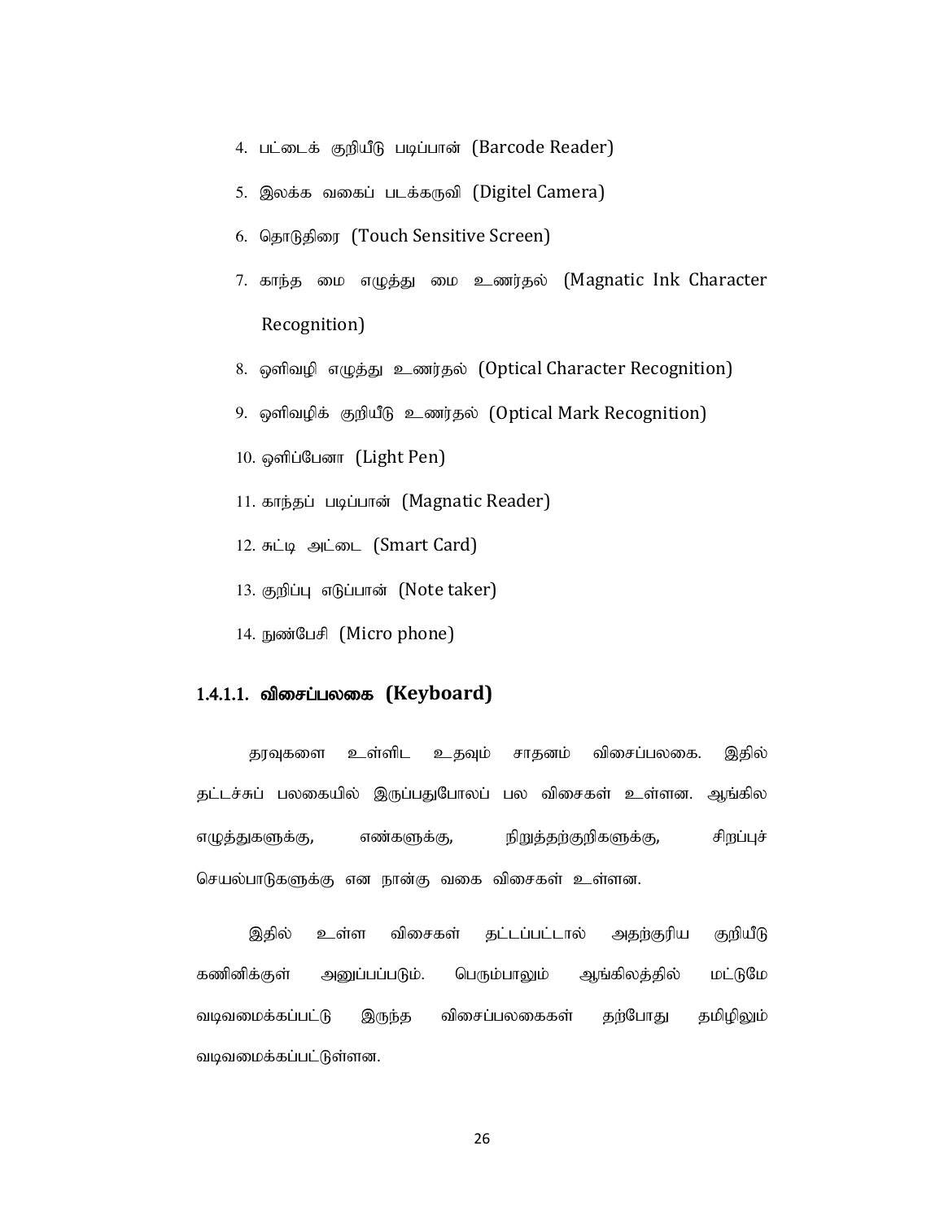4. பட்டைக் குறியீடு படிப்பான் (Barcode Reader)
5. இலக்க வகைப் படக்கருவி (Digitel Camera)
6. தொடுதிரை (Touch Sensitive Screen)
7. காந்த மை எழுத்து மை உணர்தல் (Magnatic Ink Character Recognition)
8. ஒளிவழி எழுத்து உணர்தல் (Optical Character Recognition)
9. ஒளிவழிக் குறியீடு உணர்தல் (Optical Mark Recognition)
10. ஒளிப்பேனா (Light Pen)
11. காந்தப் படிப்பான் (Magnatic Reader)
12. சுட்டி அட்டை (Smart Card)
13. குறிப்பு எடுப்பான் (Note taker)
14. நுண்பேசி (Micro phone)

### 1.4.1.1. விசைப்பலகை (Keyboard)

தரவுகளை உள்ளிட உதவும் சாதனம் விசைப்பலகை. இதில் தட்டச்சுப் பலகையில் இருப்பதுபோலப் பல விசைகள் உள்ளன. ஆங்கில எழுத்துகளுக்கு, எண்களுக்கு, நிறுத்தற்குறிகளுக்கு, சிறப்புச் செயல்பாடுகளுக்கு என நான்கு வகை விசைகள் உள்ளன.

இதில் உள்ள விசைகள் தட்டப்பட்டால் அதற்குரிய குறியீடு கணினிக்குள் அனுப்பப்படும். பெரும்பாலும் ஆங்கிலத்தில் மட்டுமே வடிவமைக்கப்பட்டு இருந்த விசைப்பலகைகள் தற்போது தமிழிலும் வடிவமைக்கப்பட்டுள்ளன.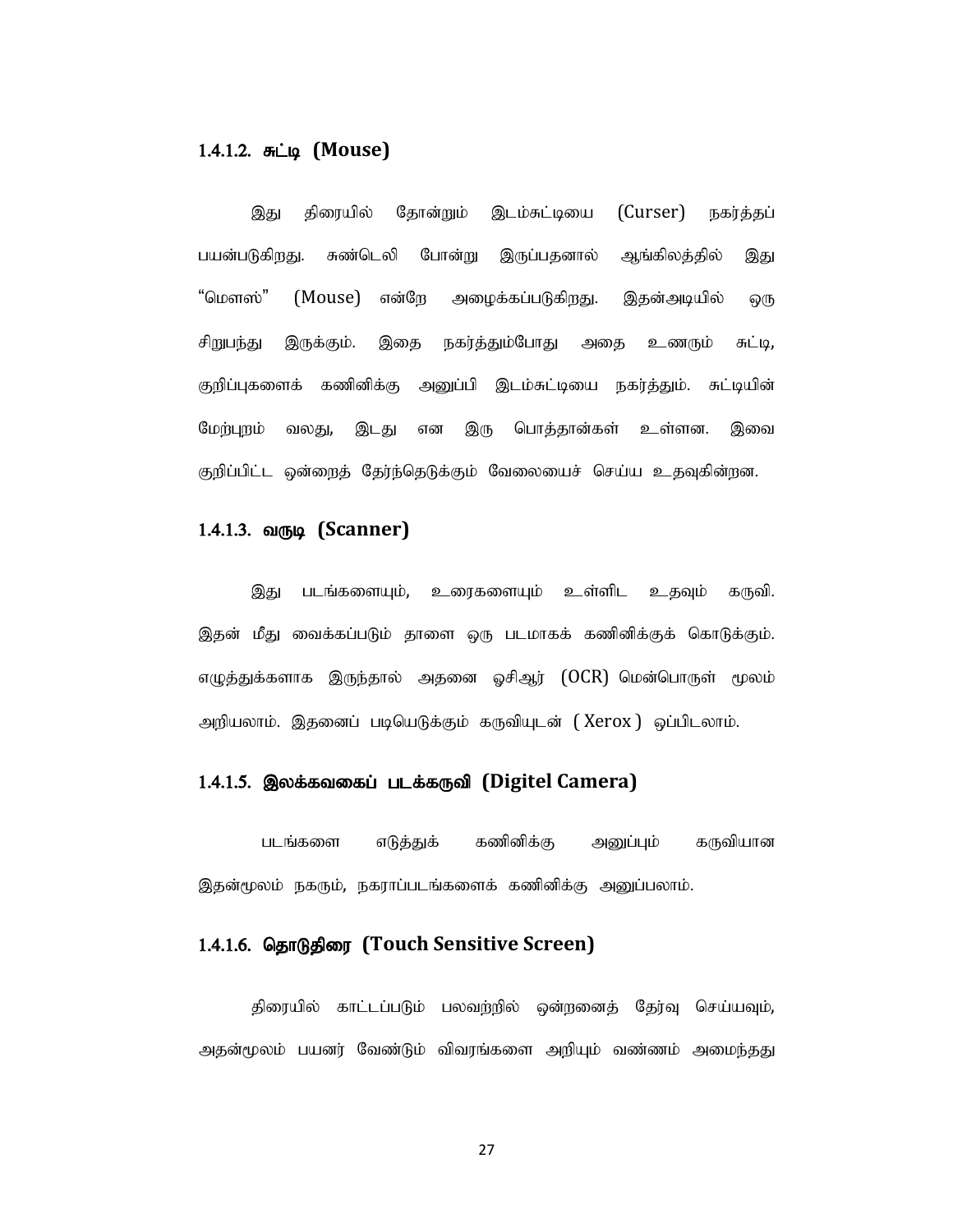### 1.4.1.2. சுட்டி (Mouse)

இது திரையில் தோன்றும் இடம்சுட்டியை (Curser) நகர்த்தப் பயன்படுகிறது. சுண்டெலி போன்று இருப்பதனால் ஆங்கிலத்தில் இது "மௌஸ்" (Mouse) என்றே அழைக்கப்படுகிறது. இதன்அடியில் ஒரு சிறுபந்து இருக்கும். இதை நகர்த்தும்போது அதை உணரும் சுட்டி, குறிப்புகளைக் கணினிக்கு அனுப்பி இடம்சுட்டியை நகர்த்தும். சுட்டியின் மேற்புறம் வலது, இடது என இரு பொத்தான்கள் உள்ளன. இவை குறிப்பிட்ட ஒன்றைத் தேர்ந்தெடுக்கும் வேலையைச் செய்ய உதவுகின்றன.

### 1.4.1.3. வருடி (Scanner)

இது படங்களையும், உரைகளையும் உள்ளிட உதவும் கருவி. இதன் மீது வைக்கப்படும் தாளை ஒரு படமாகக் கணினிக்குக் கொடுக்கும். எழுத்துக்களாக இருந்தால் அதனை ஓசிஆர் (OCR) மென்பொருள் மூலம் அறியலாம். இதனைப் படியெடுக்கும் கருவியுடன் ( Xerox ) ஒப்பிடலாம்.

### 1.4.1.5. இலக்கவகைப் படக்கருவி (Digitel Camera)

படங்களை எடுத்துக் கணினிக்கு அனுப்பும் கருவியான இதன்மூலம் நகரும், நகராப்படங்களைக் கணினிக்கு அனுப்பலாம்.

### 1.4.1.6. தொடுதிரை (Touch Sensitive Screen)

திரையில் காட்டப்படும் பலவற்றில் ஒன்றனைத் தேர்வு செய்யவும், அதன்மூலம் பயனர் வேண்டும் விவரங்களை அறியும் வண்ணம் அமைந்தது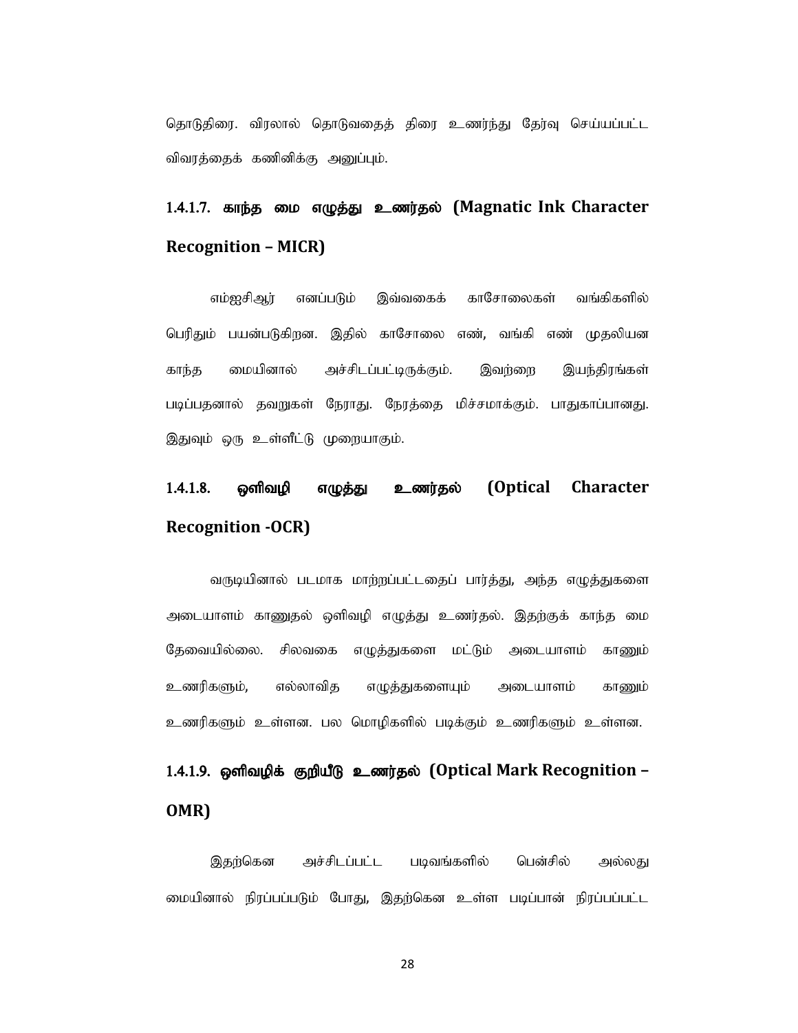தொடுதிரை. விரலால் தொடுவதைத் திரை உணர்ந்து தேர்வு செய்யப்பட்ட விவரத்தைக் கணினிக்கு அனுப்பும்.

### 1.4.1.7. காந்த மை எழுத்து உணர்தல் (Magnatic Ink Character Recognition – MICR)

எம்ஐசிஆர் எனப்படும் இவ்வகைக் காசோலைகள் வங்கிகளில் பெரிதும் பயன்படுகிறன. இதில் காசோலை எண், வங்கி எண் முதலியன காந்த மையினால் அச்சிடப்பட்டிருக்கும். இவற்றை இயந்திரங்கள் படிப்பதனால் தவறுகள் நேராது. நேரத்தை மிச்சமாக்கும். பாதுகாப்பானது. இதுவும் ஒரு உள்ளீட்டு முறையாகும்.

### 1.4.1.8. ஒளிவழி எழுத்து உணர்தல் (Optical Character Recognition -OCR)

வருடியினால் படமாக மாற்றப்பட்டதைப் பார்த்து, அந்த எழுத்துகளை அடையாளம் காணுதல் ஒளிவழி எழுத்து உணர்தல். இதற்குக் காந்த மை தேவையில்லை. சிலவகை எழுத்துகளை மட்டும் அடையாளம் காணும் உணரிகளும், எல்லாவித எழுத்துகளையும் அடையாளம் காணும் உணரிகளும் உள்ளன. பல மொழிகளில் படிக்கும் உணரிகளும் உள்ளன.

### 1.4.1.9. ஒளிவழிக் குறியீடு உணர்தல் (Optical Mark Recognition – OMR)

இதற்கென அச்சிடப்பட்ட படிவங்களில் பென்சில் அல்லது மையினால் நிரப்பப்படும் போது, இதற்கென உள்ள படிப்பான் நிரப்பப்பட்ட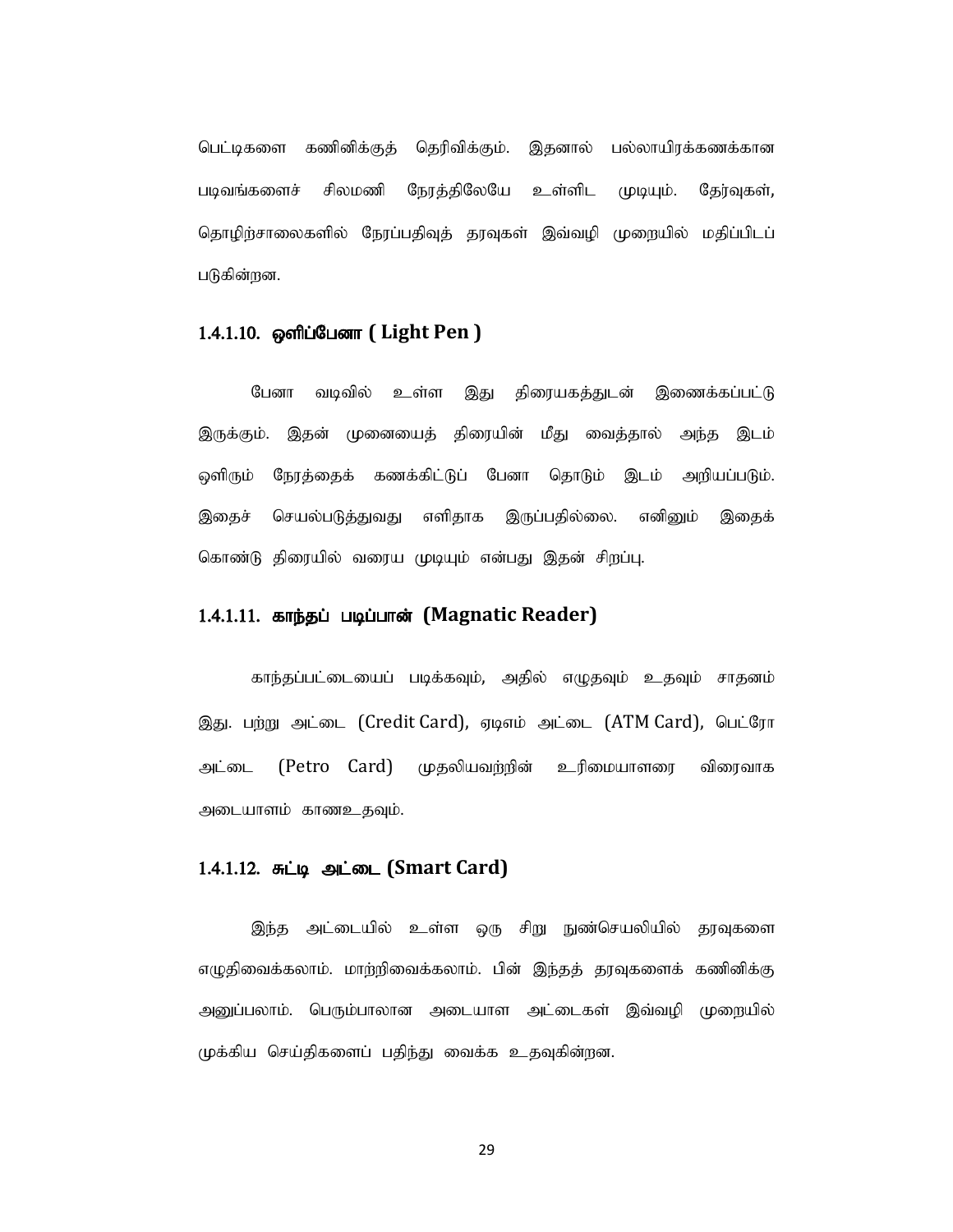பெட்டிகளை கணினிக்குத் தெரிவிக்கும். இதனால் பல்லாயிரக்கணக்கான படிவங்களைச் சிலமணி நேரத்திலேயே உள்ளிட முடியும். தேர்வுகள், தொழிற்சாலைகளில் நேரப்பதிவுத் தரவுகள் இவ்வழி முறையில் மதிப்பிடப் படுகின்றன.

### 1.4.1.10. ஒளிப்பேனா ( Light Pen )

பேனா வடிவில் உள்ள இது திரையகத்துடன் இணைக்கப்பட்டு இருக்கும். இதன் முனையைத் திரையின் மீது வைத்தால் அந்த இடம் ஒளிரும் நேரத்தைக் கணக்கிட்டுப் பேனா தொடும் இடம் அறியப்படும். இதைச் செயல்படுத்துவது எளிதாக இருப்பதில்லை. எனினும் இதைக் கொண்டு திரையில் வரைய முடியும் என்பது இதன் சிறப்பு.

### 1.4.1.11. காந்தப் படிப்பான் (Magnatic Reader)

காந்தப்பட்டையைப் படிக்கவும், அதில் எழுதவும் உதவும் சாதனம் இது. பற்று அட்டை (Credit Card), ஏடிஎம் அட்டை (ATM Card), பெட்ரோ அட்டை (Petro Card) முதலியவற்றின் உரிமையாளரை விரைவாக அடையாளம் காணஉதவும்.

### 1.4.1.12. சுட்டி அட்டை (Smart Card)

இந்த அட்டையில் உள்ள ஒரு சிறு நுண்செயலியில் தரவுகளை எழுதிவைக்கலாம். மாற்றிவைக்கலாம். பின் இந்தத் தரவுகளைக் கணினிக்கு அனுப்பலாம். பெரும்பாலான அடையாள அட்டைகள் இவ்வழி முறையில் முக்கிய செய்திகளைப் பதிந்து வைக்க உதவுகின்றன.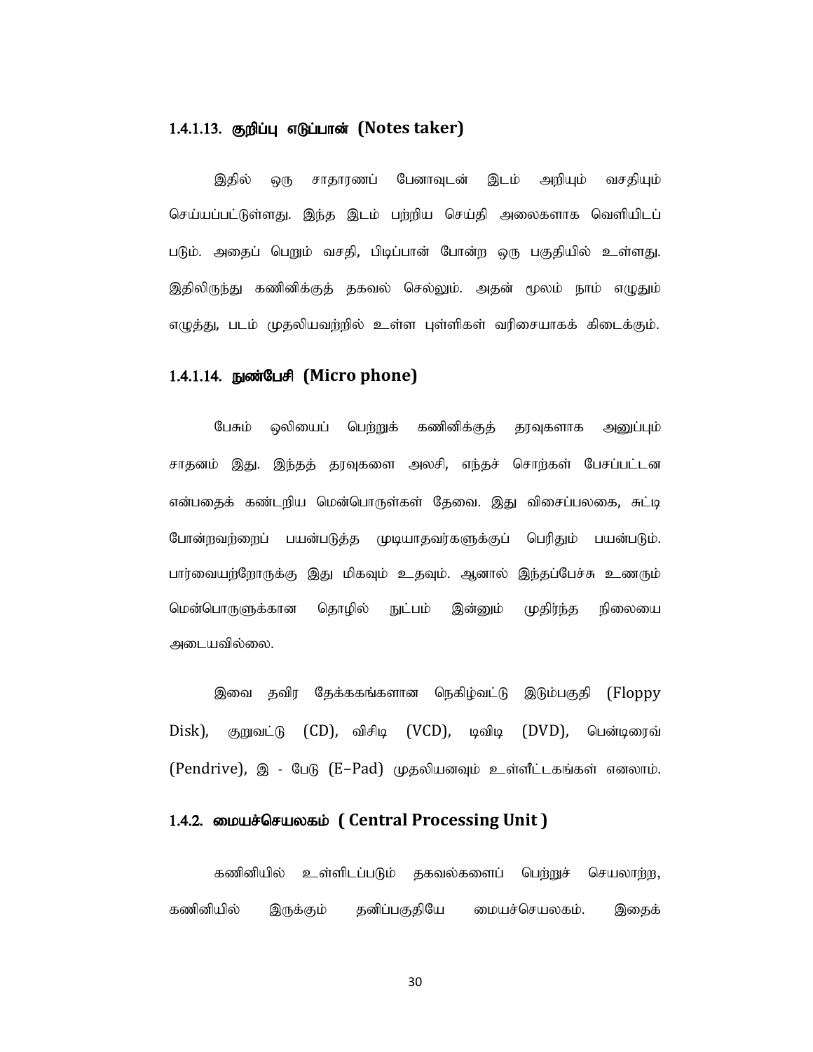#### 1.4.1.13. குறிப்பு எடுப்பான் (Notes taker)

இதில் ஒரு சாதாரணப் பேனாவுடன் இடம் அறியும் வசதியும் செய்யப்பட்டுள்ளது. இந்த இடம் பற்றிய செய்தி அலைகளாக வெளியிடப் படும். அதைப் பெறும் வசதி, பிடிப்பான் போன்ற ஒரு பகுதியில் உள்ளது. இதிலிருந்து கணினிக்குத் தகவல் செல்லும். அதன் மூலம் நாம் எழுதும் எழுத்து, படம் முதலியவற்றில் உள்ள புள்ளிகள் வரிசையாகக் கிடைக்கும்.

#### 1.4.1.14. நுண்பேசி (Micro phone)

பேசும் ஒலியைப் பெற்றுக் கணினிக்குத் தரவுகளாக அனுப்பும் சாதனம் இது. இந்தத் தரவுகளை அலசி, எந்தச் சொற்கள் பேசப்பட்டன என்பதைக் கண்டறிய மென்பொருள்கள் தேவை. இது விசைப்பலகை, சுட்டி போன்றவற்றைப் பயன்படுத்த முடியாதவர்களுக்குப் பெரிதும் பயன்படும். பார்வையற்றோருக்கு இது மிகவும் உதவும். ஆனால் இந்தப்பேச்சு உணரும் மென்பொருளுக்கான தொழில் நுட்பம் இன்னும் முதிர்ந்த நிலையை அடையவில்லை.

இவை தவிர தேக்ககங்களான நெகிழ்வட்டு இடும்பகுதி (Floppy Disk), குறுவட்டு (CD), விசிடி (VCD), டிவிடி (DVD), பென்டிரைவ் (Pendrive), இ - பேடு (E–Pad) முதலியனவும் உள்ளீட்டகங்கள் எனலாம்.

### 1.4.2. மையச்செயலகம் ( Central Processing Unit )

கணினியில் உள்ளிடப்படும் தகவல்களைப் பெற்றுச் செயலாற்ற, கணினியில் இருக்கும் தனிப்பகுதியே மையச்செயலகம். இதைக்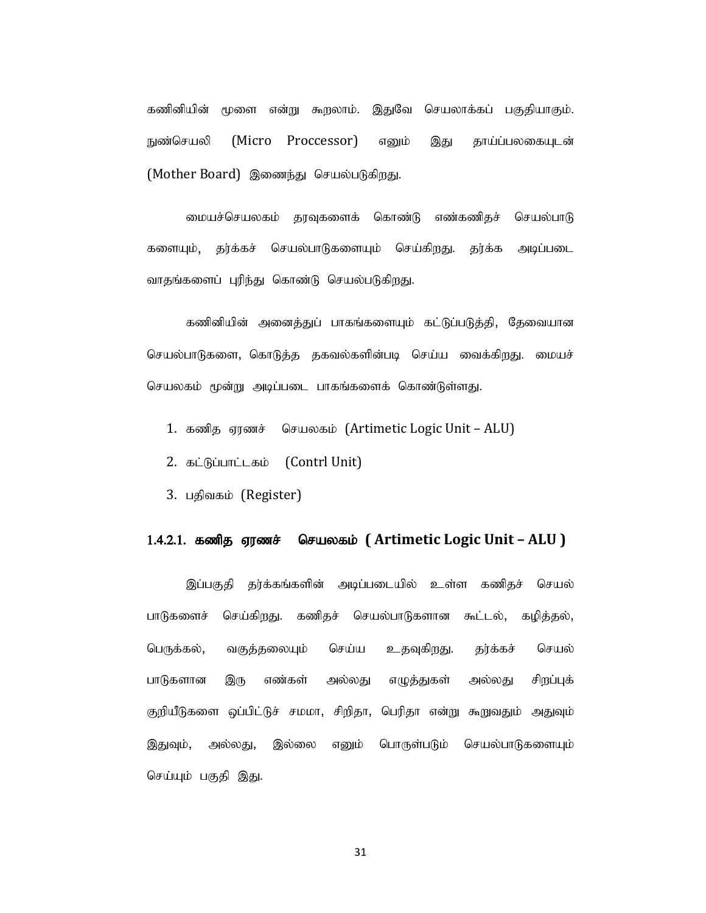கணினியின் மூளை என்று கூறலாம். இதுவே செயலாக்கப் பகுதியாகும். நுண்செயலி (Micro Proccessor) எனும் இது தாய்ப்பலகையுடன் (Mother Board) இணைந்து செயல்படுகிறது.

மையச்செயலகம் தரவுகளைக் கொண்டு எண்கணிதச் செயல்பாடு களையும், தர்க்கச் செயல்பாடுகளையும் செய்கிறது. தர்க்க அடிப்படை வாதங்களைப் புரிந்து கொண்டு செயல்படுகிறது.

கணினியின் அனைத்துப் பாகங்களையும் கட்டுப்படுத்தி, தேவையான செயல்பாடுகளை, கொடுத்த தகவல்களின்படி செய்ய வைக்கிறது. மையச் செயலகம் மூன்று அடிப்படை பாகங்களைக் கொண்டுள்ளது.

1. கணித ஏரணச் செயலகம் (Artimetic Logic Unit – ALU)
2. கட்டுப்பாட்டகம் (Contrl Unit)
3. பதிவகம் (Register)

### 1.4.2.1. கணித ஏரணச் செயலகம் ( Artimetic Logic Unit – ALU )

இப்பகுதி தர்க்கங்களின் அடிப்படையில் உள்ள கணிதச் செயல் பாடுகளைச் செய்கிறது. கணிதச் செயல்பாடுகளான கூட்டல், கழித்தல், பெருக்கல், வகுத்தலையும் செய்ய உதவுகிறது. தர்க்கச் செயல் பாடுகளான இரு எண்கள் அல்லது எழுத்துகள் அல்லது சிறப்புக் குறியீடுகளை ஒப்பிட்டுச் சமமா, சிறிதா, பெரிதா என்று கூறுவதும் அதுவும் இதுவும், அல்லது, இல்லை எனும் பொருள்படும் செயல்பாடுகளையும் செய்யும் பகுதி இது.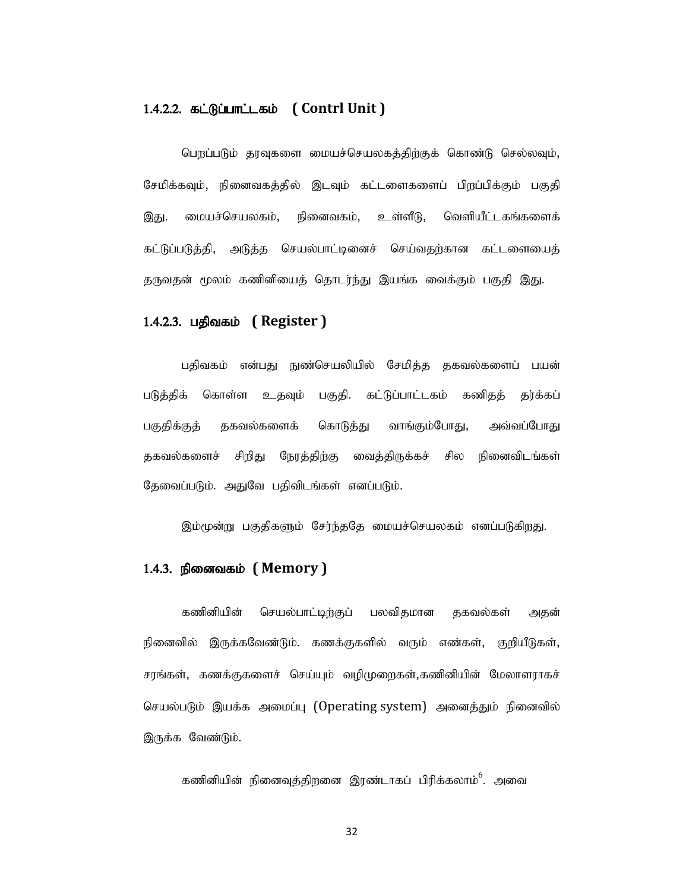### 1.4.2.2. கட்டுப்பாட்டகம் ( Contrl Unit )

பெறப்படும் தரவுகளை மையச்செயலகத்திற்குக் கொண்டு செல்லவும், சேமிக்கவும், நினைவகத்தில் இடவும் கட்டளைகளைப் பிறப்பிக்கும் பகுதி இது. மையச்செயலகம், நினைவகம், உள்ளீடு, வெளியீட்டகங்களைக் கட்டுப்படுத்தி, அடுத்த செயல்பாட்டினைச் செய்வதற்கான கட்டளையைத் தருவதன் மூலம் கணினியைத் தொடர்ந்து இயங்க வைக்கும் பகுதி இது.

### 1.4.2.3. பதிவகம் ( Register )

பதிவகம் என்பது நுண்செயலியில் சேமித்த தகவல்களைப் பயன் படுத்திக் கொள்ள உதவும் பகுதி. கட்டுப்பாட்டகம் கணிதத் தர்க்கப் பகுதிக்குத் தகவல்களைக் கொடுத்து வாங்கும்போது, அவ்வப்போது தகவல்களைச் சிறிது நேரத்திற்கு வைத்திருக்கச் சில நினைவிடங்கள் தேவைப்படும். அதுவே பதிவிடங்கள் எனப்படும்.

இம்மூன்று பகுதிகளும் சேர்ந்ததே மையச்செயலகம் எனப்படுகிறது.

## 1.4.3. நினைவகம் ( Memory )

கணினியின் செயல்பாட்டிற்குப் பலவிதமான தகவல்கள் அதன் நினைவில் இருக்கவேண்டும். கணக்குகளில் வரும் எண்கள், குறியீடுகள், சரங்கள், கணக்குகளைச் செய்யும் வழிமுறைகள்,கணினியின் மேலாளராகச் செயல்படும் இயக்க அமைப்பு (Operating system) அனைத்தும் நினைவில் இருக்க வேண்டும்.

கணினியின் நினைவுத்திறனை இரண்டாகப் பிரிக்கலாம்[6]. அவை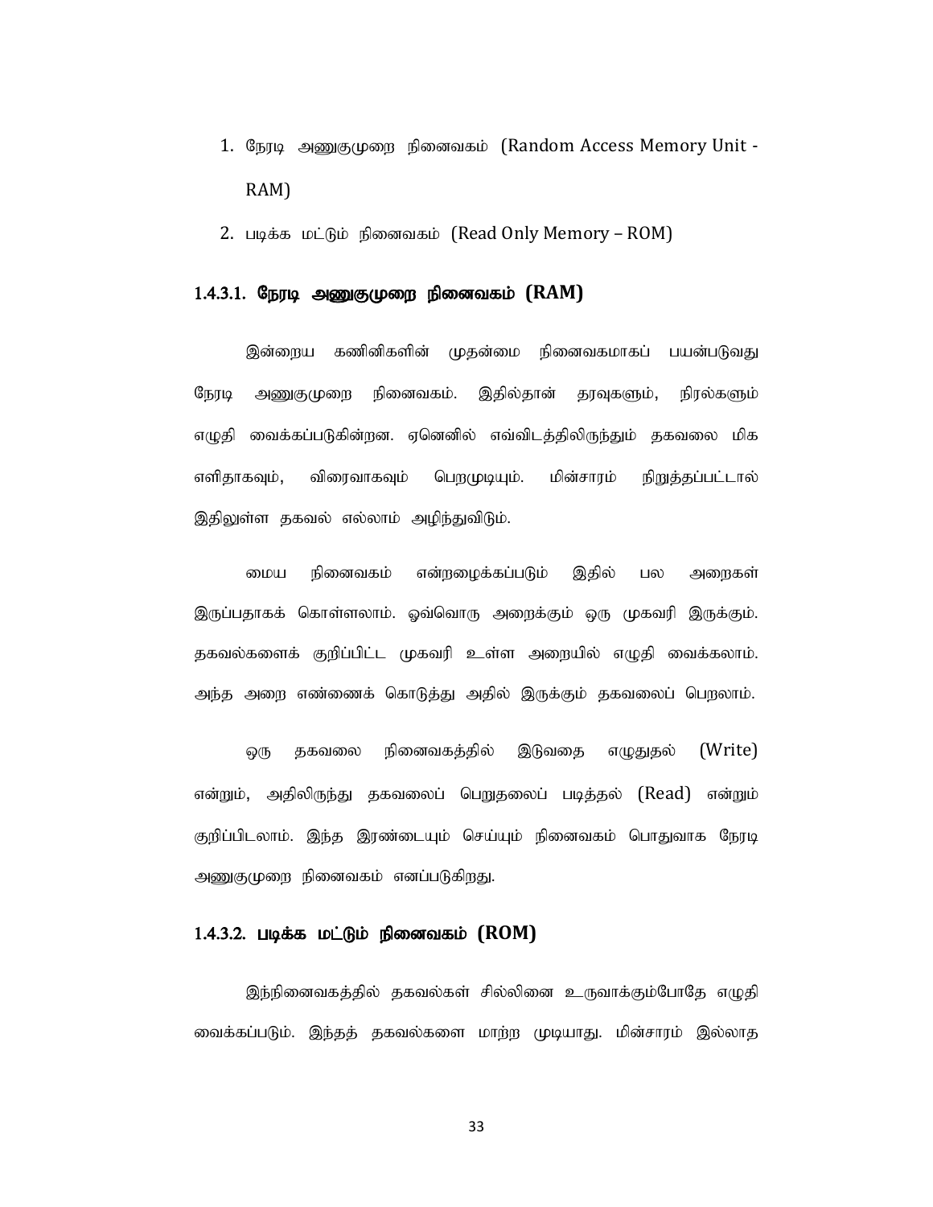1. நேரடி அணுகுமுறை நினைவகம் (Random Access Memory Unit - RAM)
2. படிக்க மட்டும் நினைவகம் (Read Only Memory – ROM)

### 1.4.3.1. நேரடி அணுகுமுறை நினைவகம் (RAM)

இன்றைய கணினிகளின் முதன்மை நினைவகமாகப் பயன்படுவது நேரடி அணுகுமுறை நினைவகம். இதில்தான் தரவுகளும், நிரல்களும் எழுதி வைக்கப்படுகின்றன. ஏனெனில் எவ்விடத்திலிருந்தும் தகவலை மிக எளிதாகவும், விரைவாகவும் பெறமுடியும். மின்சாரம் நிறுத்தப்பட்டால் இதிலுள்ள தகவல் எல்லாம் அழிந்துவிடும்.

மைய நினைவகம் என்றழைக்கப்படும் இதில் பல அறைகள் இருப்பதாகக் கொள்ளலாம். ஒவ்வொரு அறைக்கும் ஒரு முகவரி இருக்கும். தகவல்களைக் குறிப்பிட்ட முகவரி உள்ள அறையில் எழுதி வைக்கலாம். அந்த அறை எண்ணைக் கொடுத்து அதில் இருக்கும் தகவலைப் பெறலாம்.

ஒரு தகவலை நினைவகத்தில் இடுவதை எழுதுதல் (Write) என்றும், அதிலிருந்து தகவலைப் பெறுதலைப் படித்தல் (Read) என்றும் குறிப்பிடலாம். இந்த இரண்டையும் செய்யும் நினைவகம் பொதுவாக நேரடி அணுகுமுறை நினைவகம் எனப்படுகிறது.

### 1.4.3.2. படிக்க மட்டும் நினைவகம் (ROM)

இந்நினைவகத்தில் தகவல்கள் சில்லினை உருவாக்கும்போதே எழுதி வைக்கப்படும். இந்தத் தகவல்களை மாற்ற முடியாது. மின்சாரம் இல்லாத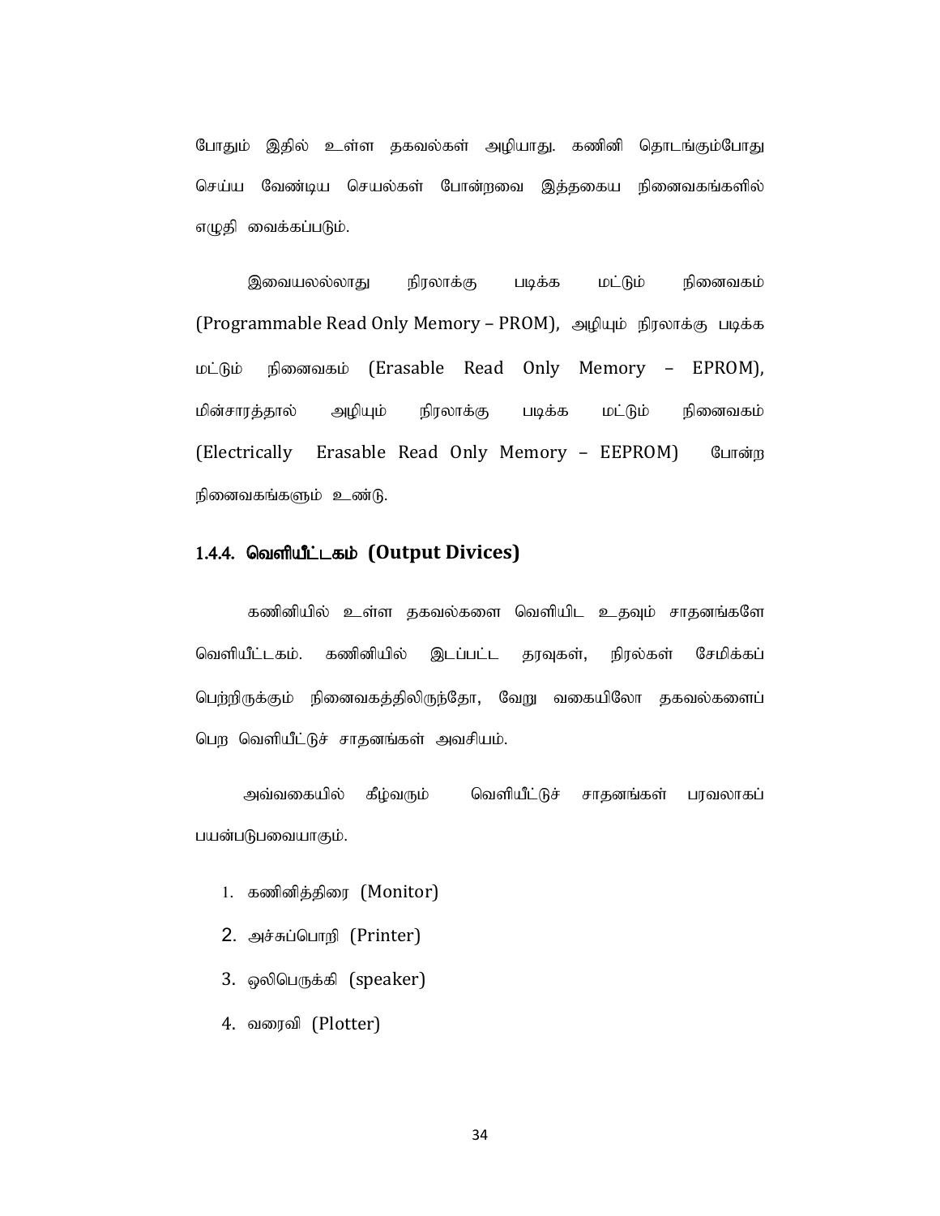போதும் இதில் உள்ள தகவல்கள் அழியாது. கணினி தொடங்கும்போது செய்ய வேண்டிய செயல்கள் போன்றவை இத்தகைய நினைவகங்களில் எழுதி வைக்கப்படும்.

இவையலல்லாது நிரலாக்கு படிக்க மட்டும் நினைவகம் (Programmable Read Only Memory – PROM), அழியும் நிரலாக்கு படிக்க மட்டும் நினைவகம் (Erasable Read Only Memory – EPROM), மின்சாரத்தால் அழியும் நிரலாக்கு படிக்க மட்டும் நினைவகம் (Electrically Erasable Read Only Memory – EEPROM) போன்ற நினைவகங்களும் உண்டு.

### 1.4.4. வெளியீட்டகம் (Output Divices)

கணினியில் உள்ள தகவல்களை வெளியிட உதவும் சாதனங்களே வெளியீட்டகம். கணினியில் இடப்பட்ட தரவுகள், நிரல்கள் சேமிக்கப் பெற்றிருக்கும் நினைவகத்திலிருந்தோ, வேறு வகையிலோ தகவல்களைப் பெற வெளியீட்டுச் சாதனங்கள் அவசியம்.

அவ்வகையில் கீழ்வரும் வெளியீட்டுச் சாதனங்கள் பரவலாகப் பயன்படுபவையாகும்.

1. கணினித்திரை (Monitor)
2. அச்சுப்பொறி (Printer)
3. ஒலிபெருக்கி (speaker)
4. வரைவி (Plotter)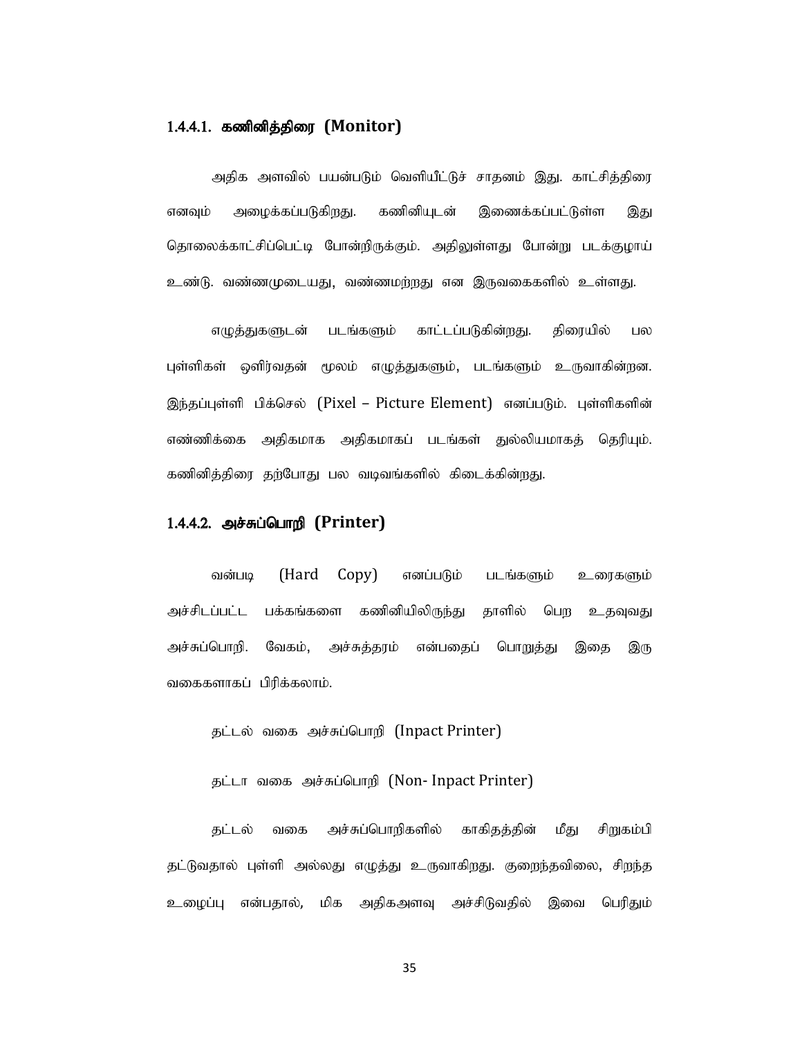### 1.4.4.1. கணினித்திரை (Monitor)

அதிக அளவில் பயன்படும் வெளியீட்டுச் சாதனம் இது. காட்சித்திரை எனவும் அழைக்கப்படுகிறது. கணினியுடன் இணைக்கப்பட்டுள்ள இது தொலைக்காட்சிப்பெட்டி போன்றிருக்கும். அதிலுள்ளது போன்று படக்குழாய் உண்டு. வண்ணமுடையது, வண்ணமற்றது என இருவகைகளில் உள்ளது.

எழுத்துகளுடன் படங்களும் காட்டப்படுகின்றது. திரையில் பல புள்ளிகள் ஒளிர்வதன் மூலம் எழுத்துகளும், படங்களும் உருவாகின்றன. இந்தப்புள்ளி பிக்செல் (Pixel – Picture Element) எனப்படும். புள்ளிகளின் எண்ணிக்கை அதிகமாக அதிகமாகப் படங்கள் துல்லியமாகத் தெரியும். கணினித்திரை தற்போது பல வடிவங்களில் கிடைக்கின்றது.

### 1.4.4.2. அச்சுப்பொறி (Printer)

வன்படி (Hard Copy) எனப்படும் படங்களும் உரைகளும் அச்சிடப்பட்ட பக்கங்களை கணினியிலிருந்து தாளில் பெற உதவுவது அச்சுப்பொறி. வேகம், அச்சுத்தரம் என்பதைப் பொறுத்து இதை இரு வகைகளாகப் பிரிக்கலாம்.

தட்டல் வகை அச்சுப்பொறி (Inpact Printer)

தட்டா வகை அச்சுப்பொறி (Non- Inpact Printer)

தட்டல் வகை அச்சுப்பொறிகளில் காகிதத்தின் மீது சிறுகம்பி தட்டுவதால் புள்ளி அல்லது எழுத்து உருவாகிறது. குறைந்தவிலை, சிறந்த உழைப்பு என்பதால், மிக அதிகஅளவு அச்சிடுவதில் இவை பெரிதும்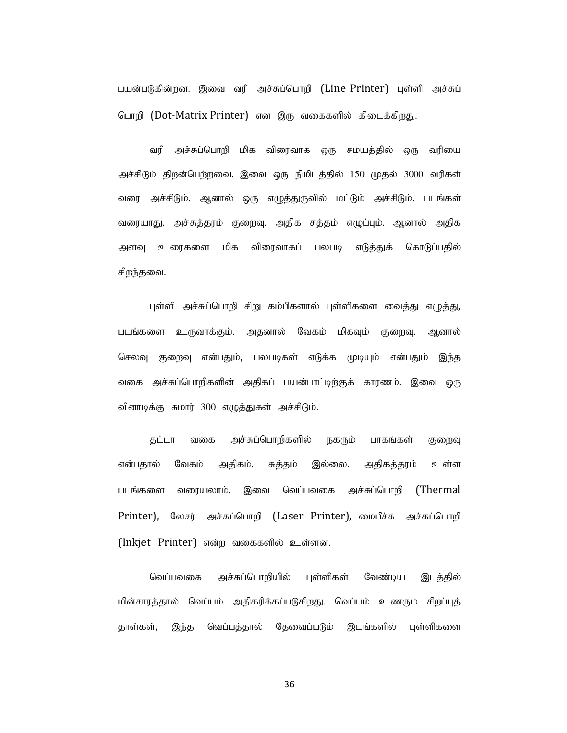பயன்படுகின்றன. இவை வரி அச்சுப்பொறி (Line Printer) புள்ளி அச்சுப் பொறி (Dot-Matrix Printer) என இரு வகைகளில் கிடைக்கிறது.

வரி அச்சுப்பொறி மிக விரைவாக ஒரு சமயத்தில் ஒரு வரியை அச்சிடும் திறன்பெற்றவை. இவை ஒரு நிமிடத்தில் 150 முதல் 3000 வரிகள் வரை அச்சிடும். ஆனால் ஒரு எழுத்துருவில் மட்டும் அச்சிடும். படங்கள் வரையாது. அச்சுத்தரம் குறைவு. அதிக சத்தம் எழுப்பும். ஆனால் அதிக அளவு உரைகளை மிக விரைவாகப் பலபடி எடுத்துக் கொடுப்பதில் சிறந்தவை.

புள்ளி அச்சுப்பொறி சிறு கம்பிகளால் புள்ளிகளை வைத்து எழுத்து, படங்களை உருவாக்கும். அதனால் வேகம் மிகவும் குறைவு. ஆனால் செலவு குறைவு என்பதும், பலபடிகள் எடுக்க முடியும் என்பதும் இந்த வகை அச்சுப்பொறிகளின் அதிகப் பயன்பாட்டிற்குக் காரணம். இவை ஒரு வினாடிக்கு சுமார் 300 எழுத்துகள் அச்சிடும்.

தட்டா வகை அச்சுப்பொறிகளில் நகரும் பாகங்கள் குறைவு என்பதால் வேகம் அதிகம். சுத்தம் இல்லை. அதிகத்தரம் உள்ள படங்களை வரையலாம். இவை வெப்பவகை அச்சுப்பொறி (Thermal Printer), லேசர் அச்சுப்பொறி (Laser Printer), மைபீச்சு அச்சுப்பொறி (Inkjet Printer) என்ற வகைகளில் உள்ளன.

வெப்பவகை அச்சுப்பொறியில் புள்ளிகள் வேண்டிய இடத்தில் மின்சாரத்தால் வெப்பம் அதிகரிக்கப்படுகிறது. வெப்பம் உணரும் சிறப்புத் தாள்கள், இந்த வெப்பத்தால் தேவைப்படும் இடங்களில் புள்ளிகளை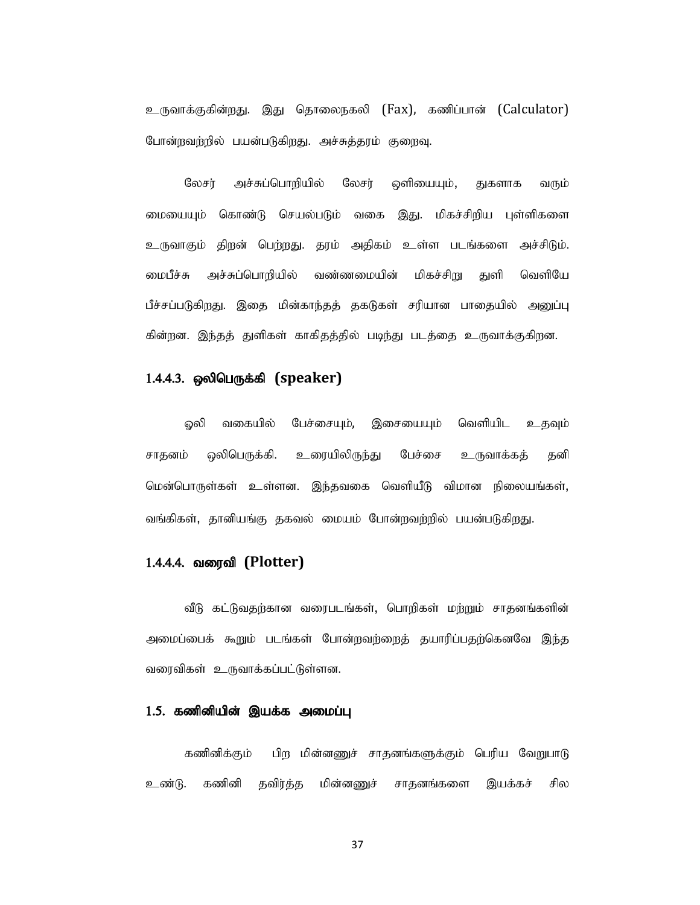உருவாக்குகின்றது. இது தொலைநகலி (Fax), கணிப்பான் (Calculator) போன்றவற்றில் பயன்படுகிறது. அச்சுத்தரம் குறைவு.

லேசர் அச்சுப்பொறியில் லேசர் ஒளியையும், துகளாக வரும் மையையும் கொண்டு செயல்படும் வகை இது. மிகச்சிறிய புள்ளிகளை உருவாகும் திறன் பெற்றது. தரம் அதிகம் உள்ள படங்களை அச்சிடும். மைபீச்சு அச்சுப்பொறியில் வண்ணமையின் மிகச்சிறு துளி வெளியே பீச்சப்படுகிறது. இதை மின்காந்தத் தகடுகள் சரியான பாதையில் அனுப்பு கின்றன. இந்தத் துளிகள் காகிதத்தில் படிந்து படத்தை உருவாக்குகிறன.

#### 1.4.4.3. ஒலிபெருக்கி (speaker)

ஒலி வகையில் பேச்சையும், இசையையும் வெளியிட உதவும் சாதனம் ஒலிபெருக்கி. உரையிலிருந்து பேச்சை உருவாக்கத் தனி மென்பொருள்கள் உள்ளன. இந்தவகை வெளியீடு விமான நிலையங்கள், வங்கிகள், தானியங்கு தகவல் மையம் போன்றவற்றில் பயன்படுகிறது.

#### 1.4.4.4. வரைவி (Plotter)

வீடு கட்டுவதற்கான வரைபடங்கள், பொறிகள் மற்றும் சாதனங்களின் அமைப்பைக் கூறும் படங்கள் போன்றவற்றைத் தயாரிப்பதற்கெனவே இந்த வரைவிகள் உருவாக்கப்பட்டுள்ளன.

### 1.5. கணினியின் இயக்க அமைப்பு

கணினிக்கும் பிற மின்னணுச் சாதனங்களுக்கும் பெரிய வேறுபாடு உண்டு. கணினி தவிர்த்த மின்னணுச் சாதனங்களை இயக்கச் சில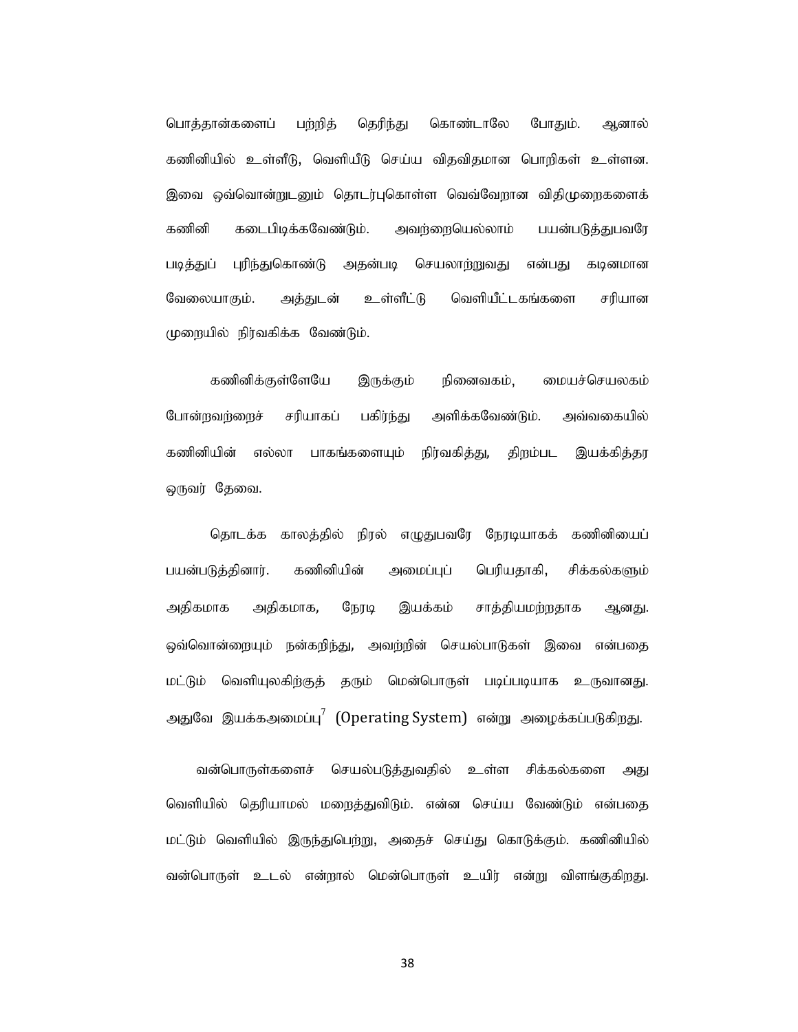பொத்தான்களைப் பற்றித் தெரிந்து கொண்டாலே போதும். ஆனால் கணினியில் உள்ளீடு, வெளியீடு செய்ய விதவிதமான பொறிகள் உள்ளன. இவை ஒவ்வொன்றுடனும் தொடர்புகொள்ள வெவ்வேறான விதிமுறைகளைக் கணினி கடைபிடிக்கவேண்டும். அவற்றையெல்லாம் பயன்படுத்துபவரே படித்துப் புரிந்துகொண்டு அதன்படி செயலாற்றுவது என்பது கடினமான வேலையாகும். அத்துடன் உள்ளீட்டு வெளியீட்டகங்களை சரியான முறையில் நிர்வகிக்க வேண்டும்.

கணினிக்குள்ளேயே இருக்கும் நினைவகம், மையச்செயலகம் போன்றவற்றைச் சரியாகப் பகிர்ந்து அளிக்கவேண்டும். அவ்வகையில் கணினியின் எல்லா பாகங்களையும் நிர்வகித்து, திறம்பட இயக்கித்தர ஒருவர் தேவை.

தொடக்க காலத்தில் நிரல் எழுதுபவரே நேரடியாகக் கணினியைப் பயன்படுத்தினார். கணினியின் அமைப்புப் பெரியதாகி, சிக்கல்களும் அதிகமாக அதிகமாக, நேரடி இயக்கம் சாத்தியமற்றதாக ஆனது. ஒவ்வொன்றையும் நன்கறிந்து, அவற்றின் செயல்பாடுகள் இவை என்பதை மட்டும் வெளியுலகிற்குத் தரும் மென்பொருள் படிப்படியாக உருவானது. அதுவே இயக்கஅமைப்பு[7] (Operating System) என்று அழைக்கப்படுகிறது.

வன்பொருள்களைச் செயல்படுத்துவதில் உள்ள சிக்கல்களை அது வெளியில் தெரியாமல் மறைத்துவிடும். என்ன செய்ய வேண்டும் என்பதை மட்டும் வெளியில் இருந்துபெற்று, அதைச் செய்து கொடுக்கும். கணினியில் வன்பொருள் உடல் என்றால் மென்பொருள் உயிர் என்று விளங்குகிறது.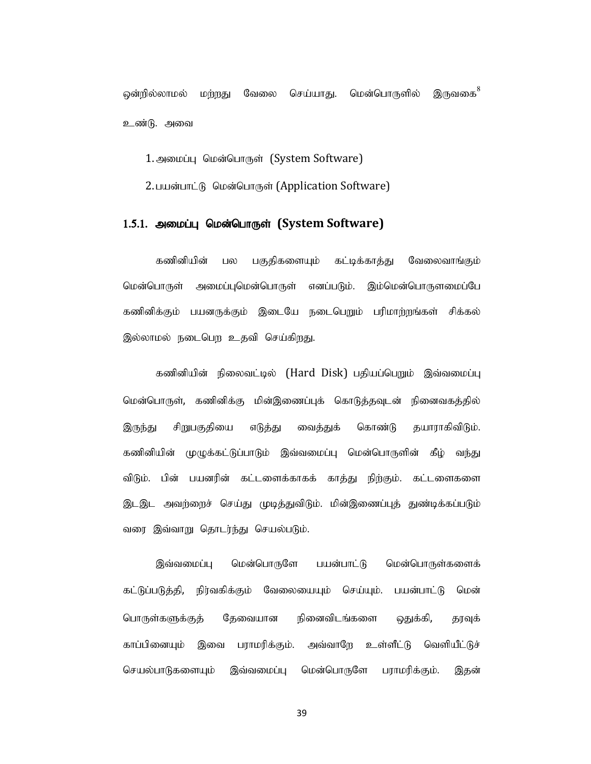ஒன்றில்லாமல் மற்றது வேலை செய்யாது. மென்பொருளில் இருவகை[8] உண்டு. அவை

1. அமைப்பு மென்பொருள் (System Software)
2. பயன்பாட்டு மென்பொருள் (Application Software)

### 1.5.1. அமைப்பு மென்பொருள் (System Software)

கணினியின் பல பகுதிகளையும் கட்டிக்காத்து வேலைவாங்கும் மென்பொருள் அமைப்புமென்பொருள் எனப்படும். இம்மென்பொருளமைப்பே கணினிக்கும் பயனருக்கும் இடையே நடைபெறும் பரிமாற்றங்கள் சிக்கல் இல்லாமல் நடைபெற உதவி செய்கிறது.

கணினியின் நிலைவட்டில் (Hard Disk) பதியப்பெறும் இவ்வமைப்பு மென்பொருள், கணினிக்கு மின்இணைப்புக் கொடுத்தவுடன் நினைவகத்தில் இருந்து சிறுபகுதியை எடுத்து வைத்துக் கொண்டு தயாராகிவிடும். கணினியின் முழுக்கட்டுப்பாடும் இவ்வமைப்பு மென்பொருளின் கீழ் வந்து விடும். பின் பயனரின் கட்டளைக்காகக் காத்து நிற்கும். கட்டளைகளை இடஇட அவற்றைச் செய்து முடித்துவிடும். மின்இணைப்புத் துண்டிக்கப்படும் வரை இவ்வாறு தொடர்ந்து செயல்படும்.

இவ்வமைப்பு மென்பொருளே பயன்பாட்டு மென்பொருள்களைக் கட்டுப்படுத்தி, நிர்வகிக்கும் வேலையையும் செய்யும். பயன்பாட்டு மென் பொருள்களுக்குத் தேவையான நினைவிடங்களை ஒதுக்கி, தரவுக் காப்பினையும் இவை பராமரிக்கும். அவ்வாறே உள்ளீட்டு வெளியீட்டுச் செயல்பாடுகளையும் இவ்வமைப்பு மென்பொருளே பராமரிக்கும். இதன்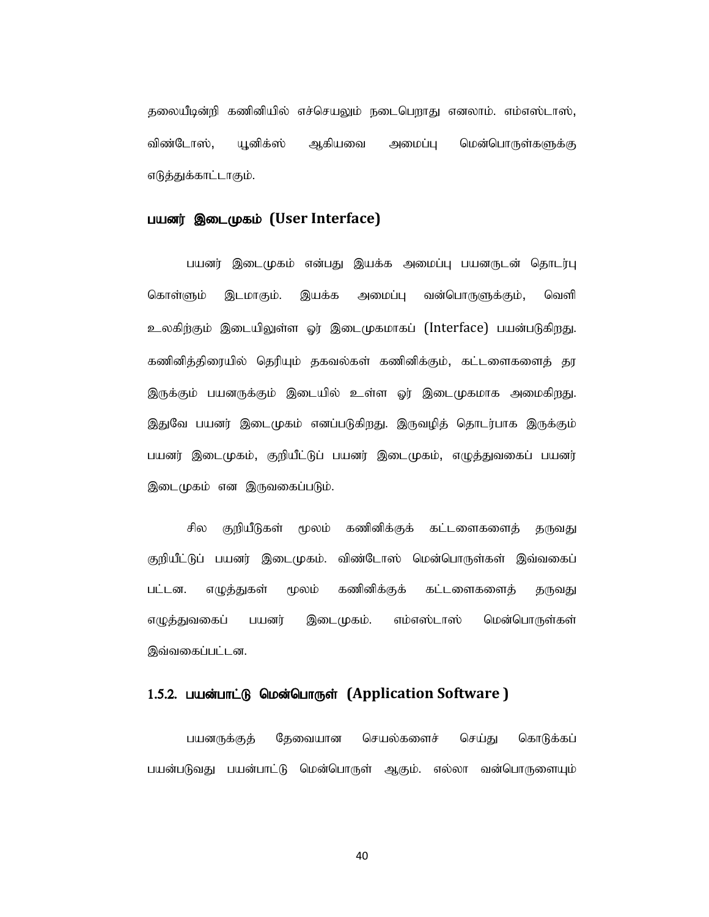தலையீடின்றி கணினியில் எச்செயலும் நடைபெறாது எனலாம். எம்எஸ்டாஸ், விண்டோஸ், யூனிக்ஸ் ஆகியவை அமைப்பு மென்பொருள்களுக்கு எடுத்துக்காட்டாகும்.

### பயனர் இடைமுகம் (User Interface)

பயனர் இடைமுகம் என்பது இயக்க அமைப்பு பயனருடன் தொடர்பு கொள்ளும் இடமாகும். இயக்க அமைப்பு வன்பொருளுக்கும், வெளி உலகிற்கும் இடையிலுள்ள ஓர் இடைமுகமாகப் (Interface) பயன்படுகிறது. கணினித்திரையில் தெரியும் தகவல்கள் கணினிக்கும், கட்டளைகளைத் தர இருக்கும் பயனருக்கும் இடையில் உள்ள ஓர் இடைமுகமாக அமைகிறது. இதுவே பயனர் இடைமுகம் எனப்படுகிறது. இருவழித் தொடர்பாக இருக்கும் பயனர் இடைமுகம், குறியீட்டுப் பயனர் இடைமுகம், எழுத்துவகைப் பயனர் இடைமுகம் என இருவகைப்படும்.

சில குறியீடுகள் மூலம் கணினிக்குக் கட்டளைகளைத் தருவது குறியீட்டுப் பயனர் இடைமுகம். விண்டோஸ் மென்பொருள்கள் இவ்வகைப் பட்டன. எழுத்துகள் மூலம் கணினிக்குக் கட்டளைகளைத் தருவது எழுத்துவகைப் பயனர் இடைமுகம். எம்எஸ்டாஸ் மென்பொருள்கள் இவ்வகைப்பட்டன.

### 1.5.2. பயன்பாட்டு மென்பொருள் (Application Software )

பயனருக்குத் தேவையான செயல்களைச் செய்து கொடுக்கப் பயன்படுவது பயன்பாட்டு மென்பொருள் ஆகும். எல்லா வன்பொருளையும்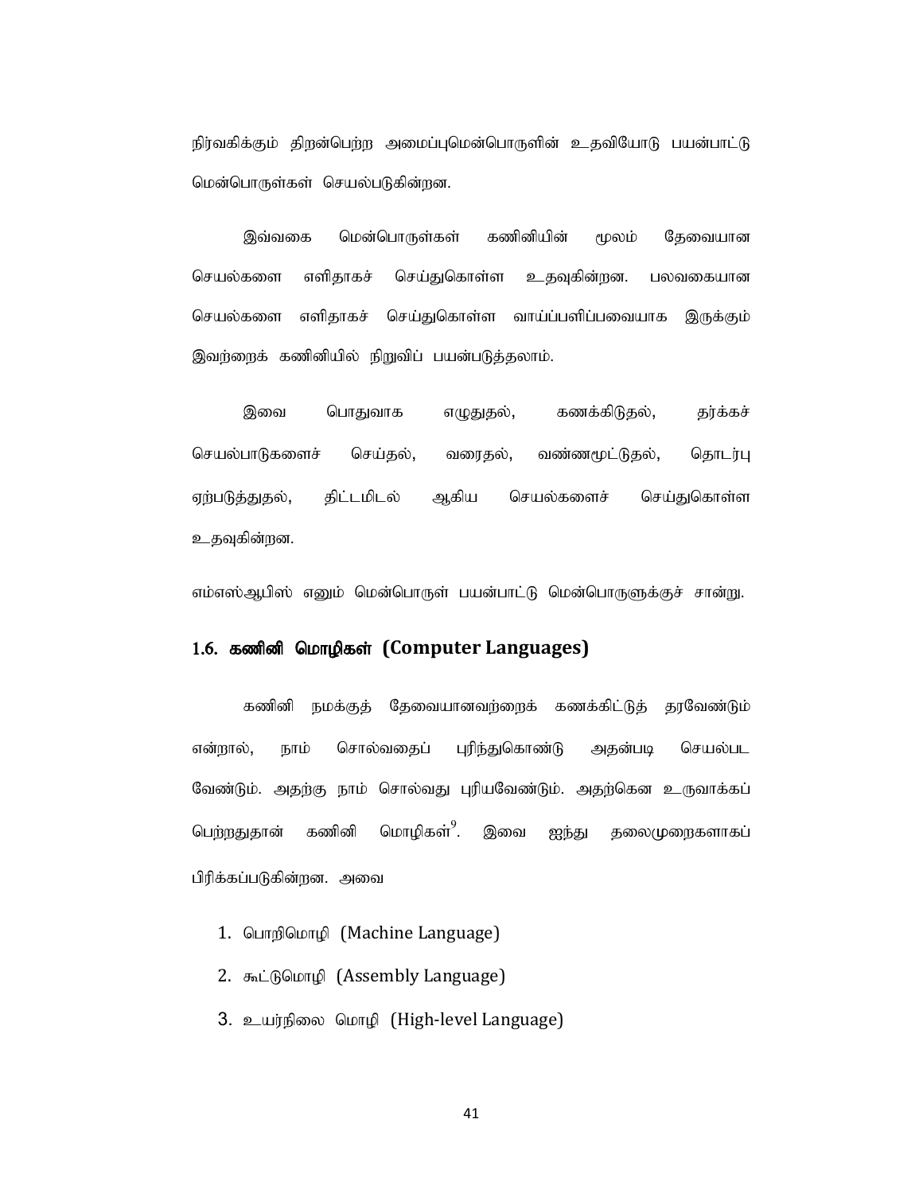நிர்வகிக்கும் திறன்பெற்ற அமைப்புமென்பொருளின் உதவியோடு பயன்பாட்டு மென்பொருள்கள் செயல்படுகின்றன.

இவ்வகை மென்பொருள்கள் கணினியின் மூலம் தேவையான செயல்களை எளிதாகச் செய்துகொள்ள உதவுகின்றன. பலவகையான செயல்களை எளிதாகச் செய்துகொள்ள வாய்ப்பளிப்பவையாக இருக்கும் இவற்றைக் கணினியில் நிறுவிப் பயன்படுத்தலாம்.

இவை பொதுவாக எழுதுதல், கணக்கிடுதல், தர்க்கச் செயல்பாடுகளைச் செய்தல், வரைதல், வண்ணமூட்டுதல், தொடர்பு ஏற்படுத்துதல், திட்டமிடல் ஆகிய செயல்களைச் செய்துகொள்ள உதவுகின்றன.

எம்எஸ்ஆபிஸ் எனும் மென்பொருள் பயன்பாட்டு மென்பொருளுக்குச் சான்று.

## 1.6. கணினி மொழிகள் (Computer Languages)

கணினி நமக்குத் தேவையானவற்றைக் கணக்கிட்டுத் தரவேண்டும் என்றால், நாம் சொல்வதைப் புரிந்துகொண்டு அதன்படி செயல்பட வேண்டும். அதற்கு நாம் சொல்வது புரியவேண்டும். அதற்கென உருவாக்கப் பெற்றதுதான் கணினி மொழிகள்[9]. இவை ஐந்து தலைமுறைகளாகப் பிரிக்கப்படுகின்றன. அவை

1. பொறிமொழி (Machine Language)
2. கூட்டுமொழி (Assembly Language)
3. உயர்நிலை மொழி (High-level Language)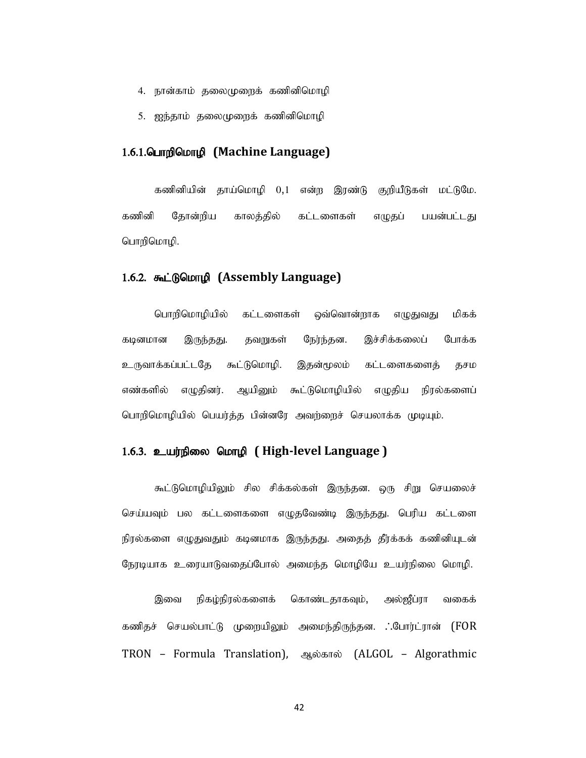4. நான்காம் தலைமுறைக் கணினிமொழி
5. ஐந்தாம் தலைமுறைக் கணினிமொழி

### 1.6.1.பொறிமொழி (Machine Language)

கணினியின் தாய்மொழி 0,1 என்ற இரண்டு குறியீடுகள் மட்டுமே. கணினி தோன்றிய காலத்தில் கட்டளைகள் எழுதப் பயன்பட்டது பொறிமொழி.

### 1.6.2. கூட்டுமொழி (Assembly Language)

பொறிமொழியில் கட்டளைகள் ஒவ்வொன்றாக எழுதுவது மிகக் கடினமான இருந்தது. தவறுகள் நேர்ந்தன. இச்சிக்கலைப் போக்க உருவாக்கப்பட்டதே கூட்டுமொழி. இதன்மூலம் கட்டளைகளைத் தசம எண்களில் எழுதினர். ஆயினும் கூட்டுமொழியில் எழுதிய நிரல்களைப் பொறிமொழியில் பெயர்த்த பின்னரே அவற்றைச் செயலாக்க முடியும்.

### 1.6.3. உயர்நிலை மொழி ( High-level Language )

கூட்டுமொழியிலும் சில சிக்கல்கள் இருந்தன. ஒரு சிறு செயலைச் செய்யவும் பல கட்டளைகளை எழுதவேண்டி இருந்தது. பெரிய கட்டளை நிரல்களை எழுதுவதும் கடினமாக இருந்தது. அதைத் தீர்க்கக் கணினியுடன் நேரடியாக உரையாடுவதைப்போல் அமைந்த மொழியே உயர்நிலை மொழி.

இவை நிகழ்நிரல்களைக் கொண்டதாகவும், அல்ஜீப்ரா வகைக் கணிதச் செயல்பாட்டு முறையிலும் அமைந்திருந்தன. ஃபோர்ட்ரான் (FOR TRON – Formula Translation), ஆல்கால் (ALGOL – Algorathmic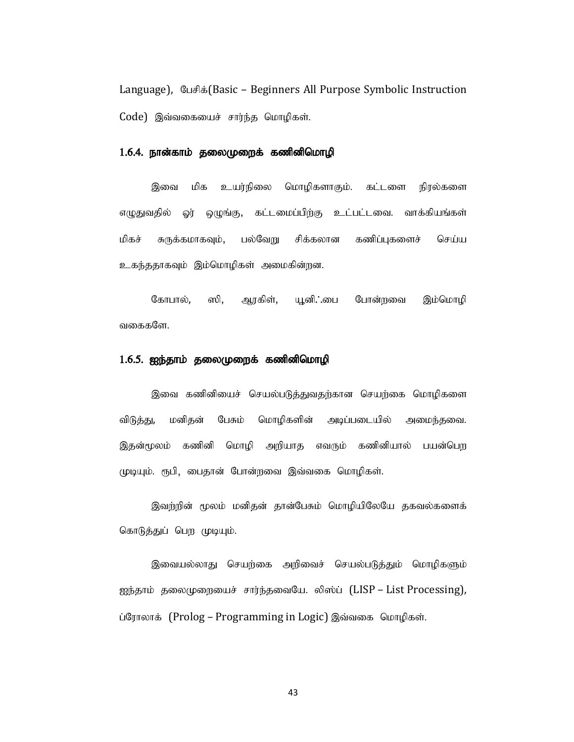Language), பேசிக்(Basic – Beginners All Purpose Symbolic Instruction Code) இவ்வகையைச் சார்ந்த மொழிகள்.

### 1.6.4. நான்காம் தலைமுறைக் கணினிமொழி

இவை மிக உயர்நிலை மொழிகளாகும். கட்டளை நிரல்களை எழுதுவதில் ஓர் ஒழுங்கு, கட்டமைப்பிற்கு உட்பட்டவை. வாக்கியங்கள் மிகச் சுருக்கமாகவும், பல்வேறு சிக்கலான கணிப்புகளைச் செய்ய உகந்ததாகவும் இம்மொழிகள் அமைகின்றன.

கோபால், ஸி, ஆரகிள், யூனி∴பை போன்றவை இம்மொழி வகைகளே.

### 1.6.5. ஐந்தாம் தலைமுறைக் கணினிமொழி

இவை கணினியைச் செயல்படுத்துவதற்கான செயற்கை மொழிகளை விடுத்து, மனிதன் பேசும் மொழிகளின் அடிப்படையில் அமைந்தவை. இதன்மூலம் கணினி மொழி அறியாத எவரும் கணினியால் பயன்பெற முடியும். ரூபி, பைதான் போன்றவை இவ்வகை மொழிகள்.

இவற்றின் மூலம் மனிதன் தான்பேசும் மொழியிலேயே தகவல்களைக் கொடுத்துப் பெற முடியும்.

இவையல்லாது செயற்கை அறிவைச் செயல்படுத்தும் மொழிகளும் ஐந்தாம் தலைமுறையைச் சார்ந்தவையே. லிஸ்ப் (LISP – List Processing), ப்ரோலாக் (Prolog – Programming in Logic) இவ்வகை மொழிகள்.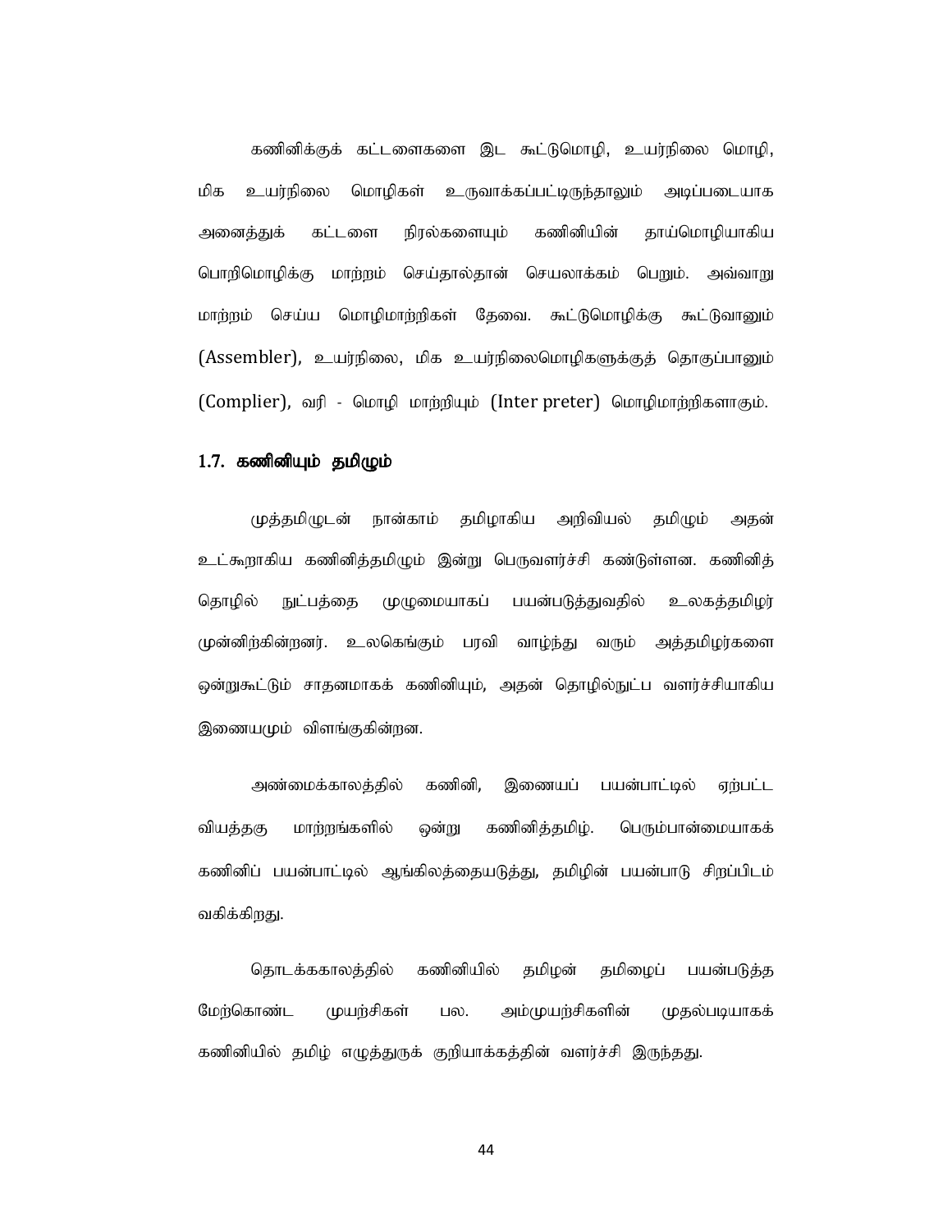கணினிக்குக் கட்டளைகளை இட கூட்டுமொழி, உயர்நிலை மொழி, மிக உயர்நிலை மொழிகள் உருவாக்கப்பட்டிருந்தாலும் அடிப்படையாக அனைத்துக் கட்டளை நிரல்களையும் கணினியின் தாய்மொழியாகிய பொறிமொழிக்கு மாற்றம் செய்தால்தான் செயலாக்கம் பெறும். அவ்வாறு மாற்றம் செய்ய மொழிமாற்றிகள் தேவை. கூட்டுமொழிக்கு கூட்டுவானும் (Assembler), உயர்நிலை, மிக உயர்நிலைமொழிகளுக்குத் தொகுப்பானும் (Complier), வரி - மொழி மாற்றியும் (Inter preter) மொழிமாற்றிகளாகும்.

## 1.7. கணினியும் தமிழும்

முத்தமிழுடன் நான்காம் தமிழாகிய அறிவியல் தமிழும் அதன் உட்கூறாகிய கணினித்தமிழும் இன்று பெருவளர்ச்சி கண்டுள்ளன. கணினித் தொழில் நுட்பத்தை முழுமையாகப் பயன்படுத்துவதில் உலகத்தமிழர் முன்னிற்கின்றனர். உலகெங்கும் பரவி வாழ்ந்து வரும் அத்தமிழர்களை ஒன்றுகூட்டும் சாதனமாகக் கணினியும், அதன் தொழில்நுட்ப வளர்ச்சியாகிய இணையமும் விளங்குகின்றன.

அண்மைக்காலத்தில் கணினி, இணையப் பயன்பாட்டில் ஏற்பட்ட வியத்தகு மாற்றங்களில் ஒன்று கணினித்தமிழ். பெரும்பான்மையாகக் கணினிப் பயன்பாட்டில் ஆங்கிலத்தையடுத்து, தமிழின் பயன்பாடு சிறப்பிடம் வகிக்கிறது.

தொடக்ககாலத்தில் கணினியில் தமிழன் தமிழைப் பயன்படுத்த மேற்கொண்ட முயற்சிகள் பல. அம்முயற்சிகளின் முதல்படியாகக் கணினியில் தமிழ் எழுத்துருக் குறியாக்கத்தின் வளர்ச்சி இருந்தது.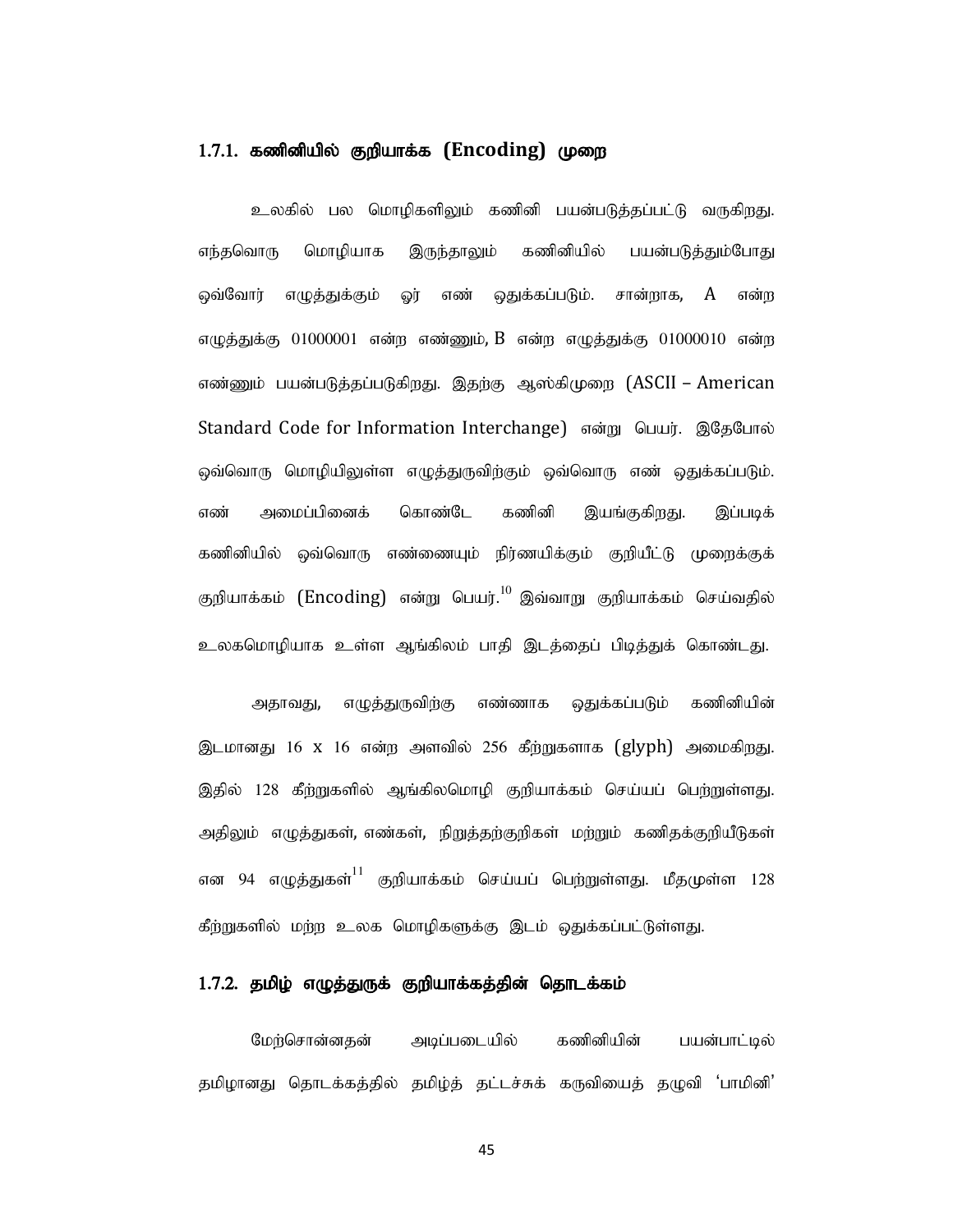### 1.7.1. கணினியில் குறியாக்க (Encoding) முறை

உலகில் பல மொழிகளிலும் கணினி பயன்படுத்தப்பட்டு வருகிறது. எந்தவொரு மொழியாக இருந்தாலும் கணினியில் பயன்படுத்தும்போது ஒவ்வோர் எழுத்துக்கும் ஓர் எண் ஒதுக்கப்படும். சான்றாக, A என்ற எழுத்துக்கு 01000001 என்ற எண்ணும், B என்ற எழுத்துக்கு 01000010 என்ற எண்ணும் பயன்படுத்தப்படுகிறது. இதற்கு ஆஸ்கிமுறை (ASCII – American Standard Code for Information Interchange) என்று பெயர். இதேபோல் ஒவ்வொரு மொழியிலுள்ள எழுத்துருவிற்கும் ஒவ்வொரு எண் ஒதுக்கப்படும். எண் அமைப்பினைக் கொண்டே கணினி இயங்குகிறது. இப்படிக் கணினியில் ஒவ்வொரு எண்ணையும் நிர்ணயிக்கும் குறியீட்டு முறைக்குக் குறியாக்கம் (Encoding) என்று பெயர்.[10] இவ்வாறு குறியாக்கம் செய்வதில் உலகமொழியாக உள்ள ஆங்கிலம் பாதி இடத்தைப் பிடித்துக் கொண்டது.

அதாவது, எழுத்துருவிற்கு எண்ணாக ஒதுக்கப்படும் கணினியின் இடமானது 16 x 16 என்ற அளவில் 256 கீற்றுகளாக (glyph) அமைகிறது. இதில் 128 கீற்றுகளில் ஆங்கிலமொழி குறியாக்கம் செய்யப் பெற்றுள்ளது. அதிலும் எழுத்துகள், எண்கள், நிறுத்தற்குறிகள் மற்றும் கணிதக்குறியீடுகள் என 94 எழுத்துகள்[11] குறியாக்கம் செய்யப் பெற்றுள்ளது. மீதமுள்ள 128 கீற்றுகளில் மற்ற உலக மொழிகளுக்கு இடம் ஒதுக்கப்பட்டுள்ளது.

### 1.7.2. தமிழ் எழுத்துருக் குறியாக்கத்தின் தொடக்கம்

மேற்சொன்னதன் அடிப்படையில் கணினியின் பயன்பாட்டில் தமிழானது தொடக்கத்தில் தமிழ்த் தட்டச்சுக் கருவியைத் தழுவி 'பாமினி'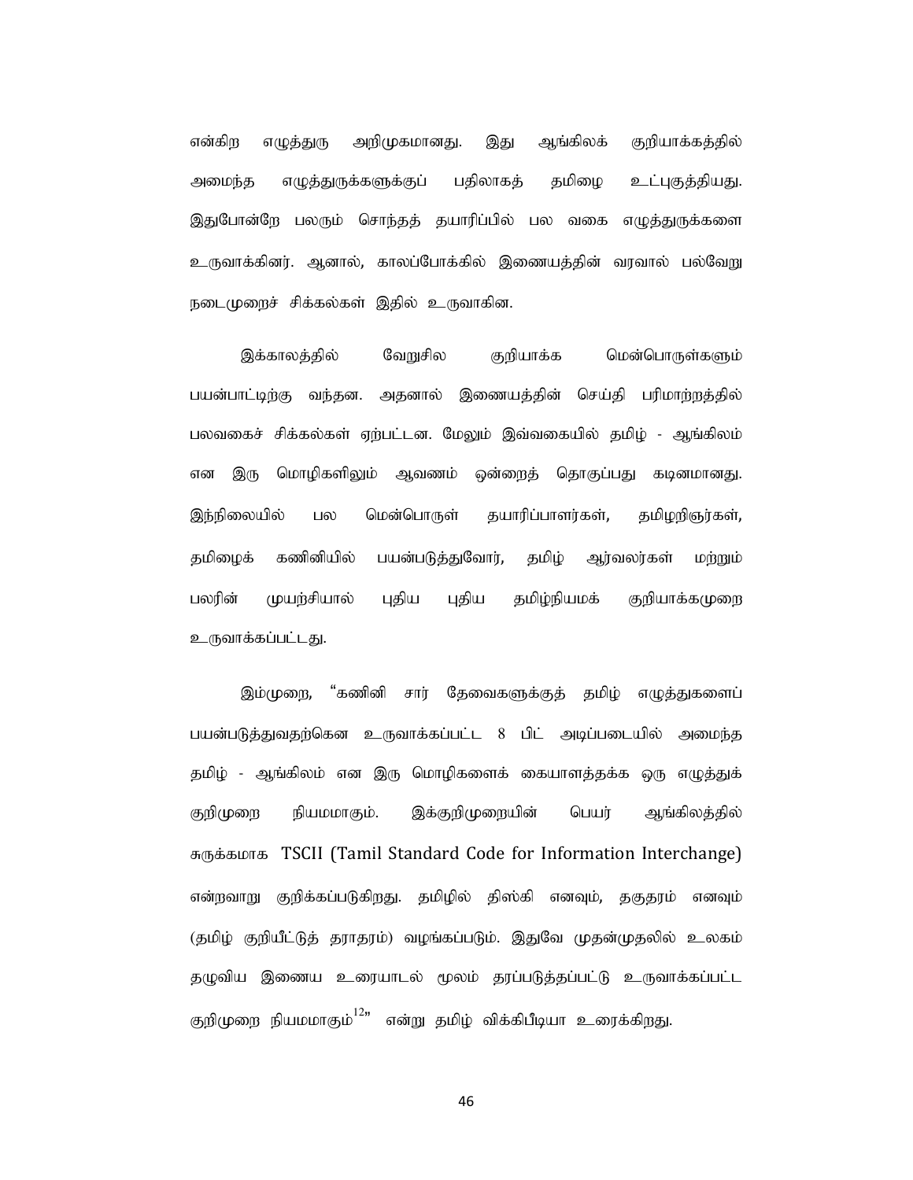என்கிற எழுத்துரு அறிமுகமானது. இது ஆங்கிலக் குறியாக்கத்தில் அமைந்த எழுத்துருக்களுக்குப் பதிலாகத் தமிழை உட்புகுத்தியது. இதுபோன்றே பலரும் சொந்தத் தயாரிப்பில் பல வகை எழுத்துருக்களை உருவாக்கினர். ஆனால், காலப்போக்கில் இணையத்தின் வரவால் பல்வேறு நடைமுறைச் சிக்கல்கள் இதில் உருவாகின.

இக்காலத்தில் வேறுசில குறியாக்க மென்பொருள்களும் பயன்பாட்டிற்கு வந்தன. அதனால் இணையத்தின் செய்தி பரிமாற்றத்தில் பலவகைச் சிக்கல்கள் ஏற்பட்டன. மேலும் இவ்வகையில் தமிழ் - ஆங்கிலம் என இரு மொழிகளிலும் ஆவணம் ஒன்றைத் தொகுப்பது கடினமானது. இந்நிலையில் பல மென்பொருள் தயாரிப்பாளர்கள், தமிழறிஞர்கள், தமிழைக் கணினியில் பயன்படுத்துவோர், தமிழ் ஆர்வலர்கள் மற்றும் பலரின் முயற்சியால் புதிய புதிய தமிழ்நியமக் குறியாக்கமுறை உருவாக்கப்பட்டது.

இம்முறை, "கணினி சார் தேவைகளுக்குத் தமிழ் எழுத்துகளைப் பயன்படுத்துவதற்கென உருவாக்கப்பட்ட 8 பிட் அடிப்படையில் அமைந்த தமிழ் - ஆங்கிலம் என இரு மொழிகளைக் கையாளத்தக்க ஒரு எழுத்துக் குறிமுறை நியமமாகும். இக்குறிமுறையின் பெயர் ஆங்கிலத்தில் சுருக்கமாக TSCII (Tamil Standard Code for Information Interchange) என்றவாறு குறிக்கப்படுகிறது. தமிழில் திஸ்கி எனவும், தகுதரம் எனவும் (தமிழ் குறியீட்டுத் தராதரம்) வழங்கப்படும். இதுவே முதன்முதலில் உலகம் தழுவிய இணைய உரையாடல் மூலம் தரப்படுத்தப்பட்டு உருவாக்கப்பட்ட குறிமுறை நியமமாகும்[12]" என்று தமிழ் விக்கிபீடியா உரைக்கிறது.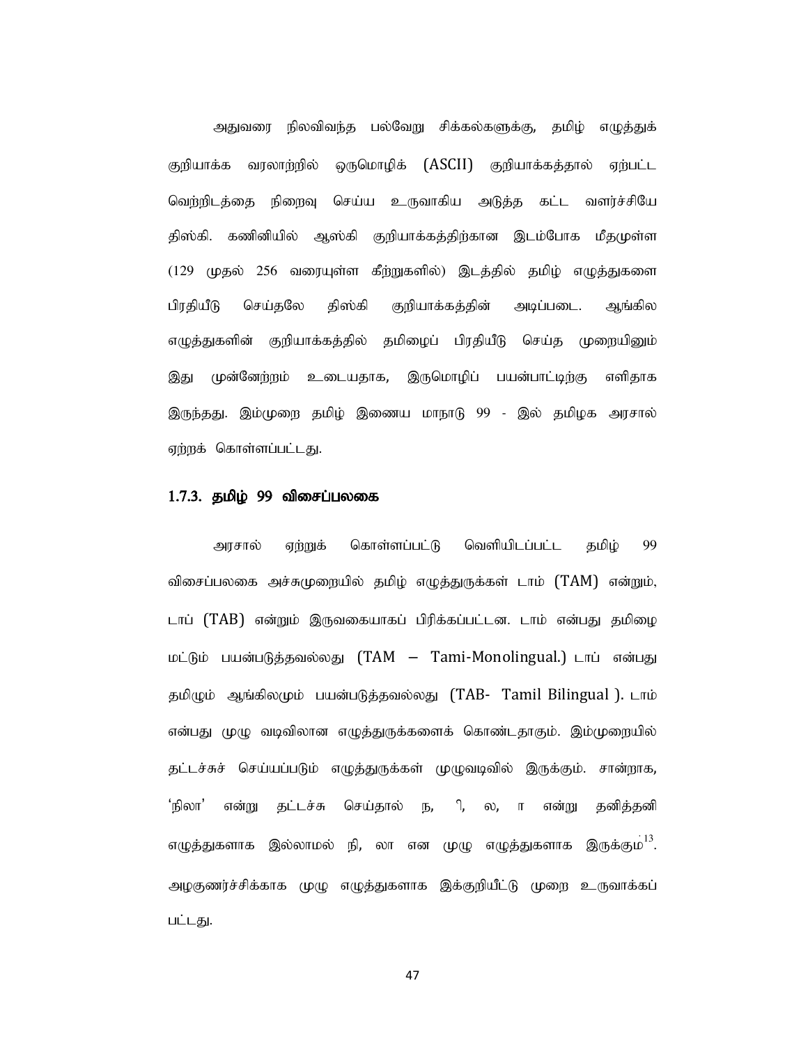அதுவரை நிலவிவந்த பல்வேறு சிக்கல்களுக்கு, தமிழ் எழுத்துக் குறியாக்க வரலாற்றில் ஒருமொழிக் (ASCII) குறியாக்கத்தால் ஏற்பட்ட வெற்றிடத்தை நிறைவு செய்ய உருவாகிய அடுத்த கட்ட வளர்ச்சியே திஸ்கி. கணினியில் ஆஸ்கி குறியாக்கத்திற்கான இடம்போக மீதமுள்ள (129 முதல் 256 வரையுள்ள கீற்றுகளில்) இடத்தில் தமிழ் எழுத்துகளை பிரதியீடு செய்தலே திஸ்கி குறியாக்கத்தின் அடிப்படை. ஆங்கில எழுத்துகளின் குறியாக்கத்தில் தமிழைப் பிரதியீடு செய்த முறையினும் இது முன்னேற்றம் உடையதாக, இருமொழிப் பயன்பாட்டிற்கு எளிதாக இருந்தது. இம்முறை தமிழ் இணைய மாநாடு 99 - இல் தமிழக அரசால் ஏற்றுக் கொள்ளப்பட்டது.

### 1.7.3. தமிழ் 99 விசைப்பலகை

அரசால் ஏற்றுக் கொள்ளப்பட்டு வெளியிடப்பட்ட தமிழ் 99 விசைப்பலகை அச்சுமுறையில் தமிழ் எழுத்துருக்கள் டாம் (TAM) என்றும், டாப் (TAB) என்றும் இருவகையாகப் பிரிக்கப்பட்டன. டாம் என்பது தமிழை மட்டும் பயன்படுத்தவல்லது (TAM – Tami-Monolingual.) டாப் என்பது தமிழும் ஆங்கிலமும் பயன்படுத்தவல்லது (TAB- Tamil Bilingual ). டாம் என்பது முழு வடிவிலான எழுத்துருக்களைக் கொண்டதாகும். இம்முறையில் தட்டச்சுச் செய்யப்படும் எழுத்துருக்கள் முழுவடிவில் இருக்கும். சான்றாக, ‘நிலா’ என்று தட்டச்சு செய்தால் ந, ி, ல, ா என்று தனித்தனி எழுத்துகளாக இல்லாமல் நி, லா என முழு எழுத்துகளாக இருக்கும்[13]. அழகுணர்ச்சிக்காக முழு எழுத்துகளாக இக்குறியீட்டு முறை உருவாக்கப் பட்டது.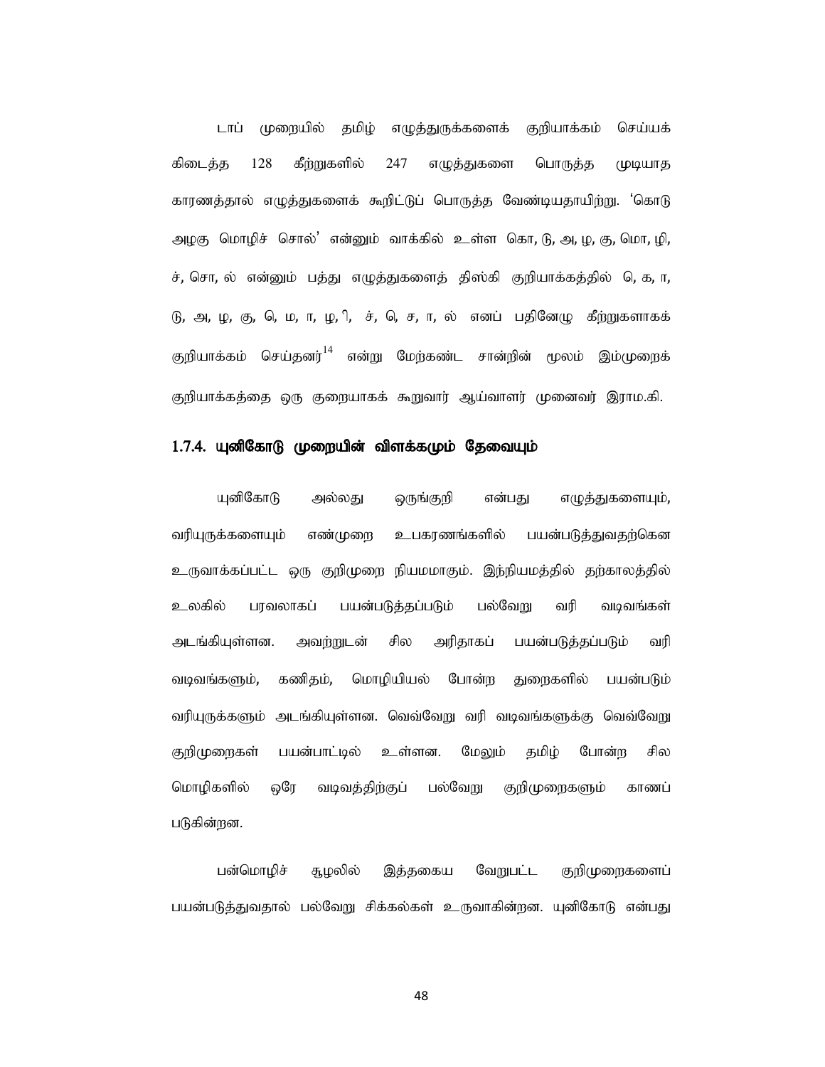டாப் முறையில் தமிழ் எழுத்துருக்களைக் குறியாக்கம் செய்யக் கிடைத்த 128 கீற்றுகளில் 247 எழுத்துகளை பொருத்த முடியாத காரணத்தால் எழுத்துகளைக் கூறிட்டுப் பொருத்த வேண்டியதாயிற்று. ‘கொடு அழகு மொழிச் சொல்’ என்னும் வாக்கில் உள்ள கொ, டு, அ, ழ, கு, மொ, ழி, ச், சொ, ல் என்னும் பத்து எழுத்துகளைத் திஸ்கி குறியாக்கத்தில் ெ, க, ா, டு, அ, ழ, கு, ெ, ம, ா, ழ, ி, ச், ெ, ச, ா, ல் எனப் பதினேழு கீற்றுகளாகக் குறியாக்கம் செய்தனர்[14] என்று மேற்கண்ட சான்றின் மூலம் இம்முறைக் குறியாக்கத்தை ஒரு குறையாகக் கூறுவார் ஆய்வாளர் முனைவர் இராம.கி.

### 1.7.4. யுனிகோடு முறையின் விளக்கமும் தேவையும்

யுனிகோடு அல்லது ஒருங்குறி என்பது எழுத்துகளையும், வரியுருக்களையும் எண்முறை உபகரணங்களில் பயன்படுத்துவதற்கென உருவாக்கப்பட்ட ஒரு குறிமுறை நியமமாகும். இந்நியமத்தில் தற்காலத்தில் உலகில் பரவலாகப் பயன்படுத்தப்படும் பல்வேறு வரி வடிவங்கள் அடங்கியுள்ளன. அவற்றுடன் சில அரிதாகப் பயன்படுத்தப்படும் வரி வடிவங்களும், கணிதம், மொழியியல் போன்ற துறைகளில் பயன்படும் வரியுருக்களும் அடங்கியுள்ளன. வெவ்வேறு வரி வடிவங்களுக்கு வெவ்வேறு குறிமுறைகள் பயன்பாட்டில் உள்ளன. மேலும் தமிழ் போன்ற சில மொழிகளில் ஒரே வடிவத்திற்குப் பல்வேறு குறிமுறைகளும் காணப் படுகின்றன.

பன்மொழிச் சூழலில் இத்தகைய வேறுபட்ட குறிமுறைகளைப் பயன்படுத்துவதால் பல்வேறு சிக்கல்கள் உருவாகின்றன. யுனிகோடு என்பது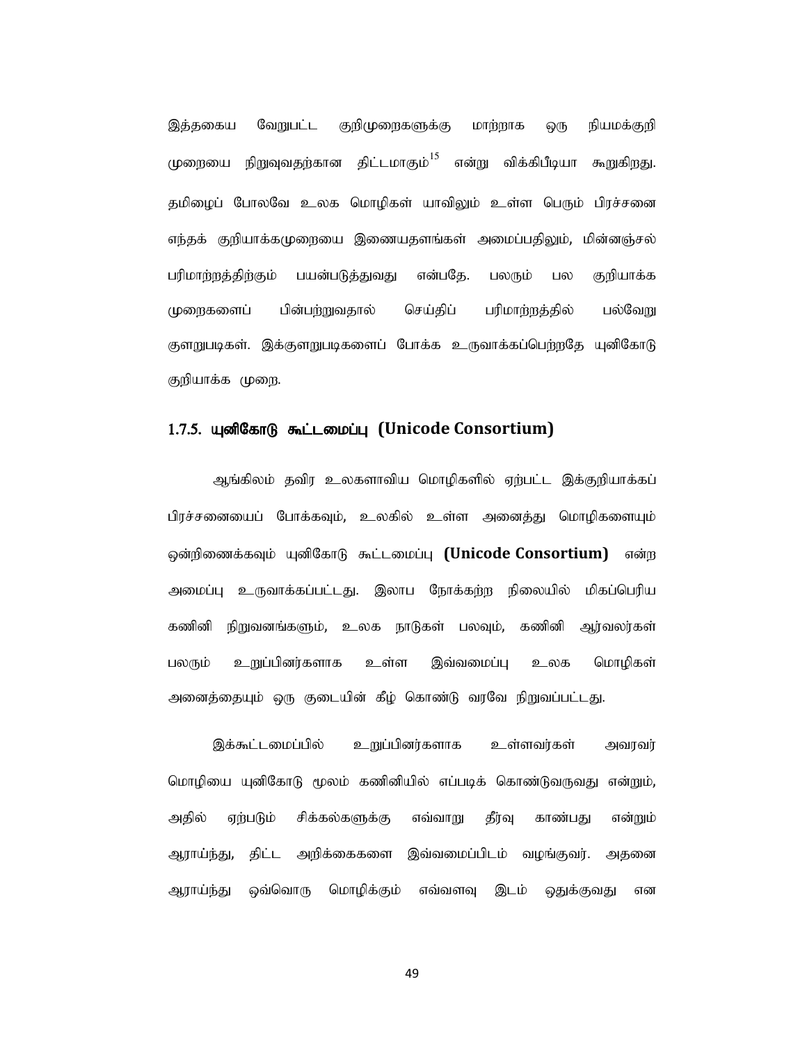இத்தகைய வேறுபட்ட குறிமுறைகளுக்கு மாற்றாக ஒரு நியமக்குறி முறையை நிறுவுவதற்கான திட்டமாகும்[15] என்று விக்கிபீடியா கூறுகிறது. தமிழைப் போலவே உலக மொழிகள் யாவிலும் உள்ள பெரும் பிரச்சனை எந்தக் குறியாக்கமுறையை இணையதளங்கள் அமைப்பதிலும், மின்னஞ்சல் பரிமாற்றத்திற்கும் பயன்படுத்துவது என்பதே. பலரும் பல குறியாக்க முறைகளைப் பின்பற்றுவதால் செய்திப் பரிமாற்றத்தில் பல்வேறு குளறுபடிகள். இக்குளறுபடிகளைப் போக்க உருவாக்கப்பெற்றதே யுனிகோடு குறியாக்க முறை.

### 1.7.5. யுனிகோடு கூட்டமைப்பு (Unicode Consortium)

ஆங்கிலம் தவிர உலகளாவிய மொழிகளில் ஏற்பட்ட இக்குறியாக்கப் பிரச்சனையைப் போக்கவும், உலகில் உள்ள அனைத்து மொழிகளையும் ஒன்றிணைக்கவும் யுனிகோடு கூட்டமைப்பு **(Unicode Consortium)** என்ற அமைப்பு உருவாக்கப்பட்டது. இலாப நோக்கற்ற நிலையில் மிகப்பெரிய கணினி நிறுவனங்களும், உலக நாடுகள் பலவும், கணினி ஆர்வலர்கள் பலரும் உறுப்பினர்களாக உள்ள இவ்வமைப்பு உலக மொழிகள் அனைத்தையும் ஒரு குடையின் கீழ் கொண்டு வரவே நிறுவப்பட்டது.

இக்கூட்டமைப்பில் உறுப்பினர்களாக உள்ளவர்கள் அவரவர் மொழியை யுனிகோடு மூலம் கணினியில் எப்படிக் கொண்டுவருவது என்றும், அதில் ஏற்படும் சிக்கல்களுக்கு எவ்வாறு தீர்வு காண்பது என்றும் ஆராய்ந்து, திட்ட அறிக்கைகளை இவ்வமைப்பிடம் வழங்குவர். அதனை ஆராய்ந்து ஒவ்வொரு மொழிக்கும் எவ்வளவு இடம் ஒதுக்குவது என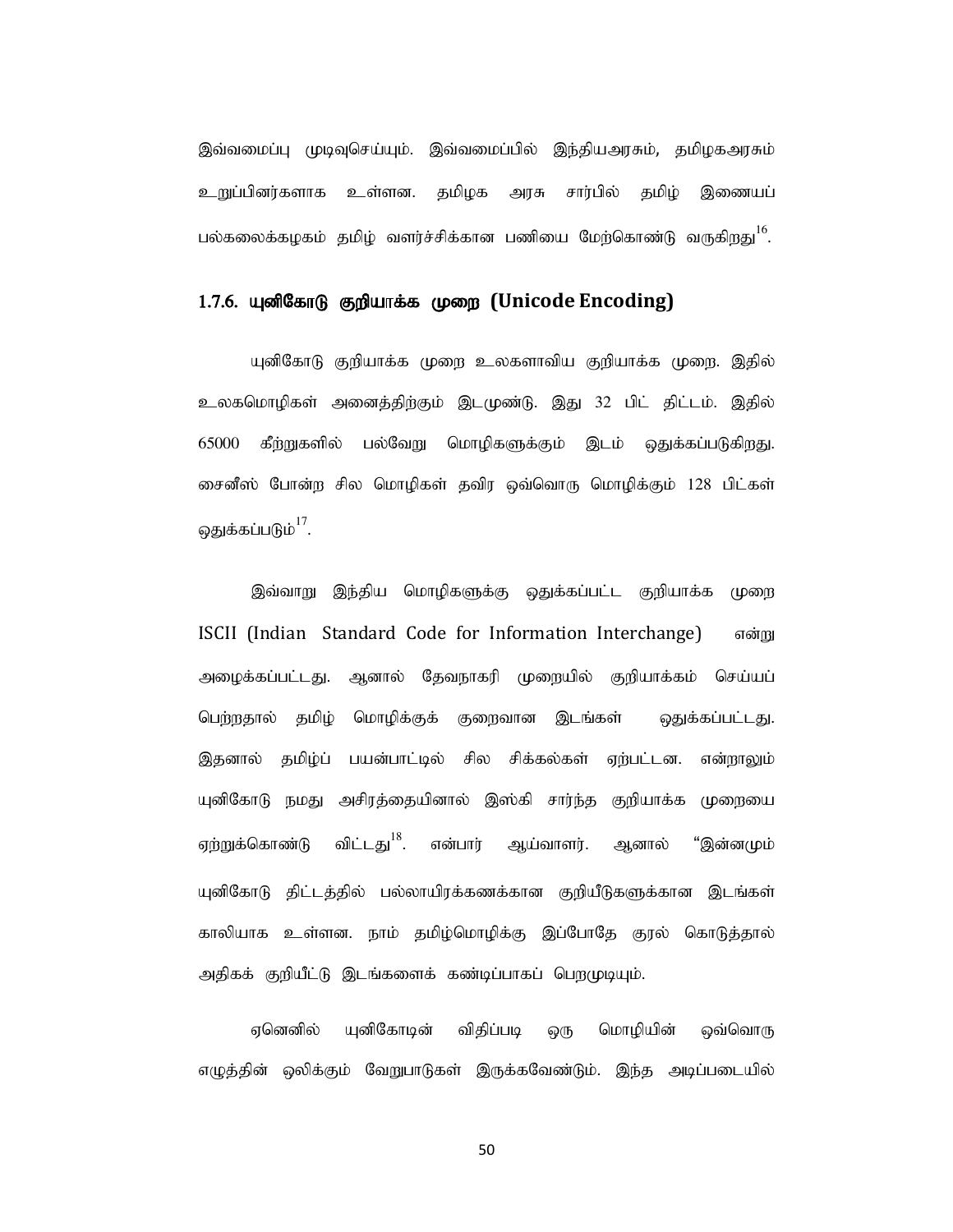இவ்வமைப்பு முடிவுசெய்யும். இவ்வமைப்பில் இந்தியஅரசும், தமிழகஅரசும் உறுப்பினர்களாக உள்ளன. தமிழக அரசு சார்பில் தமிழ் இணையப் பல்கலைக்கழகம் தமிழ் வளர்ச்சிக்கான பணியை மேற்கொண்டு வருகிறது[16].

### 1.7.6. யுனிகோடு குறியாக்க முறை (Unicode Encoding)

யுனிகோடு குறியாக்க முறை உலகளாவிய குறியாக்க முறை. இதில் உலகமொழிகள் அனைத்திற்கும் இடமுண்டு. இது 32 பிட் திட்டம். இதில் 65000 கீற்றுகளில் பல்வேறு மொழிகளுக்கும் இடம் ஒதுக்கப்படுகிறது. சைனீஸ் போன்ற சில மொழிகள் தவிர ஒவ்வொரு மொழிக்கும் 128 பிட்கள் ஒதுக்கப்படும்[17].

இவ்வாறு இந்திய மொழிகளுக்கு ஒதுக்கப்பட்ட குறியாக்க முறை ISCII (Indian Standard Code for Information Interchange) என்று அழைக்கப்பட்டது. ஆனால் தேவநாகரி முறையில் குறியாக்கம் செய்யப் பெற்றதால் தமிழ் மொழிக்குக் குறைவான இடங்கள் ஒதுக்கப்பட்டது. இதனால் தமிழ்ப் பயன்பாட்டில் சில சிக்கல்கள் ஏற்பட்டன. என்றாலும் யுனிகோடு நமது அசிரத்தையினால் இஸ்கி சார்ந்த குறியாக்க முறையை ஏற்றுக்கொண்டு விட்டது[18]. என்பார் ஆய்வாளர். ஆனால் "இன்னமும் யுனிகோடு திட்டத்தில் பல்லாயிரக்கணக்கான குறியீடுகளுக்கான இடங்கள் காலியாக உள்ளன. நாம் தமிழ்மொழிக்கு இப்போதே குரல் கொடுத்தால் அதிகக் குறியீட்டு இடங்களைக் கண்டிப்பாகப் பெறமுடியும்.

ஏனெனில் யுனிகோடின் விதிப்படி ஒரு மொழியின் ஒவ்வொரு எழுத்தின் ஒலிக்கும் வேறுபாடுகள் இருக்கவேண்டும். இந்த அடிப்படையில்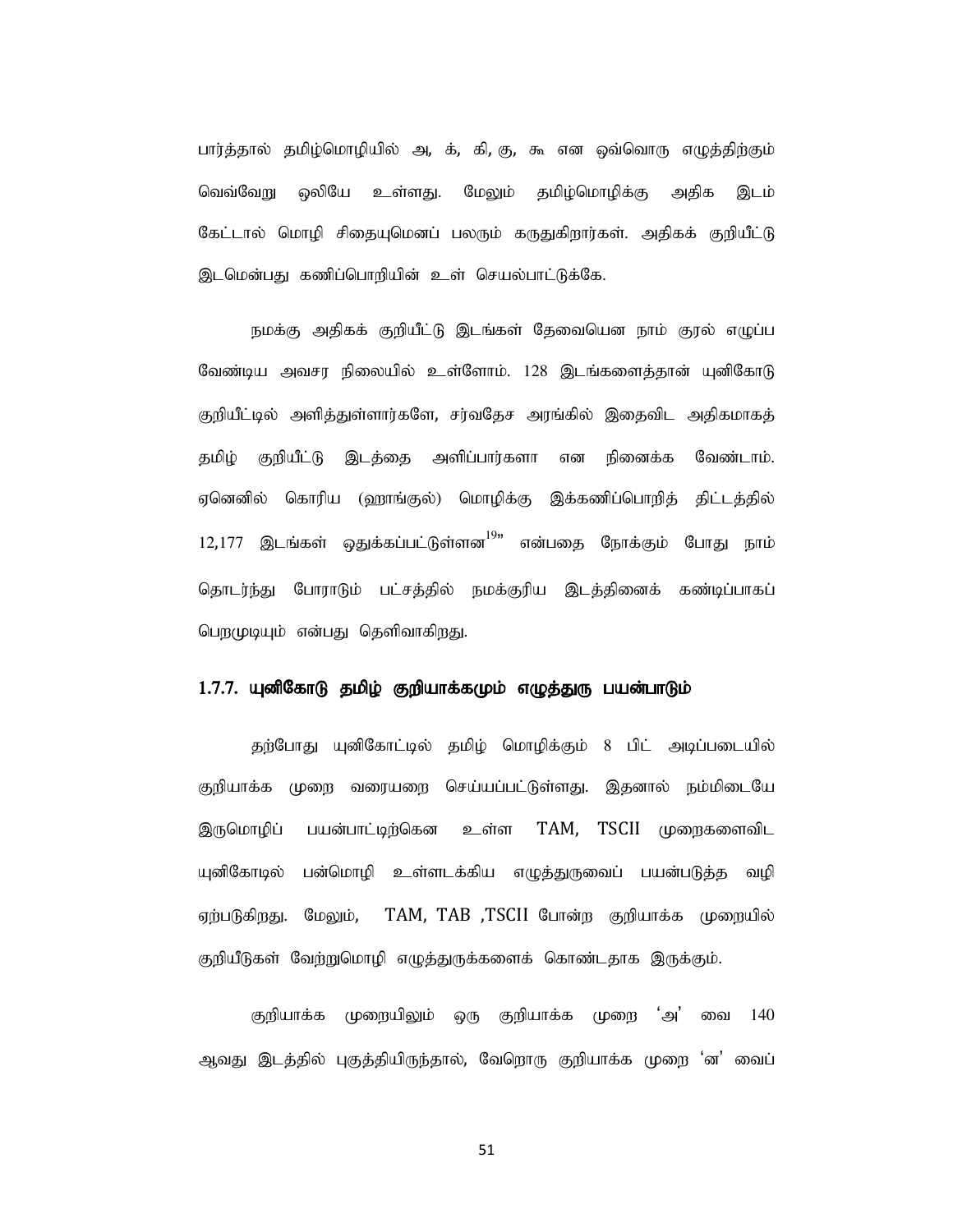பார்த்தால் தமிழ்மொழியில் அ, க், கி, கு, கூ என ஒவ்வொரு எழுத்திற்கும் வெவ்வேறு ஒலியே உள்ளது. மேலும் தமிழ்மொழிக்கு அதிக இடம் கேட்டால் மொழி சிதையுமெனப் பலரும் கருதுகிறார்கள். அதிகக் குறியீட்டு இடமென்பது கணிப்பொறியின் உள் செயல்பாட்டுக்கே.

நமக்கு அதிகக் குறியீட்டு இடங்கள் தேவையென நாம் குரல் எழுப்ப வேண்டிய அவசர நிலையில் உள்ளோம். 128 இடங்களைத்தான் யுனிகோடு குறியீட்டில் அளித்துள்ளார்களே, சர்வதேச அரங்கில் இதைவிட அதிகமாகத் தமிழ் குறியீட்டு இடத்தை அளிப்பார்களா என நினைக்க வேண்டாம். ஏனெனில் கொரிய (ஹாங்குல்) மொழிக்கு இக்கணிப்பொறித் திட்டத்தில் 12,177 இடங்கள் ஒதுக்கப்பட்டுள்ளன[19]" என்பதை நோக்கும் போது நாம் தொடர்ந்து போராடும் பட்சத்தில் நமக்குரிய இடத்தினைக் கண்டிப்பாகப் பெறமுடியும் என்பது தெளிவாகிறது.

### 1.7.7. யுனிகோடு தமிழ் குறியாக்கமும் எழுத்துரு பயன்பாடும்

தற்போது யுனிகோட்டில் தமிழ் மொழிக்கும் 8 பிட் அடிப்படையில் குறியாக்க முறை வரையறை செய்யப்பட்டுள்ளது. இதனால் நம்மிடையே இருமொழிப் பயன்பாட்டிற்கென உள்ள TAM, TSCII முறைகளைவிட யுனிகோடில் பன்மொழி உள்ளடக்கிய எழுத்துருவைப் பயன்படுத்த வழி ஏற்படுகிறது. மேலும், TAM, TAB ,TSCII போன்ற குறியாக்க முறையில் குறியீடுகள் வேற்றுமொழி எழுத்துருக்களைக் கொண்டதாக இருக்கும்.

குறியாக்க முறையிலும் ஒரு குறியாக்க முறை ‘அ’ வை 140 ஆவது இடத்தில் புகுத்தியிருந்தால், வேறொரு குறியாக்க முறை ‘ன’ வைப்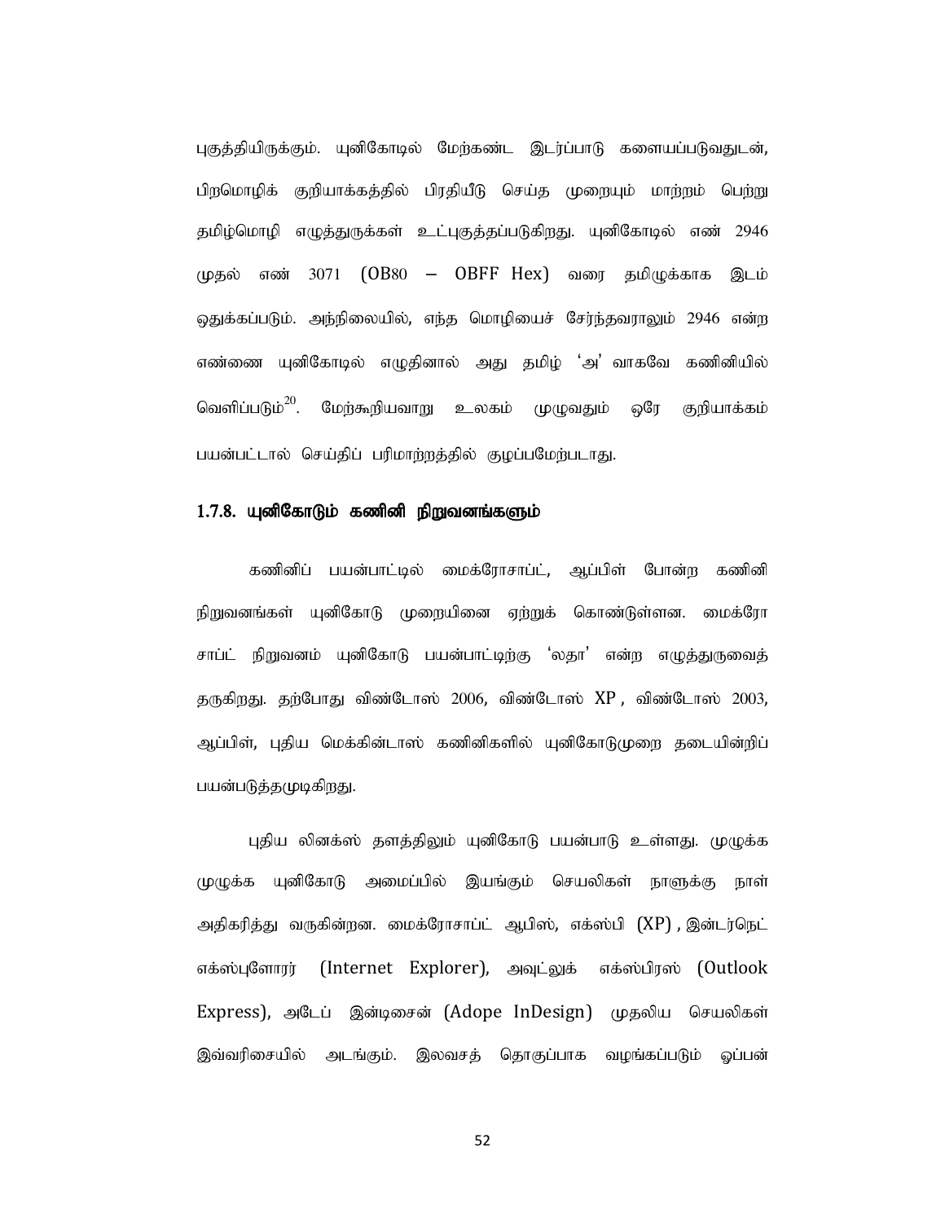புகுத்தியிருக்கும். யுனிகோடில் மேற்கண்ட இடர்ப்பாடு களையப்படுவதுடன், பிறமொழிக் குறியாக்கத்தில் பிரதியீடு செய்த முறையும் மாற்றம் பெற்று தமிழ்மொழி எழுத்துருக்கள் உட்புகுத்தப்படுகிறது. யுனிகோடில் எண் 2946 முதல் எண் 3071 (OB80 – OBFF Hex) வரை தமிழுக்காக இடம் ஒதுக்கப்படும். அந்நிலையில், எந்த மொழியைச் சேர்ந்தவராலும் 2946 என்ற எண்ணை யுனிகோடில் எழுதினால் அது தமிழ் 'அ' வாகவே கணினியில் வெளிப்படும்[20]. மேற்கூறியவாறு உலகம் முழுவதும் ஒரே குறியாக்கம் பயன்பட்டால் செய்திப் பரிமாற்றத்தில் குழப்பமேற்படாது.

### 1.7.8. யுனிகோடும் கணினி நிறுவனங்களும்

கணினிப் பயன்பாட்டில் மைக்ரோசாப்ட், ஆப்பிள் போன்ற கணினி நிறுவனங்கள் யுனிகோடு முறையினை ஏற்றுக் கொண்டுள்ளன. மைக்ரோ சாப்ட் நிறுவனம் யுனிகோடு பயன்பாட்டிற்கு 'லதா' என்ற எழுத்துருவைத் தருகிறது. தற்போது விண்டோஸ் 2006, விண்டோஸ் XP, விண்டோஸ் 2003, ஆப்பிள், புதிய மெக்கின்டாஸ் கணினிகளில் யுனிகோடுமுறை தடையின்றிப் பயன்படுத்தமுடிகிறது.

புதிய லினக்ஸ் தளத்திலும் யுனிகோடு பயன்பாடு உள்ளது. முழுக்க முழுக்க யுனிகோடு அமைப்பில் இயங்கும் செயலிகள் நாளுக்கு நாள் அதிகரித்து வருகின்றன. மைக்ரோசாப்ட் ஆபிஸ், எக்ஸ்பி (XP), இன்டர்நெட் எக்ஸ்புளோரர் (Internet Explorer), அவுட்லுக் எக்ஸ்பிரஸ் (Outlook Express), அடேப் இன்டிசைன் (Adope InDesign) முதலிய செயலிகள் இவ்வரிசையில் அடங்கும். இலவசத் தொகுப்பாக வழங்கப்படும் ஓப்பன்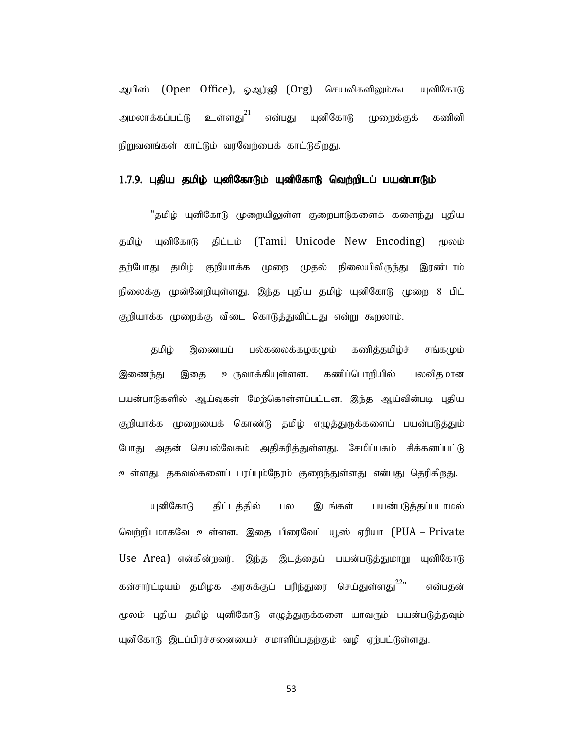ஆபிஸ் (Open Office), ஓஆர்ஜி (Org) செயலிகளிலும்கூட யுனிகோடு அமலாக்கப்பட்டு உள்ளது[21] என்பது யுனிகோடு முறைக்குக் கணினி நிறுவனங்கள் காட்டும் வரவேற்பைக் காட்டுகிறது.

### 1.7.9. புதிய தமிழ் யுனிகோடும் யுனிகோடு வெற்றிடப் பயன்பாடும்

"தமிழ் யுனிகோடு முறையிலுள்ள குறைபாடுகளைக் களைந்து புதிய தமிழ் யுனிகோடு திட்டம் (Tamil Unicode New Encoding) மூலம் தற்போது தமிழ் குறியாக்க முறை முதல் நிலையிலிருந்து இரண்டாம் நிலைக்கு முன்னேறியுள்ளது. இந்த புதிய தமிழ் யுனிகோடு முறை 8 பிட் குறியாக்க முறைக்கு விடை கொடுத்துவிட்டது என்று கூறலாம்.

தமிழ் இணையப் பல்கலைக்கழகமும் கணித்தமிழ்ச் சங்கமும் இணைந்து இதை உருவாக்கியுள்ளன. கணிப்பொறியில் பலவிதமான பயன்பாடுகளில் ஆய்வுகள் மேற்கொள்ளப்பட்டன. இந்த ஆய்வின்படி புதிய குறியாக்க முறையைக் கொண்டு தமிழ் எழுத்துருக்களைப் பயன்படுத்தும் போது அதன் செயல்வேகம் அதிகரித்துள்ளது. சேமிப்பகம் சிக்கனப்பட்டு உள்ளது. தகவல்களைப் பரப்பும்நேரம் குறைந்துள்ளது என்பது தெரிகிறது.

யுனிகோடு திட்டத்தில் பல இடங்கள் பயன்படுத்தப்படாமல் வெற்றிடமாகவே உள்ளன. இதை பிரைவேட் யூஸ் ஏரியா (PUA – Private Use Area) என்கின்றனர். இந்த இடத்தைப் பயன்படுத்துமாறு யுனிகோடு கன்சார்ட்டியம் தமிழக அரசுக்குப் பரிந்துரை செய்துள்ளது[22]" என்பதன் மூலம் புதிய தமிழ் யுனிகோடு எழுத்துருக்களை யாவரும் பயன்படுத்தவும் யுனிகோடு இடப்பிரச்சனையைச் சமாளிப்பதற்கும் வழி ஏற்பட்டுள்ளது.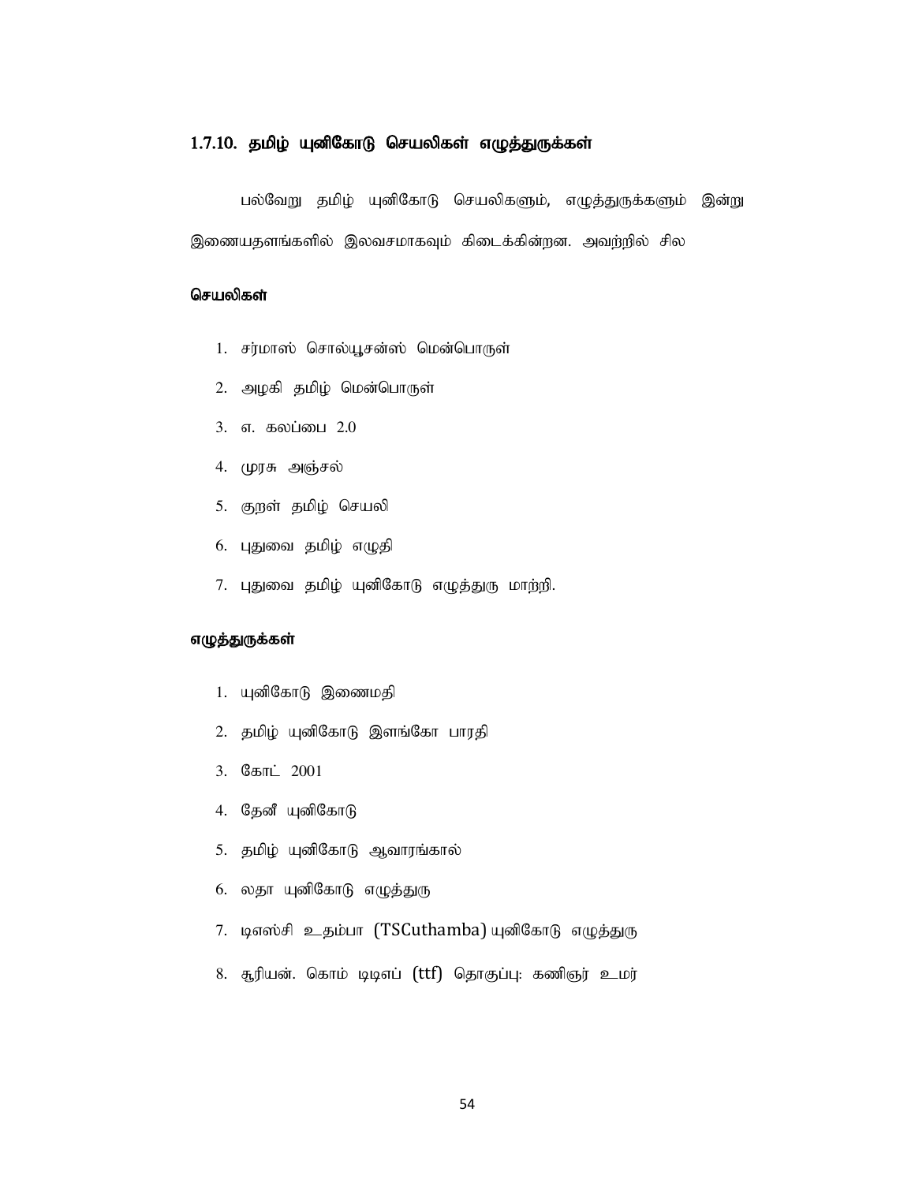### 1.7.10. தமிழ் யுனிகோடு செயலிகள் எழுத்துருக்கள்

பல்வேறு தமிழ் யுனிகோடு செயலிகளும், எழுத்துருக்களும் இன்று இணையதளங்களில் இலவசமாகவும் கிடைக்கின்றன. அவற்றில் சில

**செயலிகள்**

1. சர்மாஸ் சொல்யூசன்ஸ் மென்பொருள்
2. அழகி தமிழ் மென்பொருள்
3. எ. கலப்பை 2.0
4. முரசு அஞ்சல்
5. குறள் தமிழ் செயலி
6. புதுவை தமிழ் எழுதி
7. புதுவை தமிழ் யுனிகோடு எழுத்துரு மாற்றி.

**எழுத்துருக்கள்**

1. யுனிகோடு இணைமதி
2. தமிழ் யுனிகோடு இளங்கோ பாரதி
3. கோட் 2001
4. தேனீ யுனிகோடு
5. தமிழ் யுனிகோடு ஆவாரங்கால்
6. லதா யுனிகோடு எழுத்துரு
7. டிஎஸ்சி உதம்பா (TSCuthamba) யுனிகோடு எழுத்துரு
8. சூரியன். கொம் டிடிஎப் (ttf) தொகுப்பு: கணிஞர் உமர்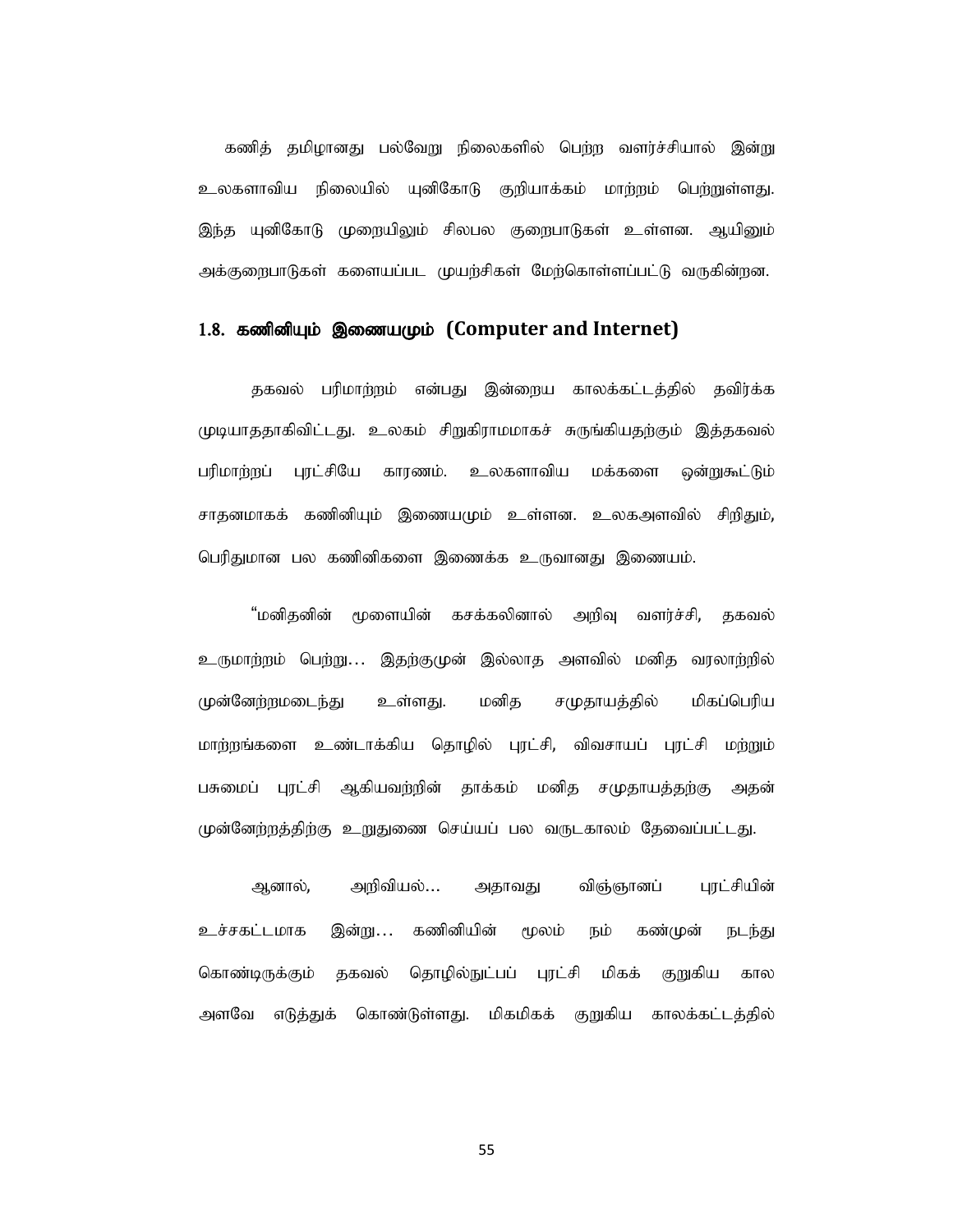கணித் தமிழானது பல்வேறு நிலைகளில் பெற்ற வளர்ச்சியால் இன்று உலகளாவிய நிலையில் யுனிகோடு குறியாக்கம் மாற்றம் பெற்றுள்ளது. இந்த யுனிகோடு முறையிலும் சிலபல குறைபாடுகள் உள்ளன. ஆயினும் அக்குறைபாடுகள் களையப்பட முயற்சிகள் மேற்கொள்ளப்பட்டு வருகின்றன.

## 1.8. கணினியும் இணையமும் (Computer and Internet)

தகவல் பரிமாற்றம் என்பது இன்றைய காலக்கட்டத்தில் தவிர்க்க முடியாததாகிவிட்டது. உலகம் சிறுகிராமமாகச் சுருங்கியதற்கும் இத்தகவல் பரிமாற்றப் புரட்சியே காரணம். உலகளாவிய மக்களை ஒன்றுகூட்டும் சாதனமாகக் கணினியும் இணையமும் உள்ளன. உலகஅளவில் சிறிதும், பெரிதுமான பல கணினிகளை இணைக்க உருவானது இணையம்.

“மனிதனின் மூளையின் கசக்கலினால் அறிவு வளர்ச்சி, தகவல் உருமாற்றம் பெற்று… இதற்குமுன் இல்லாத அளவில் மனித வரலாற்றில் முன்னேற்றமடைந்து உள்ளது. மனித சமுதாயத்தில் மிகப்பெரிய மாற்றங்களை உண்டாக்கிய தொழில் புரட்சி, விவசாயப் புரட்சி மற்றும் பசுமைப் புரட்சி ஆகியவற்றின் தாக்கம் மனித சமுதாயத்தற்கு அதன் முன்னேற்றத்திற்கு உறுதுணை செய்யப் பல வருடகாலம் தேவைப்பட்டது.

ஆனால், அறிவியல்… அதாவது விஞ்ஞானப் புரட்சியின் உச்சகட்டமாக இன்று… கணினியின் மூலம் நம் கண்முன் நடந்து கொண்டிருக்கும் தகவல் தொழில்நுட்பப் புரட்சி மிகக் குறுகிய கால அளவே எடுத்துக் கொண்டுள்ளது. மிகமிகக் குறுகிய காலக்கட்டத்தில்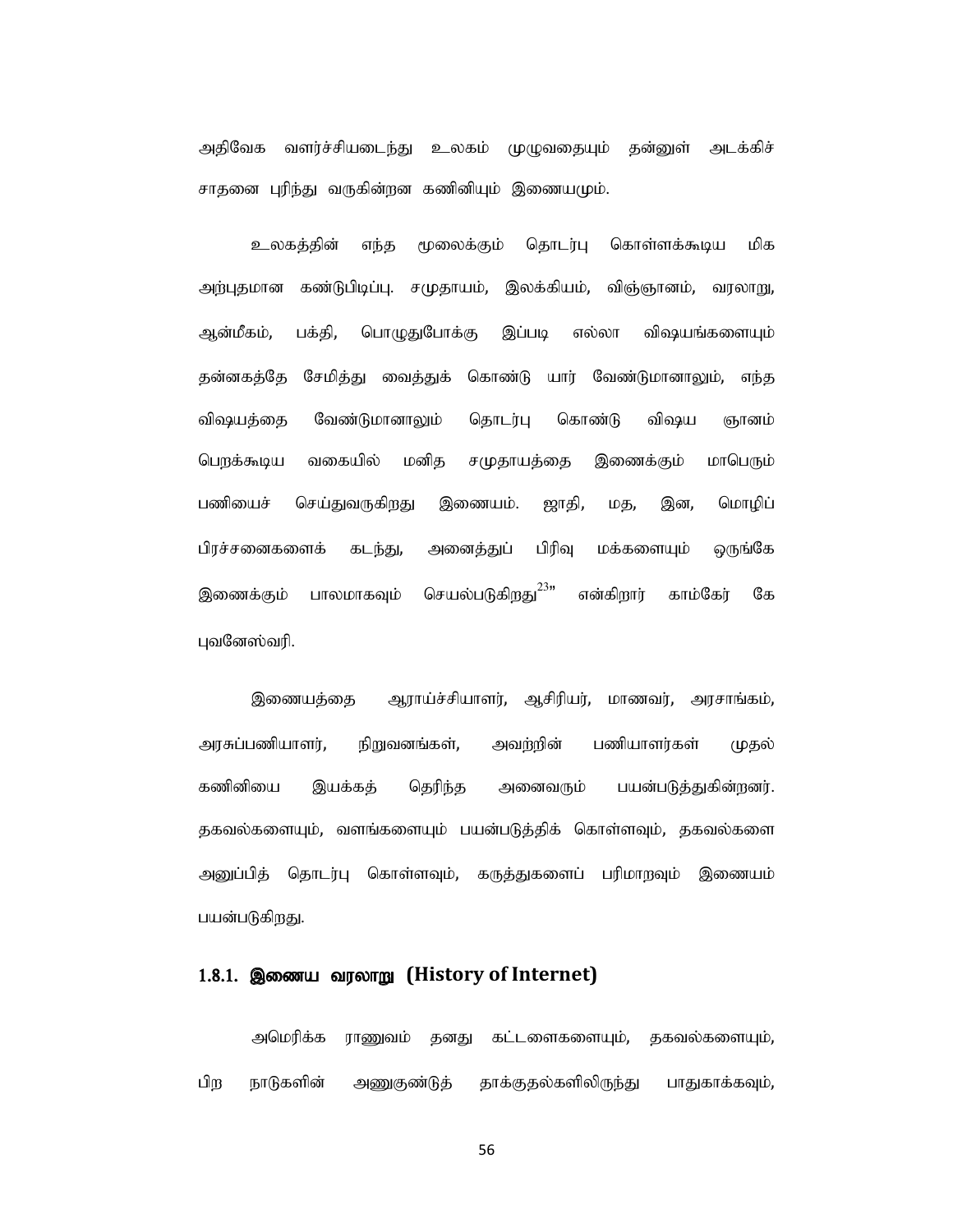அதிவேக வளர்ச்சியடைந்து உலகம் முழுவதையும் தன்னுள் அடக்கிச் சாதனை புரிந்து வருகின்றன கணினியும் இணையமும்.

உலகத்தின் எந்த மூலைக்கும் தொடர்பு கொள்ளக்கூடிய மிக அற்புதமான கண்டுபிடிப்பு. சமுதாயம், இலக்கியம், விஞ்ஞானம், வரலாறு, ஆன்மீகம், பக்தி, பொழுதுபோக்கு இப்படி எல்லா விஷயங்களையும் தன்னகத்தே சேமித்து வைத்துக் கொண்டு யார் வேண்டுமானாலும், எந்த விஷயத்தை வேண்டுமானாலும் தொடர்பு கொண்டு விஷய ஞானம் பெறக்கூடிய வகையில் மனித சமுதாயத்தை இணைக்கும் மாபெரும் பணியைச் செய்துவருகிறது இணையம். ஜாதி, மத, இன, மொழிப் பிரச்சனைகளைக் கடந்து, அனைத்துப் பிரிவு மக்களையும் ஒருங்கே இணைக்கும் பாலமாகவும் செயல்படுகிறது[23]" என்கிறார் காம்கேர் கே புவனேஸ்வரி.

இணையத்தை ஆராய்ச்சியாளர், ஆசிரியர், மாணவர், அரசாங்கம், அரசுப்பணியாளர், நிறுவனங்கள், அவற்றின் பணியாளர்கள் முதல் கணினியை இயக்கத் தெரிந்த அனைவரும் பயன்படுத்துகின்றனர். தகவல்களையும், வளங்களையும் பயன்படுத்திக் கொள்ளவும், தகவல்களை அனுப்பித் தொடர்பு கொள்ளவும், கருத்துகளைப் பரிமாறவும் இணையம் பயன்படுகிறது.

### 1.8.1. இணைய வரலாறு (History of Internet)

அமெரிக்க ராணுவம் தனது கட்டளைகளையும், தகவல்களையும், பிற நாடுகளின் அணுகுண்டுத் தாக்குதல்களிலிருந்து பாதுகாக்கவும்,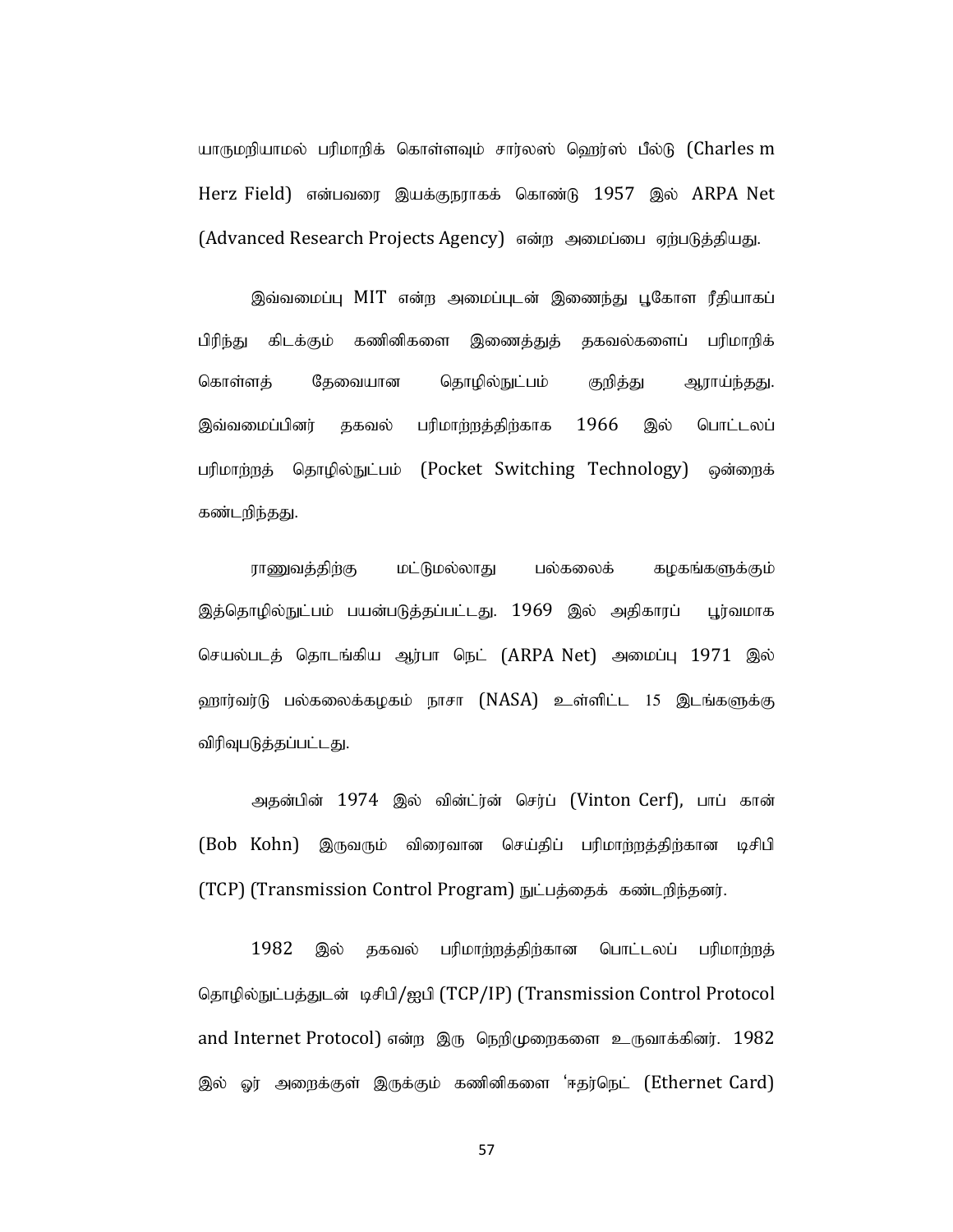யாருமறியாமல் பரிமாறிக் கொள்ளவும் சார்லஸ் ஹெர்ஸ் பீல்டு (Charles m Herz Field) என்பவரை இயக்குநராகக் கொண்டு 1957 இல் ARPA Net (Advanced Research Projects Agency) என்ற அமைப்பை ஏற்படுத்தியது.

இவ்வமைப்பு MIT என்ற அமைப்புடன் இணைந்து பூகோள ரீதியாகப் பிரிந்து கிடக்கும் கணினிகளை இணைத்துத் தகவல்களைப் பரிமாறிக் கொள்ளத் தேவையான தொழில்நுட்பம் குறித்து ஆராய்ந்தது. இவ்வமைப்பினர் தகவல் பரிமாற்றத்திற்காக 1966 இல் பொட்டலப் பரிமாற்றத் தொழில்நுட்பம் (Pocket Switching Technology) ஒன்றைக் கண்டறிந்தது.

ராணுவத்திற்கு மட்டுமல்லாது பல்கலைக் கழகங்களுக்கும் இத்தொழில்நுட்பம் பயன்படுத்தப்பட்டது. 1969 இல் அதிகாரப் பூர்வமாக செயல்படத் தொடங்கிய ஆர்பா நெட் (ARPA Net) அமைப்பு 1971 இல் ஹார்வர்டு பல்கலைக்கழகம் நாசா (NASA) உள்ளிட்ட 15 இடங்களுக்கு விரிவுபடுத்தப்பட்டது.

அதன்பின் 1974 இல் வின்ட்ர்ன் செர்ப் (Vinton Cerf), பாப் கான் (Bob Kohn) இருவரும் விரைவான செய்திப் பரிமாற்றத்திற்கான டிசிபி (TCP) (Transmission Control Program) நுட்பத்தைக் கண்டறிந்தனர்.

1982 இல் தகவல் பரிமாற்றத்திற்கான பொட்டலப் பரிமாற்றத் தொழில்நுட்பத்துடன் டிசிபி/ஐபி (TCP/IP) (Transmission Control Protocol and Internet Protocol) என்ற இரு நெறிமுறைகளை உருவாக்கினர். 1982 இல் ஓர் அறைக்குள் இருக்கும் கணினிகளை 'ஈதர்நெட் (Ethernet Card)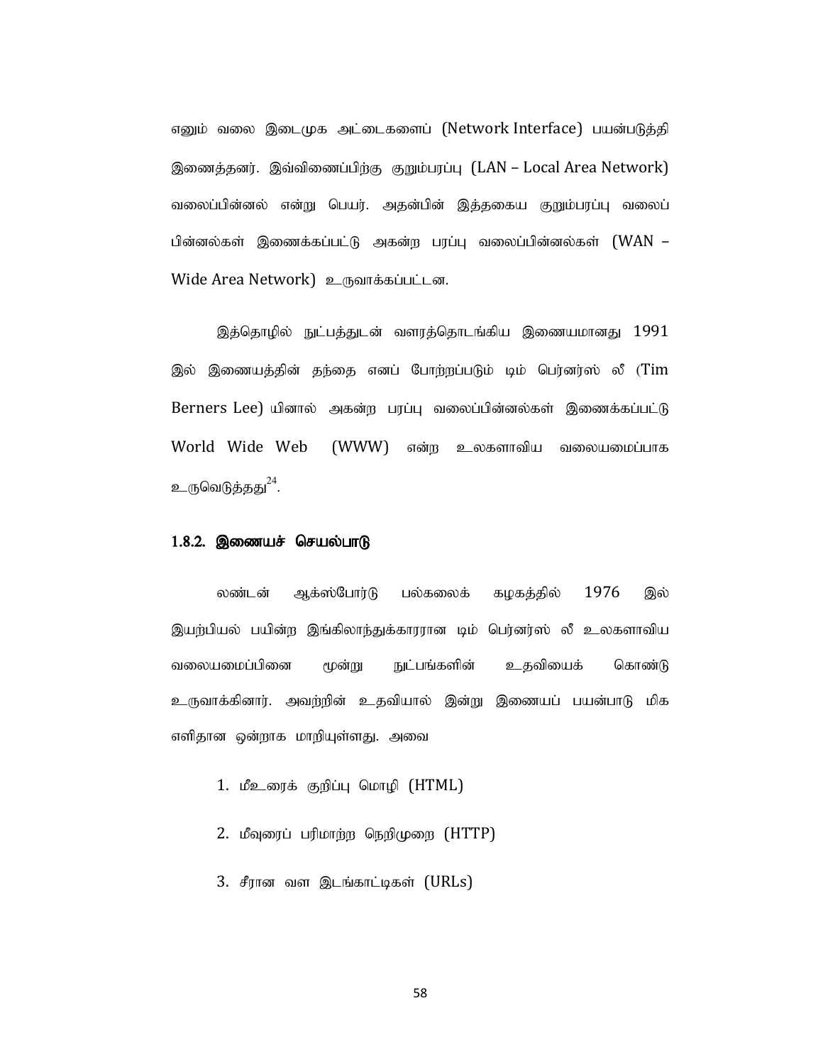எனும் வலை இடைமுக அட்டைகளைப் (Network Interface) பயன்படுத்தி இணைத்தனர். இவ்விணைப்பிற்கு குறும்பரப்பு (LAN – Local Area Network) வலைப்பின்னல் என்று பெயர். அதன்பின் இத்தகைய குறும்பரப்பு வலைப் பின்னல்கள் இணைக்கப்பட்டு அகன்ற பரப்பு வலைப்பின்னல்கள் (WAN – Wide Area Network) உருவாக்கப்பட்டன.

இத்தொழில் நுட்பத்துடன் வளரத்தொடங்கிய இணையமானது 1991 இல் இணையத்தின் தந்தை எனப் போற்றப்படும் டிம் பெர்னர்ஸ் லீ (Tim Berners Lee) யினால் அகன்ற பரப்பு வலைப்பின்னல்கள் இணைக்கப்பட்டு World Wide Web (WWW) என்ற உலகளாவிய வலையமைப்பாக உருவெடுத்தது[24].

### 1.8.2. இணையச் செயல்பாடு

லண்டன் ஆக்ஸ்போர்டு பல்கலைக் கழகத்தில் 1976 இல் இயற்பியல் பயின்ற இங்கிலாந்துக்காரரான டிம் பெர்னர்ஸ் லீ உலகளாவிய வலையமைப்பினை மூன்று நுட்பங்களின் உதவியைக் கொண்டு உருவாக்கினார். அவற்றின் உதவியால் இன்று இணையப் பயன்பாடு மிக எளிதான ஒன்றாக மாறியுள்ளது. அவை

1. மீஉரைக் குறிப்பு மொழி (HTML)
2. மீவுரைப் பரிமாற்ற நெறிமுறை (HTTP)
3. சீரான வள இடங்காட்டிகள் (URLs)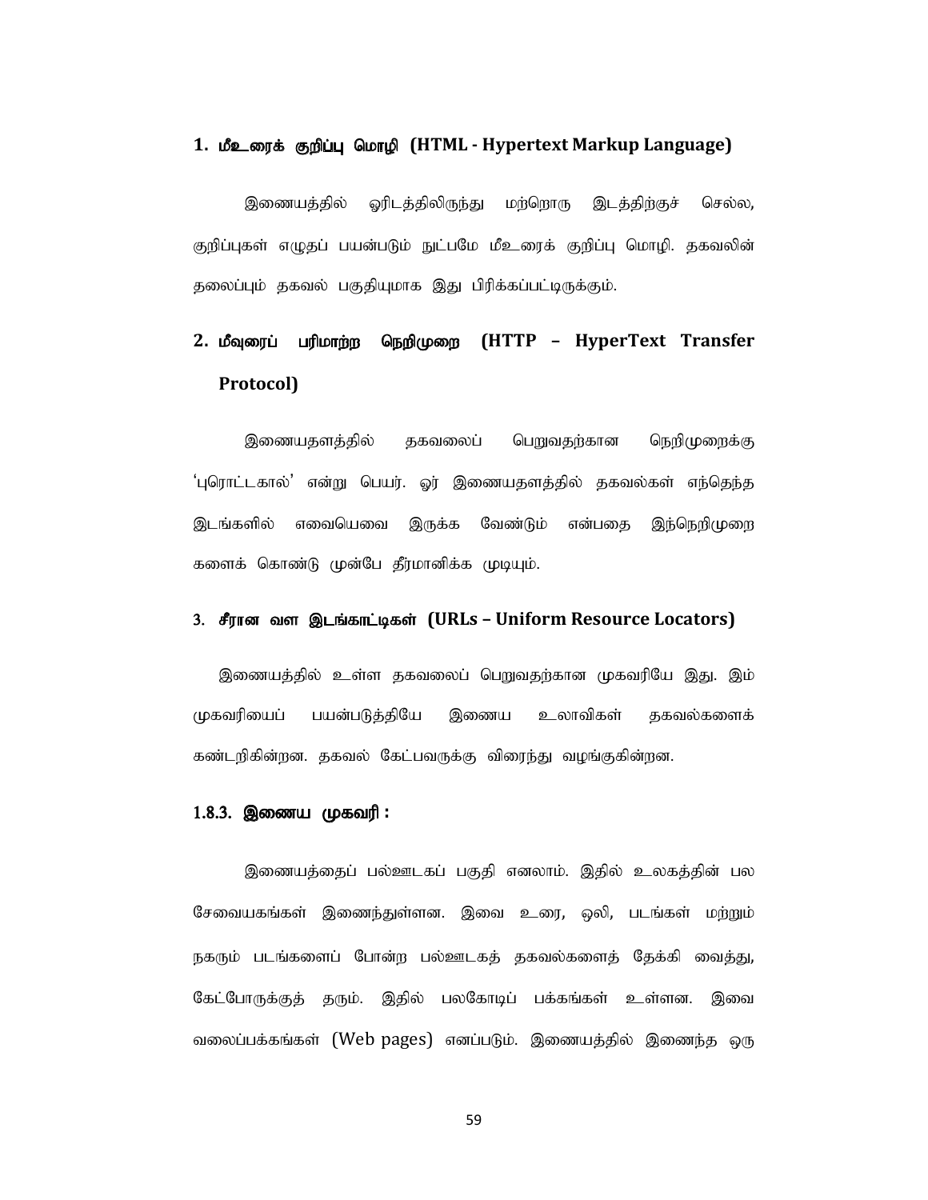### 1. மீஉரைக் குறிப்பு மொழி (HTML - Hypertext Markup Language)

இணையத்தில் ஓரிடத்திலிருந்து மற்றொரு இடத்திற்குச் செல்ல, குறிப்புகள் எழுதப் பயன்படும் நுட்பமே மீஉரைக் குறிப்பு மொழி. தகவலின் தலைப்பும் தகவல் பகுதியுமாக இது பிரிக்கப்பட்டிருக்கும்.

### 2. மீவுரைப் பரிமாற்ற நெறிமுறை (HTTP – HyperText Transfer Protocol)

இணையதளத்தில் தகவலைப் பெறுவதற்கான நெறிமுறைக்கு 'புரொட்டகால்' என்று பெயர். ஓர் இணையதளத்தில் தகவல்கள் எந்தெந்த இடங்களில் எவையெவை இருக்க வேண்டும் என்பதை இந்நெறிமுறை களைக் கொண்டு முன்பே தீர்மானிக்க முடியும்.

### 3. சீரான வள இடங்காட்டிகள் (URLs – Uniform Resource Locators)

இணையத்தில் உள்ள தகவலைப் பெறுவதற்கான முகவரியே இது. இம் முகவரியைப் பயன்படுத்தியே இணைய உலாவிகள் தகவல்களைக் கண்டறிகின்றன. தகவல் கேட்பவருக்கு விரைந்து வழங்குகின்றன.

### 1.8.3. இணைய முகவரி :

இணையத்தைப் பல்ஊடகப் பகுதி எனலாம். இதில் உலகத்தின் பல சேவையகங்கள் இணைந்துள்ளன. இவை உரை, ஒலி, படங்கள் மற்றும் நகரும் படங்களைப் போன்ற பல்ஊடகத் தகவல்களைத் தேக்கி வைத்து, கேட்போருக்குத் தரும். இதில் பலகோடிப் பக்கங்கள் உள்ளன. இவை வலைப்பக்கங்கள் (Web pages) எனப்படும். இணையத்தில் இணைந்த ஒரு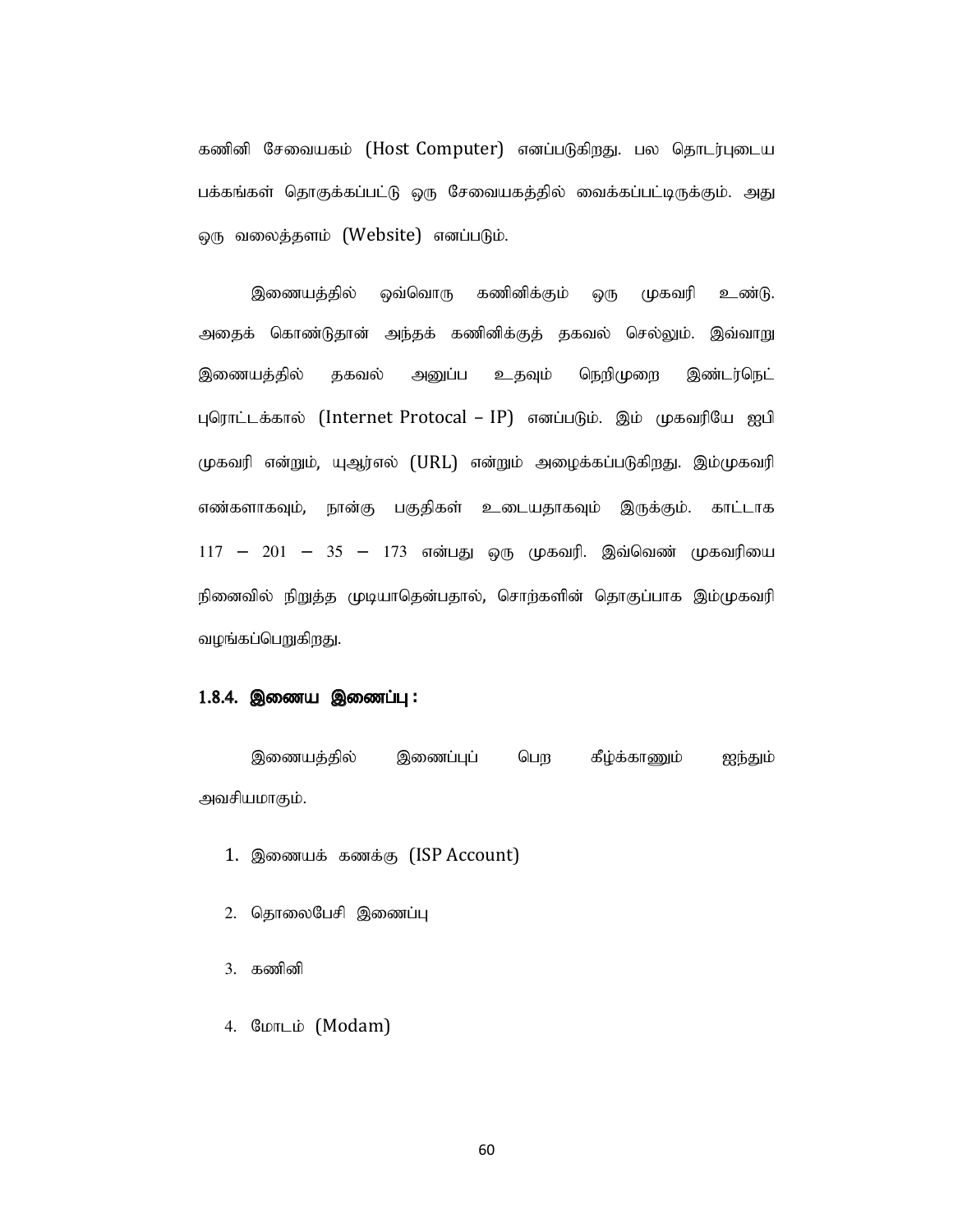கணினி சேவையகம் (Host Computer) எனப்படுகிறது. பல தொடர்புடைய பக்கங்கள் தொகுக்கப்பட்டு ஒரு சேவையகத்தில் வைக்கப்பட்டிருக்கும். அது ஒரு வலைத்தளம் (Website) எனப்படும்.

இணையத்தில் ஒவ்வொரு கணினிக்கும் ஒரு முகவரி உண்டு. அதைக் கொண்டுதான் அந்தக் கணினிக்குத் தகவல் செல்லும். இவ்வாறு இணையத்தில் தகவல் அனுப்ப உதவும் நெறிமுறை இண்டர்நெட் புரொட்டக்கால் (Internet Protocal – IP) எனப்படும். இம் முகவரியே ஐபி முகவரி என்றும், யுஆர்எல் (URL) என்றும் அழைக்கப்படுகிறது. இம்முகவரி எண்களாகவும், நான்கு பகுதிகள் உடையதாகவும் இருக்கும். காட்டாக 117 – 201 – 35 – 173 என்பது ஒரு முகவரி. இவ்வெண் முகவரியை நினைவில் நிறுத்த முடியாதென்பதால், சொற்களின் தொகுப்பாக இம்முகவரி வழங்கப்பெறுகிறது.

### 1.8.4. இணைய இணைப்பு :

இணையத்தில் இணைப்புப் பெற கீழ்க்காணும் ஐந்தும் அவசியமாகும்.

1. இணையக் கணக்கு (ISP Account)
2. தொலைபேசி இணைப்பு
3. கணினி
4. மோடம் (Modam)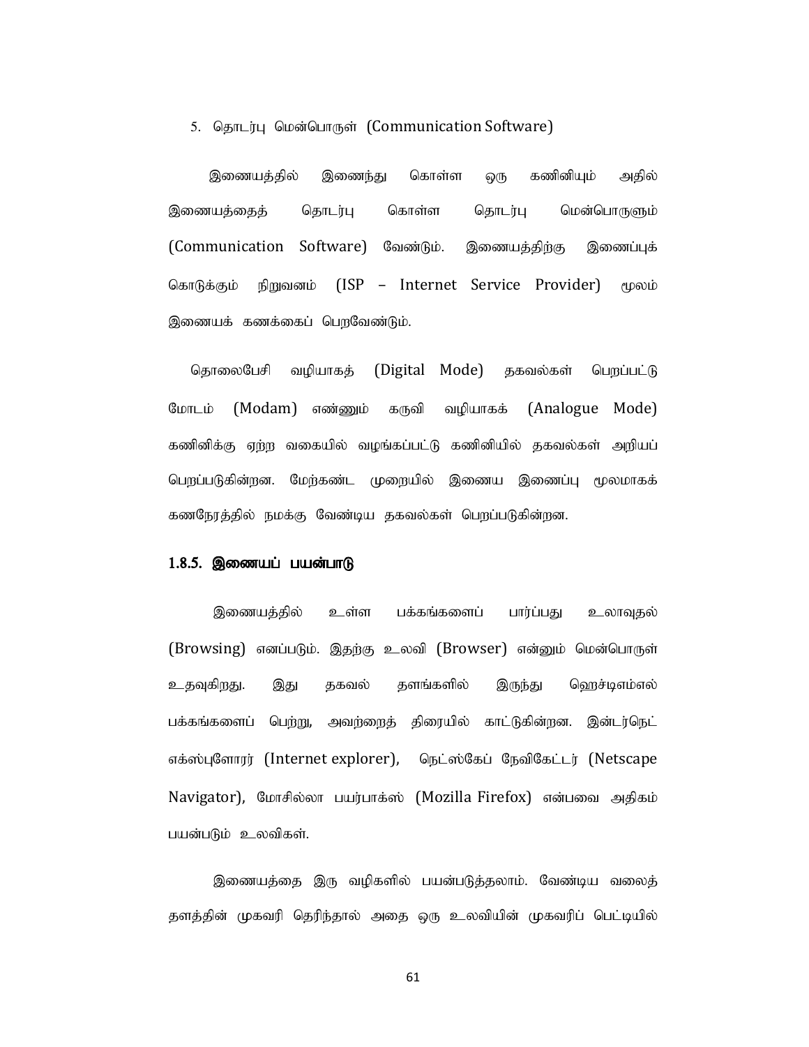5. தொடர்பு மென்பொருள் (Communication Software)

இணையத்தில் இணைந்து கொள்ள ஒரு கணினியும் அதில் இணையத்தைத் தொடர்பு கொள்ள தொடர்பு மென்பொருளும் (Communication Software) வேண்டும். இணையத்திற்கு இணைப்புக் கொடுக்கும் நிறுவனம் (ISP – Internet Service Provider) மூலம் இணையக் கணக்கைப் பெறவேண்டும்.

தொலைபேசி வழியாகத் (Digital Mode) தகவல்கள் பெறப்பட்டு மோடம் (Modam) எண்ணும் கருவி வழியாகக் (Analogue Mode) கணினிக்கு ஏற்ற வகையில் வழங்கப்பட்டு கணினியில் தகவல்கள் அறியப் பெறப்படுகின்றன. மேற்கண்ட முறையில் இணைய இணைப்பு மூலமாகக் கணநேரத்தில் நமக்கு வேண்டிய தகவல்கள் பெறப்படுகின்றன.

### 1.8.5. இணையப் பயன்பாடு

இணையத்தில் உள்ள பக்கங்களைப் பார்ப்பது உலாவுதல் (Browsing) எனப்படும். இதற்கு உலவி (Browser) என்னும் மென்பொருள் உதவுகிறது. இது தகவல் தளங்களில் இருந்து ஹெச்டிஎம்எல் பக்கங்களைப் பெற்று, அவற்றைத் திரையில் காட்டுகின்றன. இன்டர்நெட் எக்ஸ்புளோரர் (Internet explorer), நெட்ஸ்கேப் நேவிகேட்டர் (Netscape Navigator), மோசில்லா பயர்பாக்ஸ் (Mozilla Firefox) என்பவை அதிகம் பயன்படும் உலவிகள்.

இணையத்தை இரு வழிகளில் பயன்படுத்தலாம். வேண்டிய வலைத் தளத்தின் முகவரி தெரிந்தால் அதை ஒரு உலவியின் முகவரிப் பெட்டியில்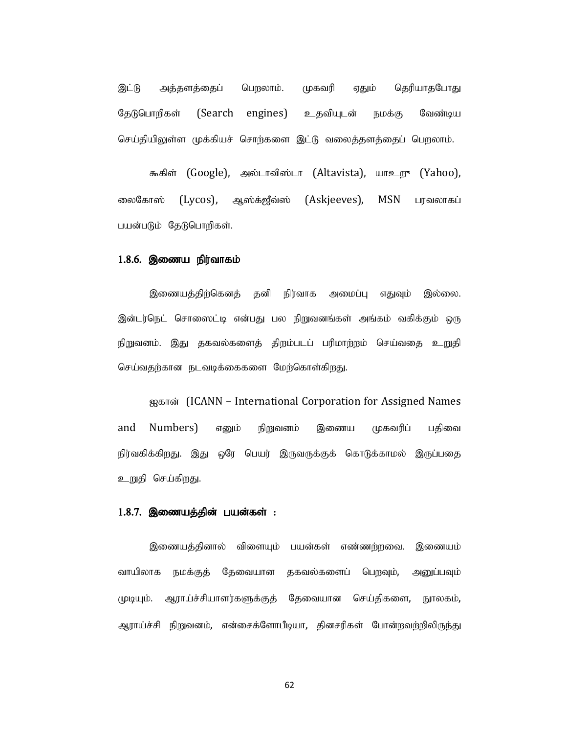இட்டு அத்தளத்தைப் பெறலாம். முகவரி ஏதும் தெரியாதபோது தேடுபொறிகள் (Search engines) உதவியுடன் நமக்கு வேண்டிய செய்தியிலுள்ள முக்கியச் சொற்களை இட்டு வலைத்தளத்தைப் பெறலாம்.

கூகிள் (Google), அல்டாவிஸ்டா (Altavista), யாஉறூ (Yahoo), லைகோஸ் (Lycos), ஆஸ்க்ஜீவ்ஸ் (Askjeeves), MSN பரவலாகப் பயன்படும் தேடுபொறிகள்.

### 1.8.6. இணைய நிர்வாகம்

இணையத்திற்கெனத் தனி நிர்வாக அமைப்பு எதுவும் இல்லை. இன்டர்நெட் சொஸைட்டி என்பது பல நிறுவனங்கள் அங்கம் வகிக்கும் ஒரு நிறுவனம். இது தகவல்களைத் திறம்படப் பரிமாற்றம் செய்வதை உறுதி செய்வதற்கான நடவடிக்கைகளை மேற்கொள்கிறது.

ஐகான் (ICANN – International Corporation for Assigned Names and Numbers) எனும் நிறுவனம் இணைய முகவரிப் பதிவை நிர்வகிக்கிறது. இது ஒரே பெயர் இருவருக்குக் கொடுக்காமல் இருப்பதை உறுதி செய்கிறது.

### 1.8.7. இணையத்தின் பயன்கள் :

இணையத்தினால் விளையும் பயன்கள் எண்ணற்றவை. இணையம் வாயிலாக நமக்குத் தேவையான தகவல்களைப் பெறவும், அனுப்பவும் முடியும். ஆராய்ச்சியாளர்களுக்குத் தேவையான செய்திகளை, நூலகம், ஆராய்ச்சி நிறுவனம், என்சைக்ளோபீடியா, தினசரிகள் போன்றவற்றிலிருந்து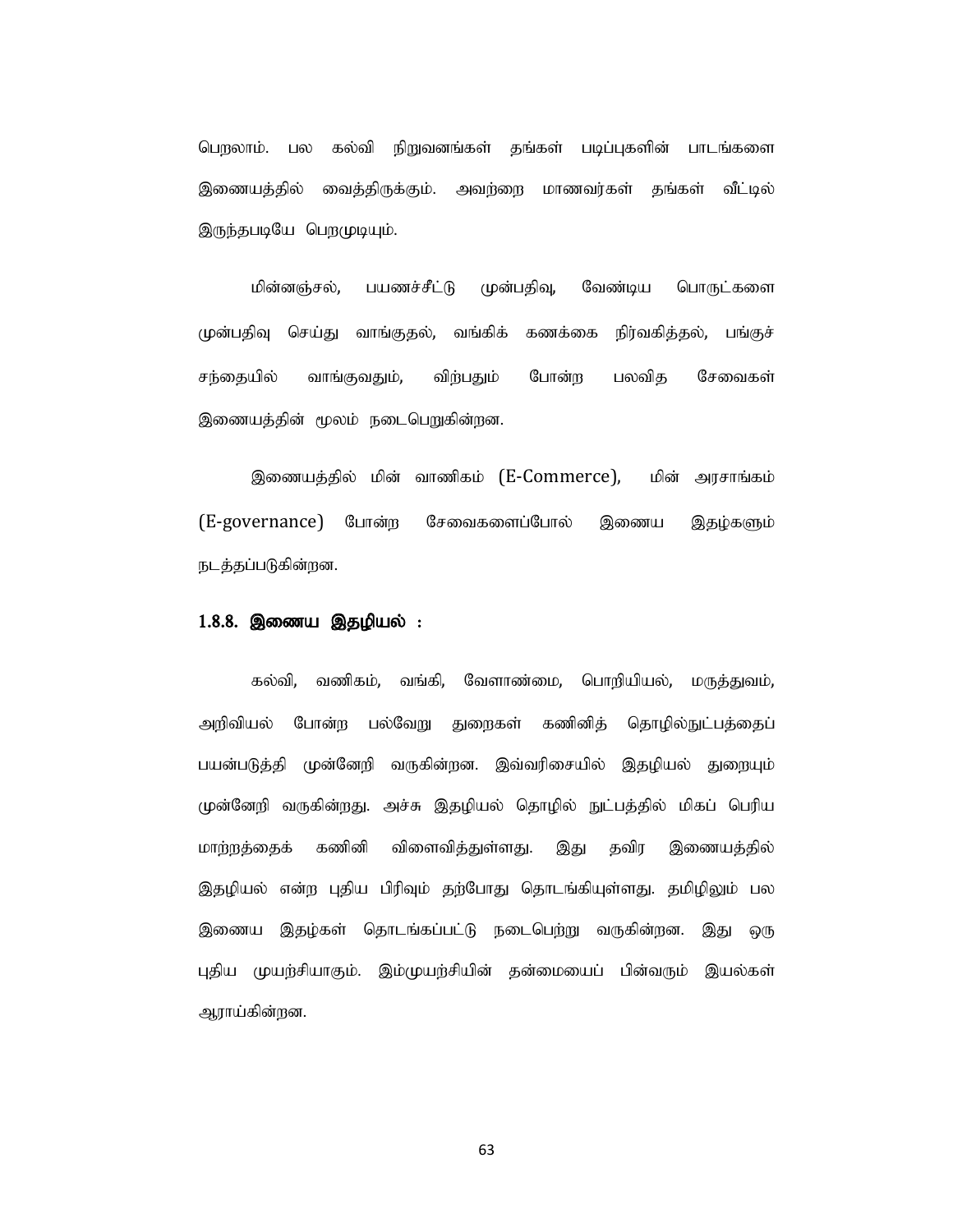பெறலாம். பல கல்வி நிறுவனங்கள் தங்கள் படிப்புகளின் பாடங்களை இணையத்தில் வைத்திருக்கும். அவற்றை மாணவர்கள் தங்கள் வீட்டில் இருந்தபடியே பெறமுடியும்.

மின்னஞ்சல், பயணச்சீட்டு முன்பதிவு, வேண்டிய பொருட்களை முன்பதிவு செய்து வாங்குதல், வங்கிக் கணக்கை நிர்வகித்தல், பங்குச் சந்தையில் வாங்குவதும், விற்பதும் போன்ற பலவித சேவைகள் இணையத்தின் மூலம் நடைபெறுகின்றன.

இணையத்தில் மின் வாணிகம் (E-Commerce), மின் அரசாங்கம் (E-governance) போன்ற சேவைகளைப்போல் இணைய இதழ்களும் நடத்தப்படுகின்றன.

### 1.8.8. இணைய இதழியல் :

கல்வி, வணிகம், வங்கி, வேளாண்மை, பொறியியல், மருத்துவம், அறிவியல் போன்ற பல்வேறு துறைகள் கணினித் தொழில்நுட்பத்தைப் பயன்படுத்தி முன்னேறி வருகின்றன. இவ்வரிசையில் இதழியல் துறையும் முன்னேறி வருகின்றது. அச்சு இதழியல் தொழில் நுட்பத்தில் மிகப் பெரிய மாற்றத்தைக் கணினி விளைவித்துள்ளது. இது தவிர இணையத்தில் இதழியல் என்ற புதிய பிரிவும் தற்போது தொடங்கியுள்ளது. தமிழிலும் பல இணைய இதழ்கள் தொடங்கப்பட்டு நடைபெற்று வருகின்றன. இது ஒரு புதிய முயற்சியாகும். இம்முயற்சியின் தன்மையைப் பின்வரும் இயல்கள் ஆராய்கின்றன.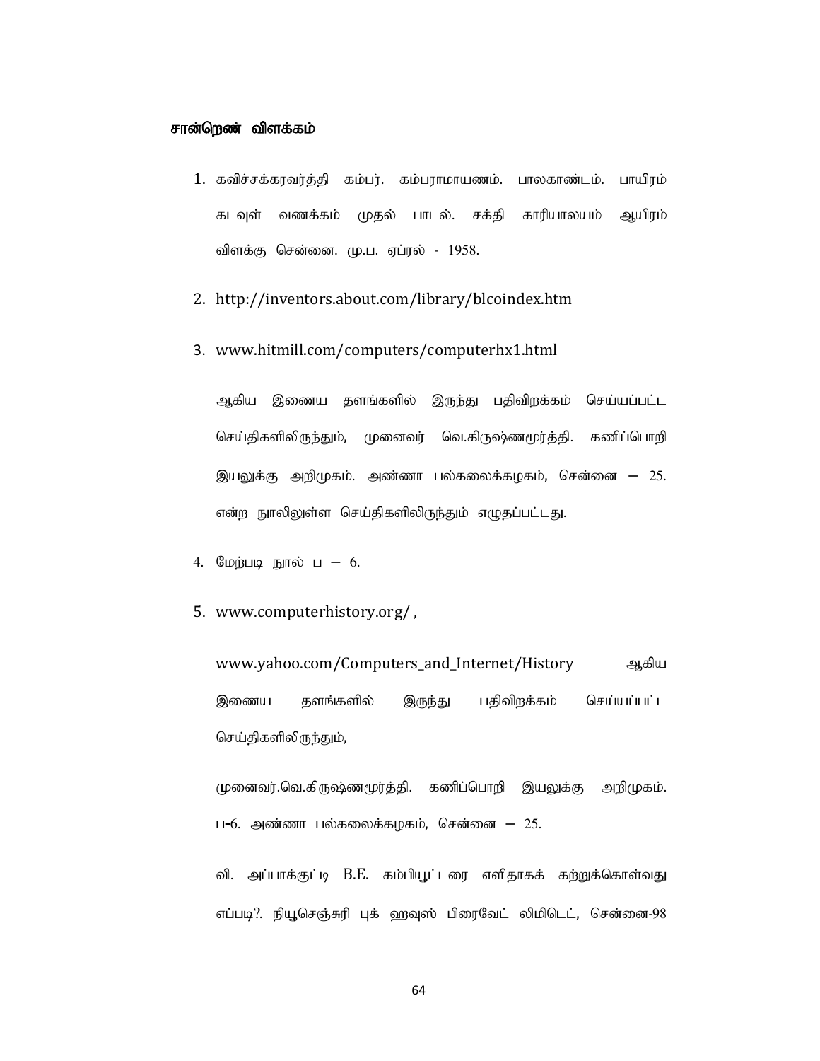**சான்றெண் விளக்கம்**

1. கவிச்சக்கரவர்த்தி கம்பர். கம்பராமாயணம். பாலகாண்டம். பாயிரம் கடவுள் வணக்கம் முதல் பாடல். சக்தி காரியாலயம் ஆயிரம் விளக்கு சென்னை. மு.ப. ஏப்ரல் - 1958.

2. http://inventors.about.com/library/blcoindex.htm

3. www.hitmill.com/computers/computerhx1.html

   ஆகிய இணைய தளங்களில் இருந்து பதிவிறக்கம் செய்யப்பட்ட செய்திகளிலிருந்தும், முனைவர் வெ.கிருஷ்ணமூர்த்தி. கணிப்பொறி இயலுக்கு அறிமுகம். அண்ணா பல்கலைக்கழகம், சென்னை – 25. என்ற நூலிலுள்ள செய்திகளிலிருந்தும் எழுதப்பட்டது.

4. மேற்படி நூல் ப – 6.

5. www.computerhistory.org/ ,

   www.yahoo.com/Computers_and_Internet/History ஆகிய இணைய தளங்களில் இருந்து பதிவிறக்கம் செய்யப்பட்ட செய்திகளிலிருந்தும்,

   முனைவர்.வெ.கிருஷ்ணமூர்த்தி. கணிப்பொறி இயலுக்கு அறிமுகம். ப-6. அண்ணா பல்கலைக்கழகம், சென்னை – 25.

   வி. அப்பாக்குட்டி B.E. கம்பியூட்டரை எளிதாகக் கற்றுக்கொள்வது எப்படி?. நியூசெஞ்சுரி புக் ஹவுஸ் பிரைவேட் லிமிடெட், சென்னை-98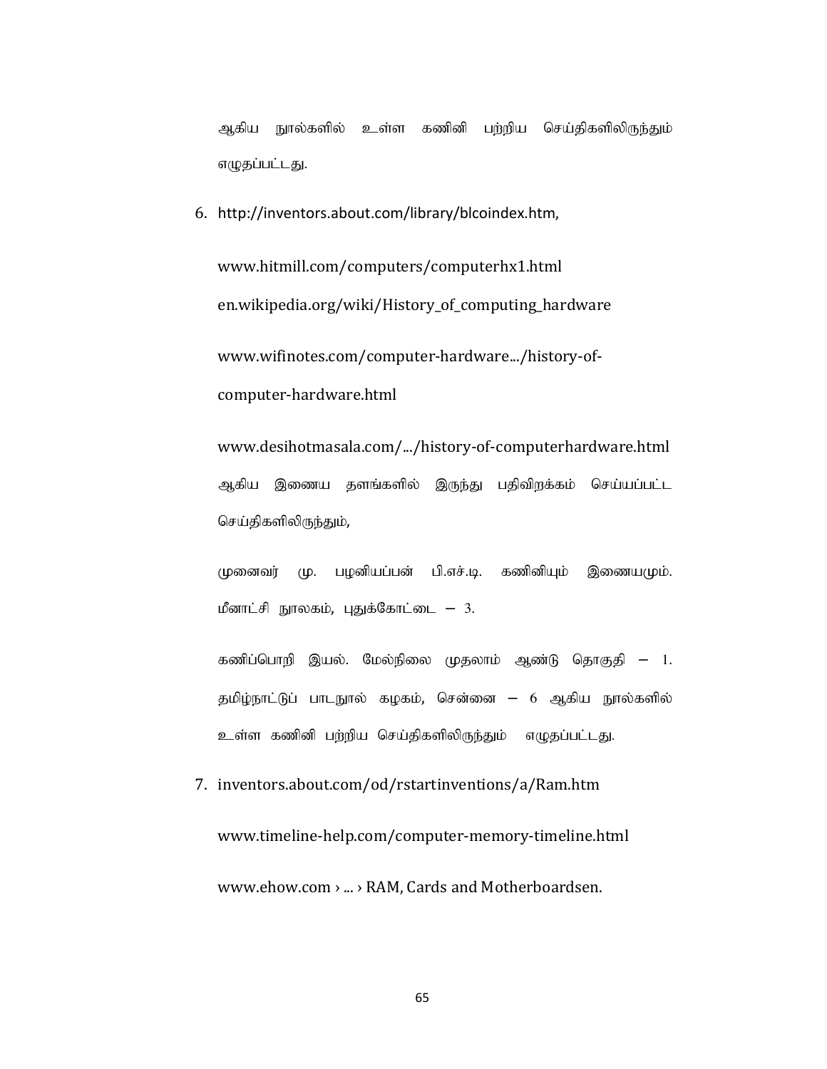ஆகிய நூல்களில் உள்ள கணினி பற்றிய செய்திகளிலிருந்தும் எழுதப்பட்டது.

6. http://inventors.about.com/library/blcoindex.htm,

   www.hitmill.com/computers/computerhx1.html

   en.wikipedia.org/wiki/History_of_computing_hardware

   www.wifinotes.com/computer-hardware.../history-of-computer-hardware.html

   www.desihotmasala.com/.../history-of-computerhardware.html

   ஆகிய இணைய தளங்களில் இருந்து பதிவிறக்கம் செய்யப்பட்ட செய்திகளிலிருந்தும்,

   முனைவர் மு. பழனியப்பன் பி.எச்.டி. கணினியும் இணையமும். மீனாட்சி நூலகம், புதுக்கோட்டை – 3.

   கணிப்பொறி இயல். மேல்நிலை முதலாம் ஆண்டு தொகுதி – 1. தமிழ்நாட்டுப் பாடநூல் கழகம், சென்னை – 6 ஆகிய நூல்களில் உள்ள கணினி பற்றிய செய்திகளிலிருந்தும் எழுதப்பட்டது.

7. inventors.about.com/od/rstartinventions/a/Ram.htm

   www.timeline-help.com/computer-memory-timeline.html

   www.ehow.com › ... › RAM, Cards and Motherboardsen.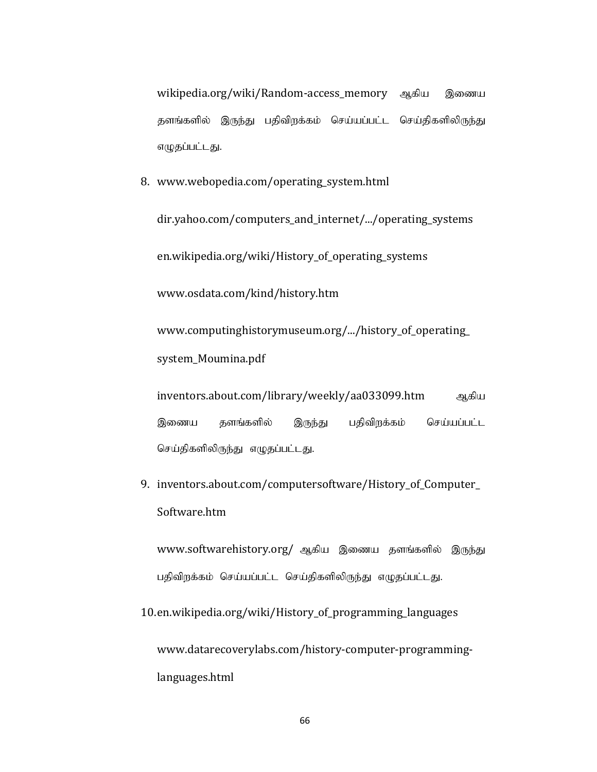wikipedia.org/wiki/Random-access_memory ஆகிய இணைய தளங்களில் இருந்து பதிவிறக்கம் செய்யப்பட்ட செய்திகளிலிருந்து எழுதப்பட்டது.

8. www.webopedia.com/operating_system.html

   dir.yahoo.com/computers_and_internet/.../operating_systems

   en.wikipedia.org/wiki/History_of_operating_systems

   www.osdata.com/kind/history.htm

   www.computinghistorymuseum.org/.../history_of_operating_system_Moumina.pdf

   inventors.about.com/library/weekly/aa033099.htm ஆகிய இணைய தளங்களில் இருந்து பதிவிறக்கம் செய்யப்பட்ட செய்திகளிலிருந்து எழுதப்பட்டது.

9. inventors.about.com/computersoftware/History_of_Computer_Software.htm

   www.softwarehistory.org/ ஆகிய இணைய தளங்களில் இருந்து பதிவிறக்கம் செய்யப்பட்ட செய்திகளிலிருந்து எழுதப்பட்டது.

10. en.wikipedia.org/wiki/History_of_programming_languages

    www.datarecoverylabs.com/history-computer-programming-languages.html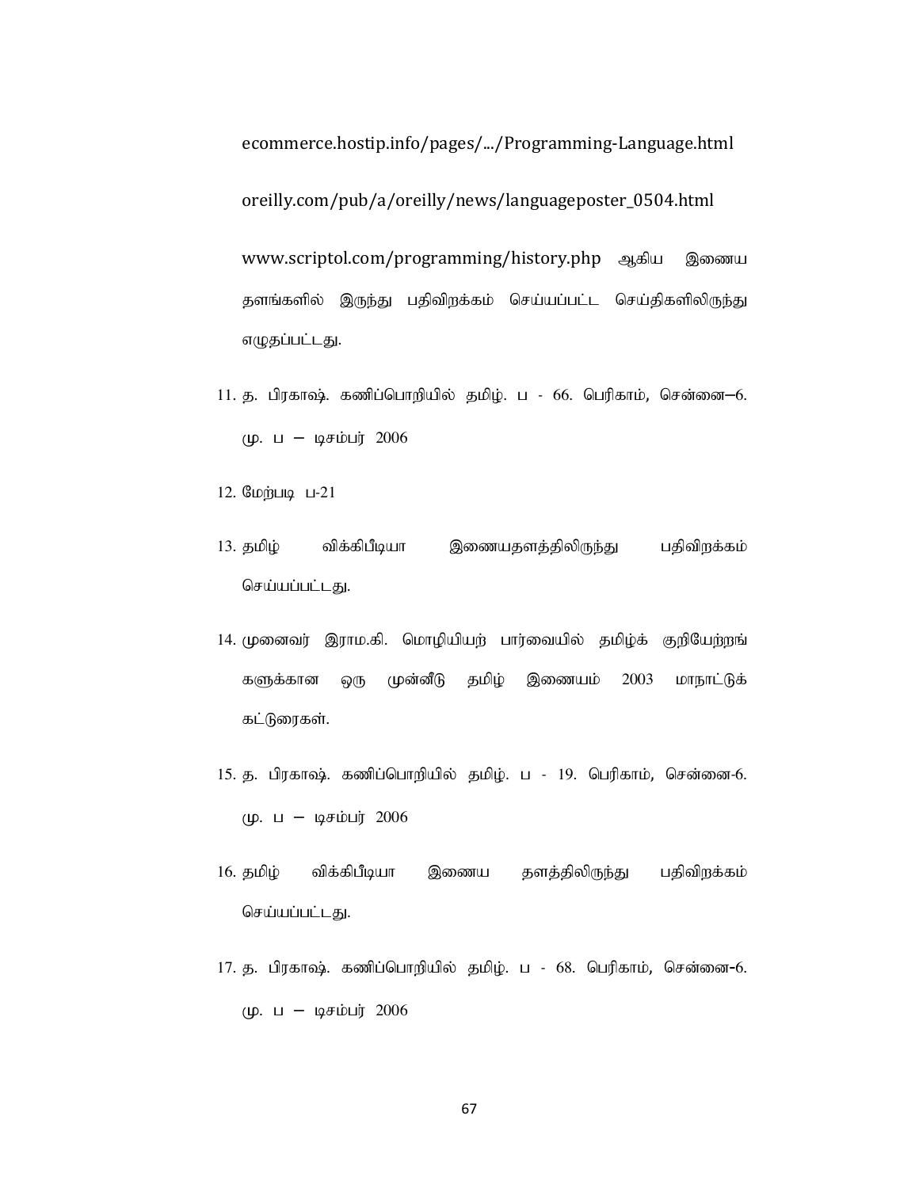ecommerce.hostip.info/pages/.../Programming-Language.html

oreilly.com/pub/a/oreilly/news/languageposter_0504.html

www.scriptol.com/programming/history.php ஆகிய இணைய தளங்களில் இருந்து பதிவிறக்கம் செய்யப்பட்ட செய்திகளிலிருந்து எழுதப்பட்டது.

11. த. பிரகாஷ். கணிப்பொறியில் தமிழ். ப - 66. பெரிகாம், சென்னை–6. மு. ப – டிசம்பர் 2006
12. மேற்படி ப-21
13. தமிழ் விக்கிபீடியா இணையதளத்திலிருந்து பதிவிறக்கம் செய்யப்பட்டது.
14. முனைவர் இராம.கி. மொழியியற் பார்வையில் தமிழ்க் குறியேற்றங் களுக்கான ஒரு முன்னீடு தமிழ் இணையம் 2003 மாநாட்டுக் கட்டுரைகள்.
15. த. பிரகாஷ். கணிப்பொறியில் தமிழ். ப - 19. பெரிகாம், சென்னை-6. மு. ப – டிசம்பர் 2006
16. தமிழ் விக்கிபீடியா இணைய தளத்திலிருந்து பதிவிறக்கம் செய்யப்பட்டது.
17. த. பிரகாஷ். கணிப்பொறியில் தமிழ். ப - 68. பெரிகாம், சென்னை-6. மு. ப – டிசம்பர் 2006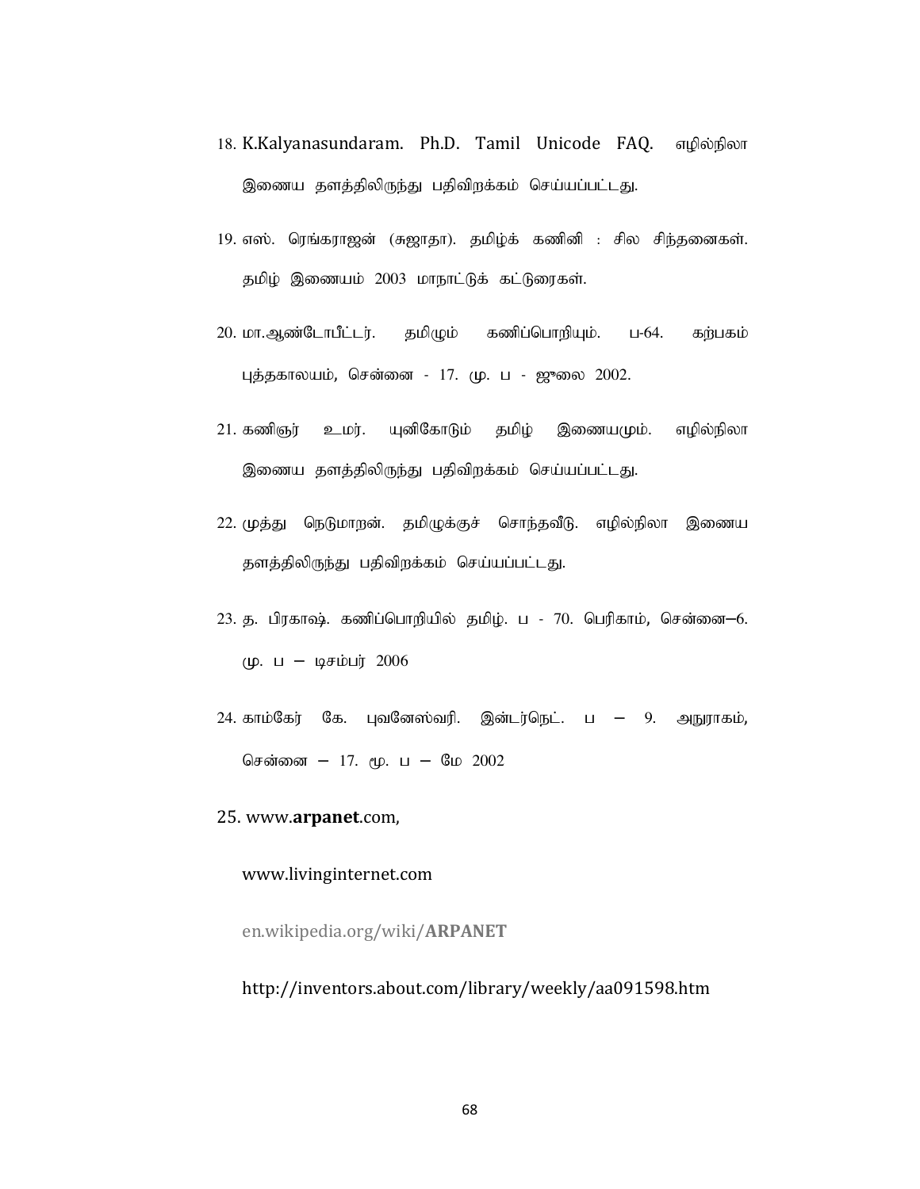18. K.Kalyanasundaram. Ph.D. Tamil Unicode FAQ. எழில்நிலா இணைய தளத்திலிருந்து பதிவிறக்கம் செய்யப்பட்டது.

19. எஸ். ரெங்கராஜன் (சுஜாதா). தமிழ்க் கணினி : சில சிந்தனைகள். தமிழ் இணையம் 2003 மாநாட்டுக் கட்டுரைகள்.

20. மா.ஆண்டோபீட்டர். தமிழும் கணிப்பொறியும். ப-64. கற்பகம் புத்தகாலயம், சென்னை - 17. மு. ப - ஜுலை 2002.

21. கணிஞர் உமர். யுனிகோடும் தமிழ் இணையமும். எழில்நிலா இணைய தளத்திலிருந்து பதிவிறக்கம் செய்யப்பட்டது.

22. முத்து நெடுமாறன். தமிழுக்குச் சொந்தவீடு. எழில்நிலா இணைய தளத்திலிருந்து பதிவிறக்கம் செய்யப்பட்டது.

23. த. பிரகாஷ். கணிப்பொறியில் தமிழ். ப - 70. பெரிகாம், சென்னை–6. மு. ப – டிசம்பர் 2006

24. காம்கேர் கே. புவனேஸ்வரி. இன்டர்நெட். ப – 9. அநுராகம், சென்னை – 17. மு. ப – மே 2002

25. www.**arpanet**.com,

    www.livinginternet.com

    en.wikipedia.org/wiki/**ARPANET**

    http://inventors.about.com/library/weekly/aa091598.htm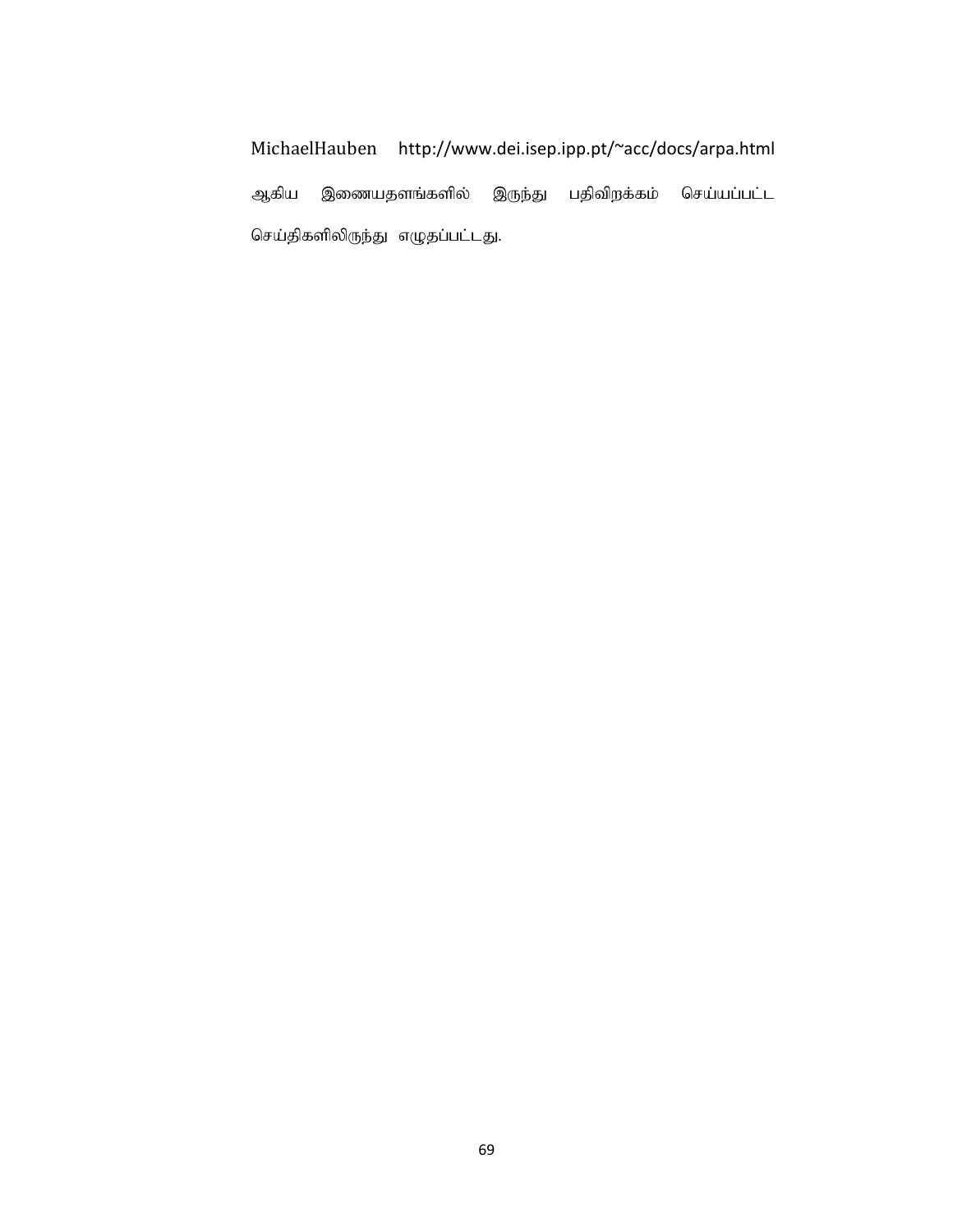MichaelHauben http://www.dei.isep.ipp.pt/~acc/docs/arpa.html ஆகிய இணையதளங்களில் இருந்து பதிவிறக்கம் செய்யப்பட்ட செய்திகளிலிருந்து எழுதப்பட்டது.